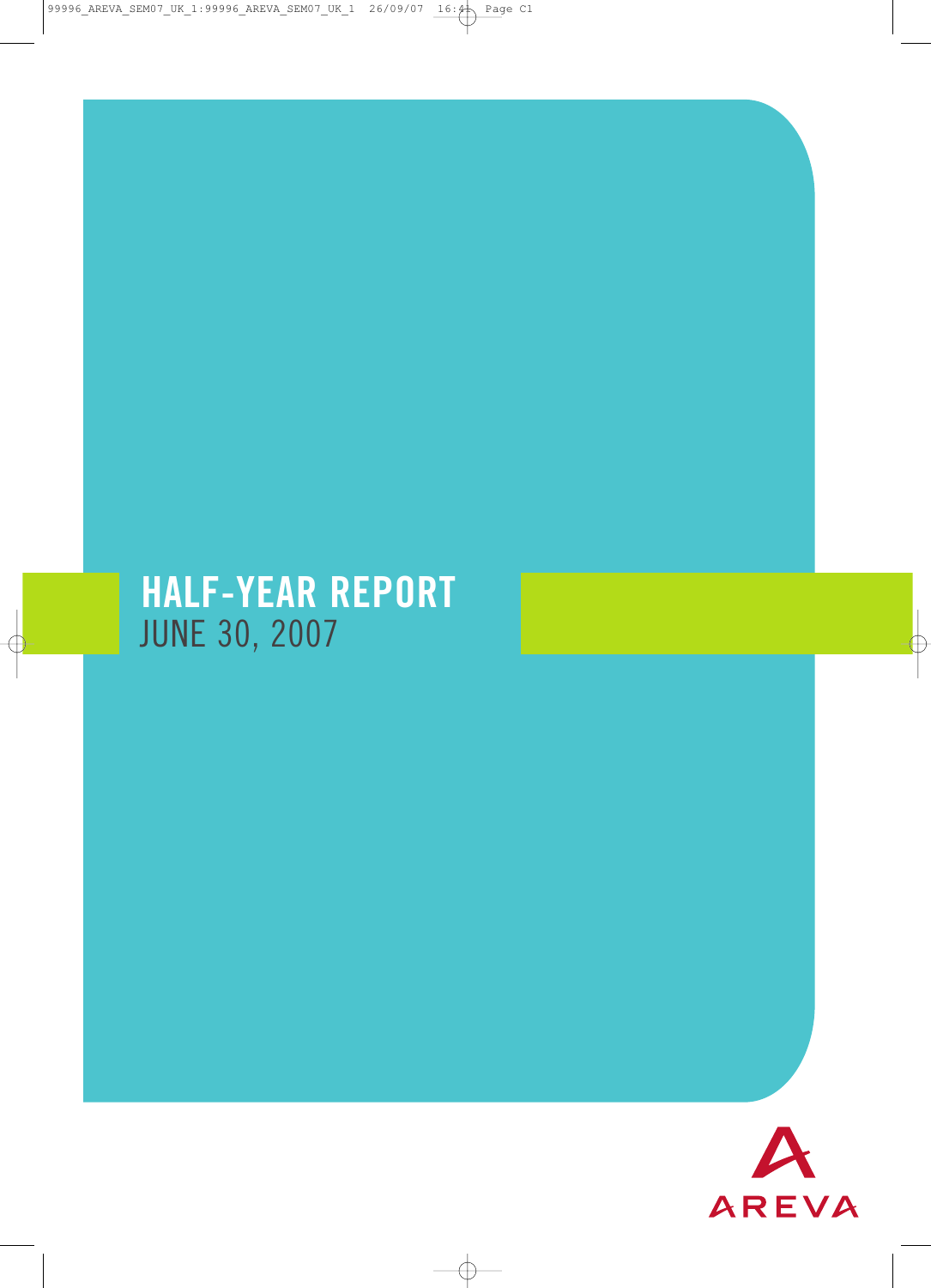# HALF-YEAR REPORT
JUNE 30, 2007

AREVA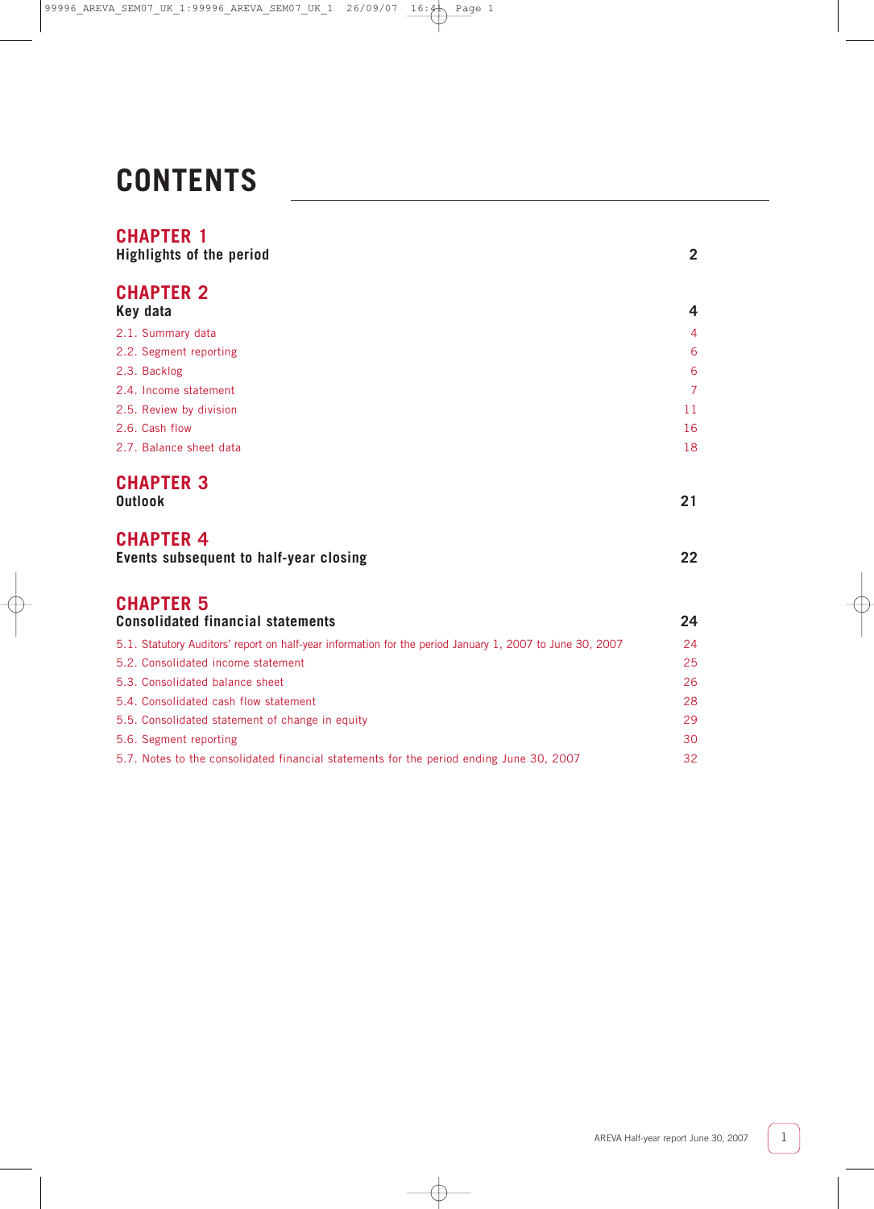# CONTENTS

## CHAPTER 1
**Highlights of the period** 2

## CHAPTER 2
**Key data** 4

- 2.1. Summary data 4
- 2.2. Segment reporting 6
- 2.3. Backlog 6
- 2.4. Income statement 7
- 2.5. Review by division 11
- 2.6. Cash flow 16
- 2.7. Balance sheet data 18

## CHAPTER 3
**Outlook** 21

## CHAPTER 4
**Events subsequent to half-year closing** 22

## CHAPTER 5
**Consolidated financial statements** 24

- 5.1. Statutory Auditors' report on half-year information for the period January 1, 2007 to June 30, 2007 24
- 5.2. Consolidated income statement 25
- 5.3. Consolidated balance sheet 26
- 5.4. Consolidated cash flow statement 28
- 5.5. Consolidated statement of change in equity 29
- 5.6. Segment reporting 30
- 5.7. Notes to the consolidated financial statements for the period ending June 30, 2007 32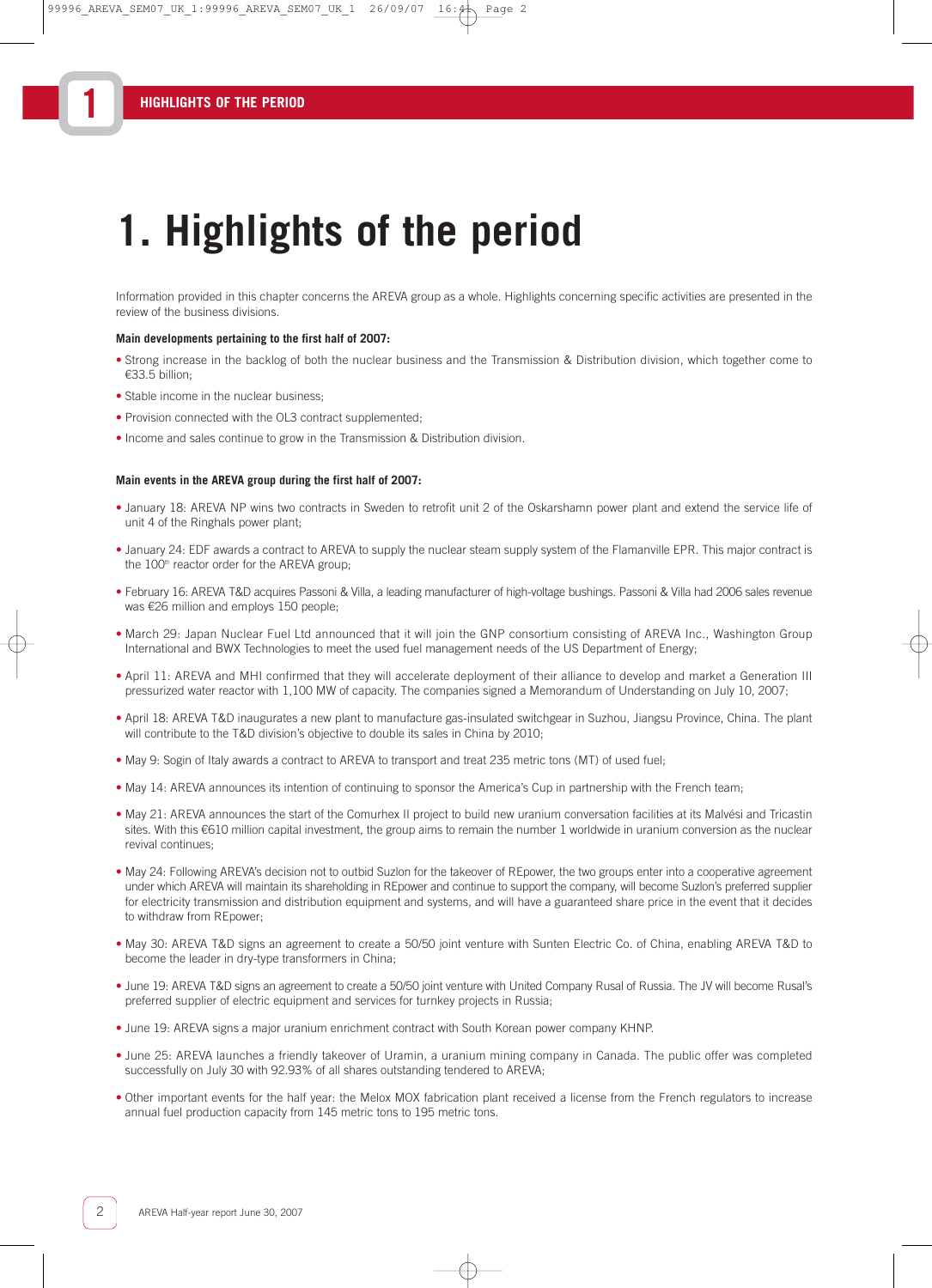# 1. Highlights of the period

Information provided in this chapter concerns the AREVA group as a whole. Highlights concerning specific activities are presented in the review of the business divisions.

**Main developments pertaining to the first half of 2007:**

- Strong increase in the backlog of both the nuclear business and the Transmission & Distribution division, which together come to €33.5 billion;
- Stable income in the nuclear business;
- Provision connected with the OL3 contract supplemented;
- Income and sales continue to grow in the Transmission & Distribution division.

**Main events in the AREVA group during the first half of 2007:**

- January 18: AREVA NP wins two contracts in Sweden to retrofit unit 2 of the Oskarshamn power plant and extend the service life of unit 4 of the Ringhals power plant;
- January 24: EDF awards a contract to AREVA to supply the nuclear steam supply system of the Flamanville EPR. This major contract is the 100th reactor order for the AREVA group;
- February 16: AREVA T&D acquires Passoni & Villa, a leading manufacturer of high-voltage bushings. Passoni & Villa had 2006 sales revenue was €26 million and employs 150 people;
- March 29: Japan Nuclear Fuel Ltd announced that it will join the GNP consortium consisting of AREVA Inc., Washington Group International and BWX Technologies to meet the used fuel management needs of the US Department of Energy;
- April 11: AREVA and MHI confirmed that they will accelerate deployment of their alliance to develop and market a Generation III pressurized water reactor with 1,100 MW of capacity. The companies signed a Memorandum of Understanding on July 10, 2007;
- April 18: AREVA T&D inaugurates a new plant to manufacture gas-insulated switchgear in Suzhou, Jiangsu Province, China. The plant will contribute to the T&D division's objective to double its sales in China by 2010;
- May 9: Sogin of Italy awards a contract to AREVA to transport and treat 235 metric tons (MT) of used fuel;
- May 14: AREVA announces its intention of continuing to sponsor the America's Cup in partnership with the French team;
- May 21: AREVA announces the start of the Comurhex II project to build new uranium conversation facilities at its Malvési and Tricastin sites. With this €610 million capital investment, the group aims to remain the number 1 worldwide in uranium conversion as the nuclear revival continues;
- May 24: Following AREVA's decision not to outbid Suzlon for the takeover of REpower, the two groups enter into a cooperative agreement under which AREVA will maintain its shareholding in REpower and continue to support the company, will become Suzlon's preferred supplier for electricity transmission and distribution equipment and systems, and will have a guaranteed share price in the event that it decides to withdraw from REpower;
- May 30: AREVA T&D signs an agreement to create a 50/50 joint venture with Sunten Electric Co. of China, enabling AREVA T&D to become the leader in dry-type transformers in China;
- June 19: AREVA T&D signs an agreement to create a 50/50 joint venture with United Company Rusal of Russia. The JV will become Rusal's preferred supplier of electric equipment and services for turnkey projects in Russia;
- June 19: AREVA signs a major uranium enrichment contract with South Korean power company KHNP.
- June 25: AREVA launches a friendly takeover of Uramin, a uranium mining company in Canada. The public offer was completed successfully on July 30 with 92.93% of all shares outstanding tendered to AREVA;
- Other important events for the half year: the Melox MOX fabrication plant received a license from the French regulators to increase annual fuel production capacity from 145 metric tons to 195 metric tons.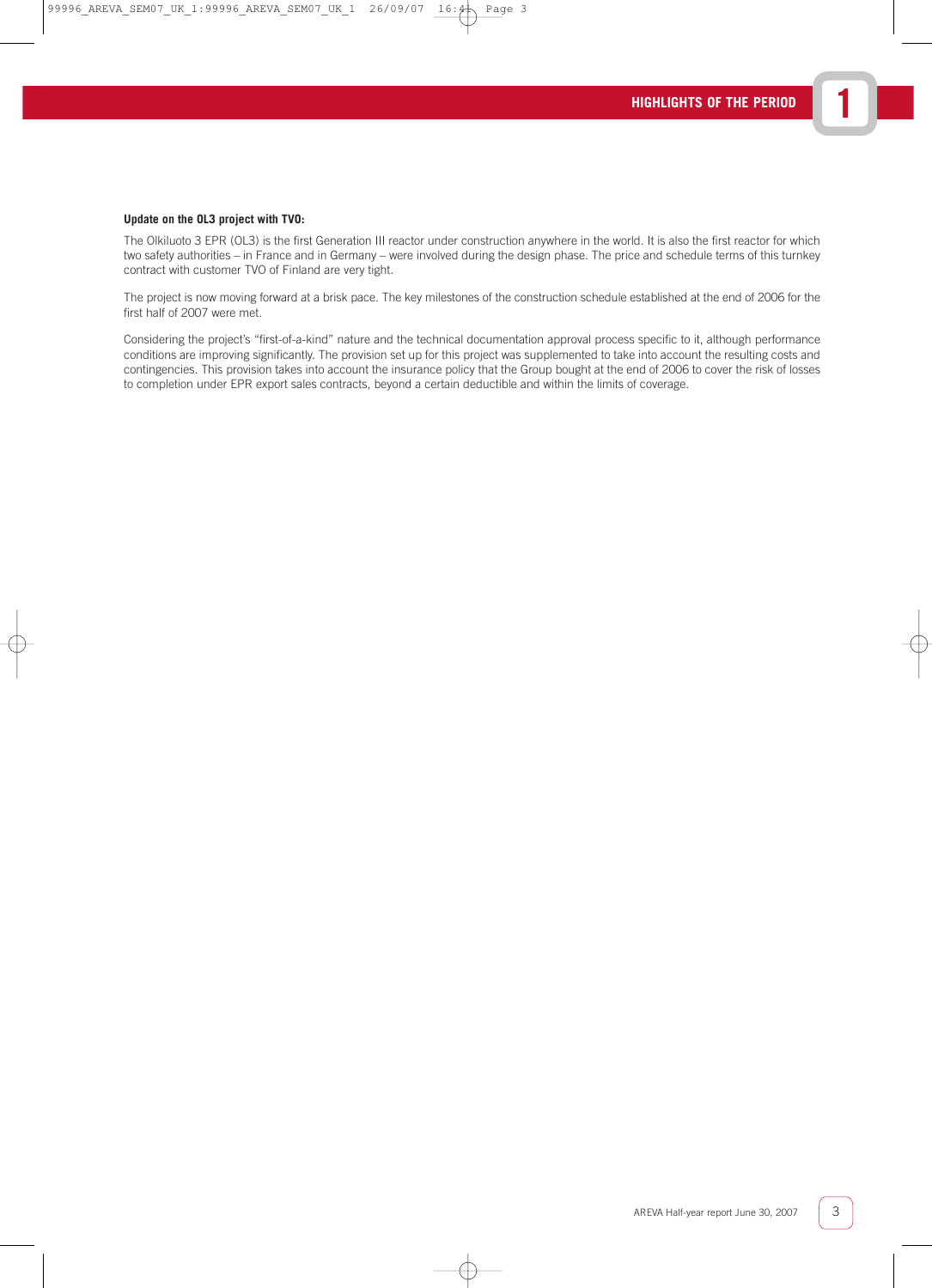**Update on the OL3 project with TVO:**

The Olkiluoto 3 EPR (OL3) is the first Generation III reactor under construction anywhere in the world. It is also the first reactor for which two safety authorities – in France and in Germany – were involved during the design phase. The price and schedule terms of this turnkey contract with customer TVO of Finland are very tight.

The project is now moving forward at a brisk pace. The key milestones of the construction schedule established at the end of 2006 for the first half of 2007 were met.

Considering the project's "first-of-a-kind" nature and the technical documentation approval process specific to it, although performance conditions are improving significantly. The provision set up for this project was supplemented to take into account the resulting costs and contingencies. This provision takes into account the insurance policy that the Group bought at the end of 2006 to cover the risk of losses to completion under EPR export sales contracts, beyond a certain deductible and within the limits of coverage.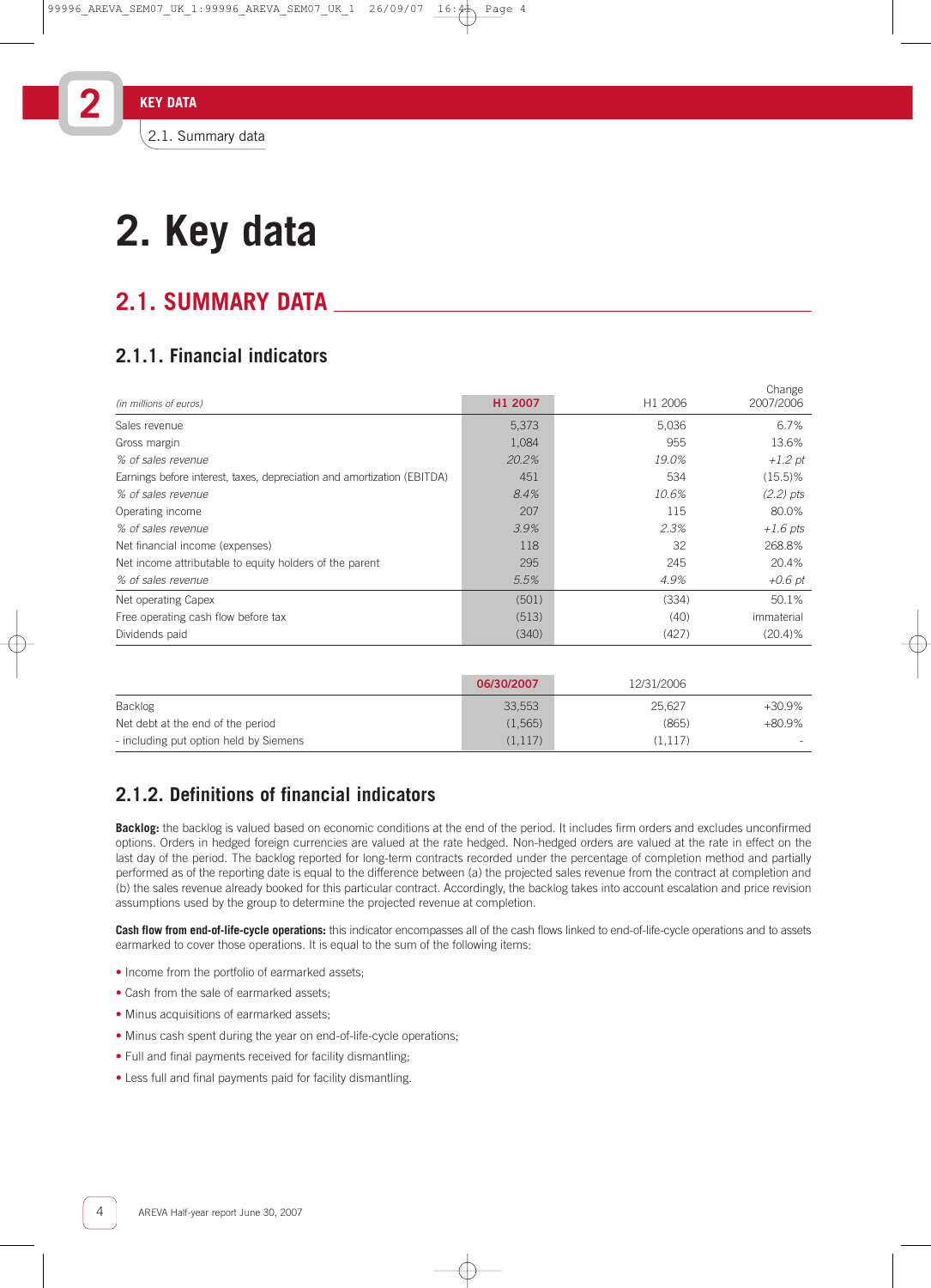# 2. Key data

## 2.1. SUMMARY DATA

### 2.1.1. Financial indicators

| *(in millions of euros)* | H1 2007 | H1 2006 | Change 2007/2006 |
|---|---|---|---|
| Sales revenue | 5,373 | 5,036 | 6.7% |
| Gross margin | 1,084 | 955 | 13.6% |
| *% of sales revenue* | *20.2%* | *19.0%* | *+1.2 pt* |
| Earnings before interest, taxes, depreciation and amortization (EBITDA) | 451 | 534 | (15.5)% |
| *% of sales revenue* | *8.4%* | *10.6%* | *(2.2) pts* |
| Operating income | 207 | 115 | 80.0% |
| *% of sales revenue* | *3.9%* | *2.3%* | *+1.6 pts* |
| Net financial income (expenses) | 118 | 32 | 268.8% |
| Net income attributable to equity holders of the parent | 295 | 245 | 20.4% |
| *% of sales revenue* | *5.5%* | *4.9%* | *+0.6 pt* |
| Net operating Capex | (501) | (334) | 50.1% |
| Free operating cash flow before tax | (513) | (40) | immaterial |
| Dividends paid | (340) | (427) | (20.4)% |

| | 06/30/2007 | 12/31/2006 | |
|---|---|---|---|
| Backlog | 33,553 | 25,627 | +30.9% |
| Net debt at the end of the period | (1,565) | (865) | +80.9% |
| - including put option held by Siemens | (1,117) | (1,117) | - |

### 2.1.2. Definitions of financial indicators

**Backlog:** the backlog is valued based on economic conditions at the end of the period. It includes firm orders and excludes unconfirmed options. Orders in hedged foreign currencies are valued at the rate hedged. Non-hedged orders are valued at the rate in effect on the last day of the period. The backlog reported for long-term contracts recorded under the percentage of completion method and partially performed as of the reporting date is equal to the difference between (a) the projected sales revenue from the contract at completion and (b) the sales revenue already booked for this particular contract. Accordingly, the backlog takes into account escalation and price revision assumptions used by the group to determine the projected revenue at completion.

**Cash flow from end-of-life-cycle operations:** this indicator encompasses all of the cash flows linked to end-of-life-cycle operations and to assets earmarked to cover those operations. It is equal to the sum of the following items:

- Income from the portfolio of earmarked assets;
- Cash from the sale of earmarked assets;
- Minus acquisitions of earmarked assets;
- Minus cash spent during the year on end-of-life-cycle operations;
- Full and final payments received for facility dismantling;
- Less full and final payments paid for facility dismantling.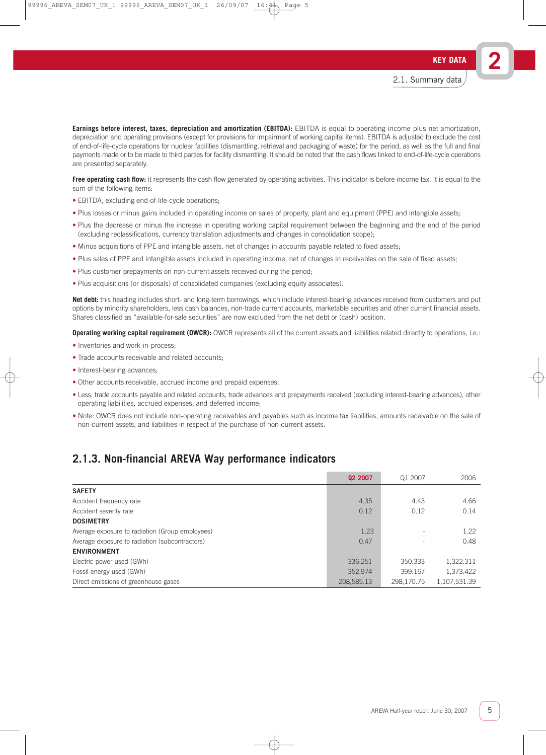**Earnings before interest, taxes, depreciation and amortization (EBITDA):** EBITDA is equal to operating income plus net amortization, depreciation and operating provisions (except for provisions for impairment of working capital items). EBITDA is adjusted to exclude the cost of end-of-life-cycle operations for nuclear facilities (dismantling, retrieval and packaging of waste) for the period, as well as the full and final payments made or to be made to third parties for facility dismantling. It should be noted that the cash flows linked to end-of-life-cycle operations are presented separately.

**Free operating cash flow:** it represents the cash flow generated by operating activities. This indicator is before income tax. It is equal to the sum of the following items:

- EBITDA, excluding end-of-life-cycle operations;
- Plus losses or minus gains included in operating income on sales of property, plant and equipment (PPE) and intangible assets;
- Plus the decrease or minus the increase in operating working capital requirement between the beginning and the end of the period (excluding reclassifications, currency translation adjustments and changes in consolidation scope);
- Minus acquisitions of PPE and intangible assets, net of changes in accounts payable related to fixed assets;
- Plus sales of PPE and intangible assets included in operating income, net of changes in receivables on the sale of fixed assets;
- Plus customer prepayments on non-current assets received during the period;
- Plus acquisitions (or disposals) of consolidated companies (excluding equity associates).

**Net debt:** this heading includes short- and long-term borrowings, which include interest-bearing advances received from customers and put options by minority shareholders, less cash balances, non-trade current accounts, marketable securities and other current financial assets. Shares classified as "available-for-sale securities" are now excluded from the net debt or (cash) position.

**Operating working capital requirement (OWCR):** OWCR represents all of the current assets and liabilities related directly to operations, i.e.:

- Inventories and work-in-process;
- Trade accounts receivable and related accounts;
- Interest-bearing advances;
- Other accounts receivable, accrued income and prepaid expenses;
- Less: trade accounts payable and related accounts, trade advances and prepayments received (excluding interest-bearing advances), other operating liabilities, accrued expenses, and deferred income;
- Note: OWCR does not include non-operating receivables and payables such as income tax liabilities, amounts receivable on the sale of non-current assets, and liabilities in respect of the purchase of non-current assets.

### 2.1.3. Non-financial AREVA Way performance indicators

| | Q2 2007 | Q1 2007 | 2006 |
|---|---|---|---|
| **SAFETY** | | | |
| Accident frequency rate | 4.35 | 4.43 | 4.66 |
| Accident severity rate | 0.12 | 0.12 | 0.14 |
| **DOSIMETRY** | | | |
| Average exposure to radiation (Group employees) | 1.23 | - | 1.22 |
| Average exposure to radiation (subcontractors) | 0.47 | - | 0.48 |
| **ENVIRONMENT** | | | |
| Electric power used (GWh) | 336.251 | 350.333 | 1,322.311 |
| Fossil energy used (GWh) | 352.974 | 399.167 | 1,373.422 |
| Direct emissions of greenhouse gases | 208,585.13 | 298,170.75 | 1,107,531.39 |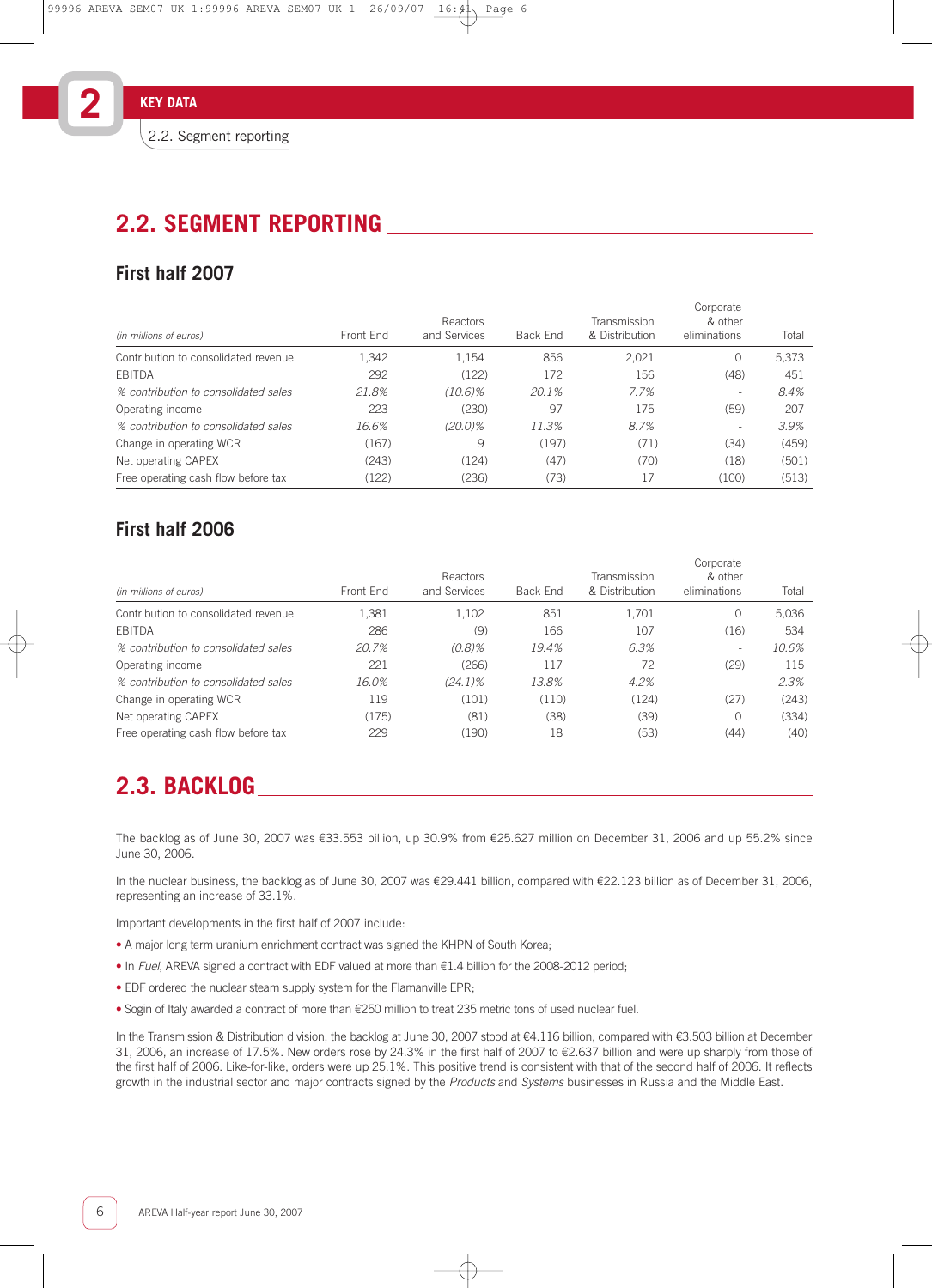## 2.2. SEGMENT REPORTING

### First half 2007

| (in millions of euros) | Front End | Reactors and Services | Back End | Transmission & Distribution | Corporate & other eliminations | Total |
|---|---|---|---|---|---|---|
| Contribution to consolidated revenue | 1,342 | 1,154 | 856 | 2,021 | 0 | 5,373 |
| EBITDA | 292 | (122) | 172 | 156 | (48) | 451 |
| *% contribution to consolidated sales* | *21.8%* | *(10.6)%* | *20.1%* | *7.7%* | *-* | *8.4%* |
| Operating income | 223 | (230) | 97 | 175 | (59) | 207 |
| *% contribution to consolidated sales* | *16.6%* | *(20.0)%* | *11.3%* | *8.7%* | *-* | *3.9%* |
| Change in operating WCR | (167) | 9 | (197) | (71) | (34) | (459) |
| Net operating CAPEX | (243) | (124) | (47) | (70) | (18) | (501) |
| Free operating cash flow before tax | (122) | (236) | (73) | 17 | (100) | (513) |

### First half 2006

| (in millions of euros) | Front End | Reactors and Services | Back End | Transmission & Distribution | Corporate & other eliminations | Total |
|---|---|---|---|---|---|---|
| Contribution to consolidated revenue | 1,381 | 1,102 | 851 | 1,701 | 0 | 5,036 |
| EBITDA | 286 | (9) | 166 | 107 | (16) | 534 |
| *% contribution to consolidated sales* | *20.7%* | *(0.8)%* | *19.4%* | *6.3%* | *-* | *10.6%* |
| Operating income | 221 | (266) | 117 | 72 | (29) | 115 |
| *% contribution to consolidated sales* | *16.0%* | *(24.1)%* | *13.8%* | *4.2%* | *-* | *2.3%* |
| Change in operating WCR | 119 | (101) | (110) | (124) | (27) | (243) |
| Net operating CAPEX | (175) | (81) | (38) | (39) | 0 | (334) |
| Free operating cash flow before tax | 229 | (190) | 18 | (53) | (44) | (40) |

## 2.3. BACKLOG

The backlog as of June 30, 2007 was €33.553 billion, up 30.9% from €25.627 million on December 31, 2006 and up 55.2% since June 30, 2006.

In the nuclear business, the backlog as of June 30, 2007 was €29.441 billion, compared with €22.123 billion as of December 31, 2006, representing an increase of 33.1%.

Important developments in the first half of 2007 include:

- A major long term uranium enrichment contract was signed the KHPN of South Korea;
- In *Fuel*, AREVA signed a contract with EDF valued at more than €1.4 billion for the 2008-2012 period;
- EDF ordered the nuclear steam supply system for the Flamanville EPR;
- Sogin of Italy awarded a contract of more than €250 million to treat 235 metric tons of used nuclear fuel.

In the Transmission & Distribution division, the backlog at June 30, 2007 stood at €4.116 billion, compared with €3.503 billion at December 31, 2006, an increase of 17.5%. New orders rose by 24.3% in the first half of 2007 to €2.637 billion and were up sharply from those of the first half of 2006. Like-for-like, orders were up 25.1%. This positive trend is consistent with that of the second half of 2006. It reflects growth in the industrial sector and major contracts signed by the *Products* and *Systems* businesses in Russia and the Middle East.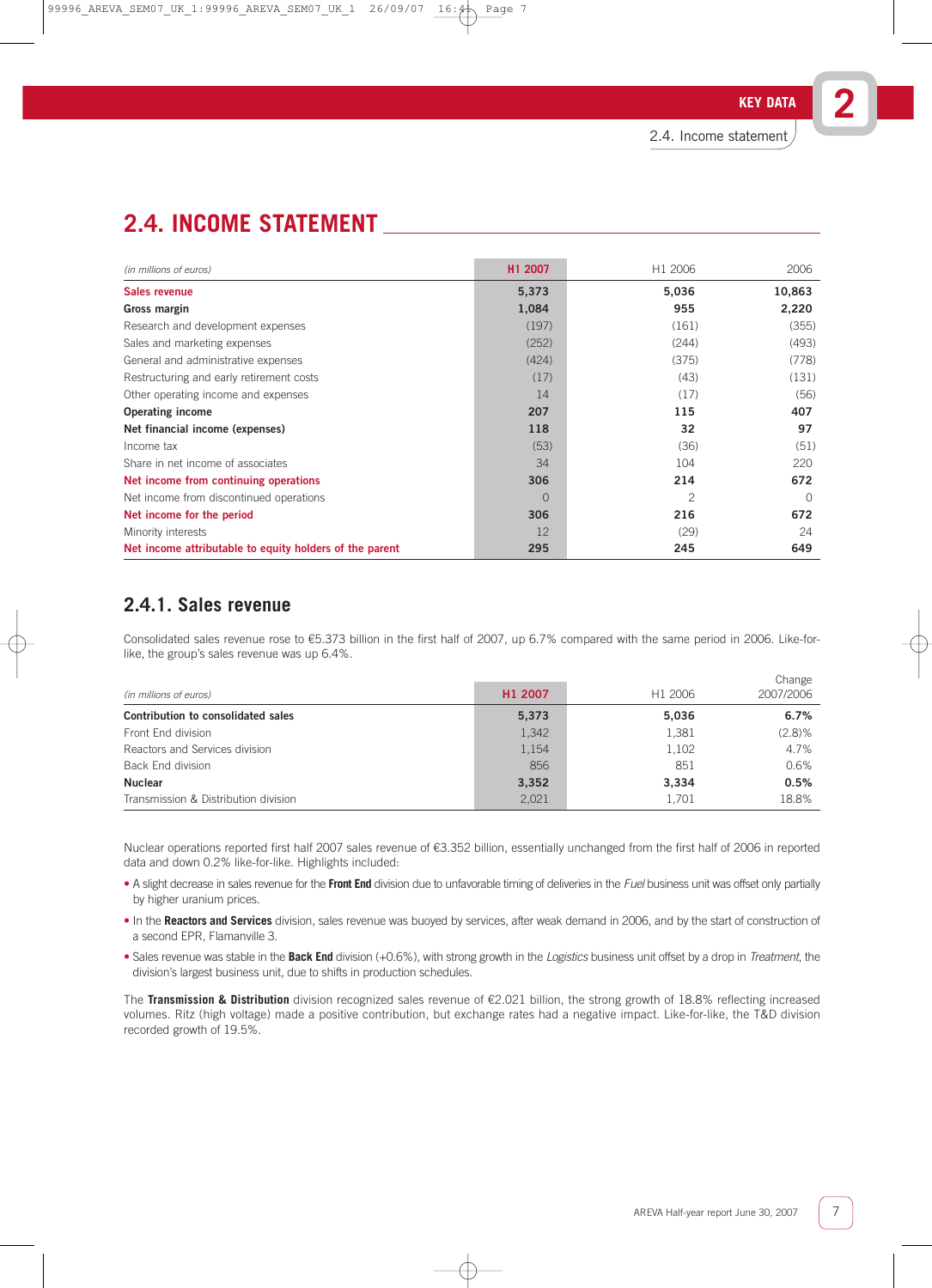## 2.4. INCOME STATEMENT

| *(in millions of euros)* | H1 2007 | H1 2006 | 2006 |
|---|---|---|---|
| **Sales revenue** | **5,373** | **5,036** | **10,863** |
| **Gross margin** | **1,084** | **955** | **2,220** |
| Research and development expenses | (197) | (161) | (355) |
| Sales and marketing expenses | (252) | (244) | (493) |
| General and administrative expenses | (424) | (375) | (778) |
| Restructuring and early retirement costs | (17) | (43) | (131) |
| Other operating income and expenses | 14 | (17) | (56) |
| **Operating income** | **207** | **115** | **407** |
| **Net financial income (expenses)** | **118** | **32** | **97** |
| Income tax | (53) | (36) | (51) |
| Share in net income of associates | 34 | 104 | 220 |
| **Net income from continuing operations** | **306** | **214** | **672** |
| Net income from discontinued operations | 0 | 2 | 0 |
| **Net income for the period** | **306** | **216** | **672** |
| Minority interests | 12 | (29) | 24 |
| **Net income attributable to equity holders of the parent** | **295** | **245** | **649** |

### 2.4.1. Sales revenue

Consolidated sales revenue rose to €5.373 billion in the first half of 2007, up 6.7% compared with the same period in 2006. Like-for-like, the group's sales revenue was up 6.4%.

| *(in millions of euros)* | H1 2007 | H1 2006 | Change 2007/2006 |
|---|---|---|---|
| **Contribution to consolidated sales** | **5,373** | **5,036** | **6.7%** |
| Front End division | 1,342 | 1,381 | (2.8)% |
| Reactors and Services division | 1,154 | 1,102 | 4.7% |
| Back End division | 856 | 851 | 0.6% |
| **Nuclear** | **3,352** | **3,334** | **0.5%** |
| Transmission & Distribution division | 2,021 | 1,701 | 18.8% |

Nuclear operations reported first half 2007 sales revenue of €3.352 billion, essentially unchanged from the first half of 2006 in reported data and down 0.2% like-for-like. Highlights included:

- A slight decrease in sales revenue for the **Front End** division due to unfavorable timing of deliveries in the *Fuel* business unit was offset only partially by higher uranium prices.
- In the **Reactors and Services** division, sales revenue was buoyed by services, after weak demand in 2006, and by the start of construction of a second EPR, Flamanville 3.
- Sales revenue was stable in the **Back End** division (+0.6%), with strong growth in the *Logistics* business unit offset by a drop in *Treatment*, the division's largest business unit, due to shifts in production schedules.

The **Transmission & Distribution** division recognized sales revenue of €2.021 billion, the strong growth of 18.8% reflecting increased volumes. Ritz (high voltage) made a positive contribution, but exchange rates had a negative impact. Like-for-like, the T&D division recorded growth of 19.5%.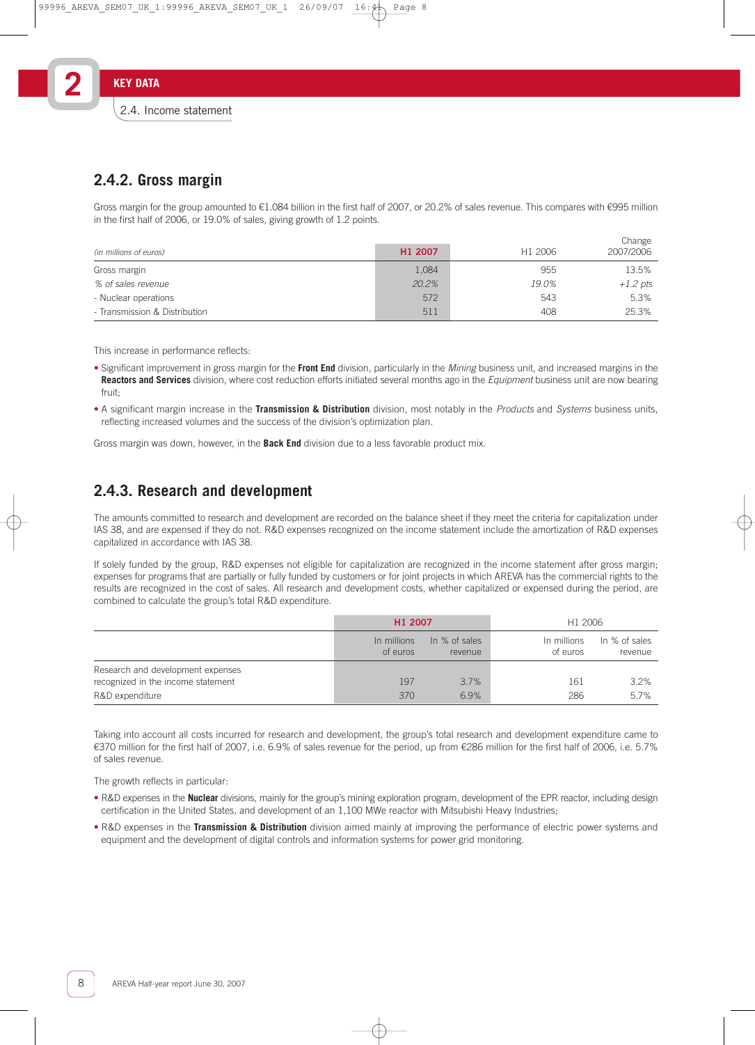## 2.4.2. Gross margin

Gross margin for the group amounted to €1.084 billion in the first half of 2007, or 20.2% of sales revenue. This compares with €995 million in the first half of 2006, or 19.0% of sales, giving growth of 1.2 points.

| *(in millions of euros)* | H1 2007 | H1 2006 | Change 2007/2006 |
|---|---|---|---|
| Gross margin | 1,084 | 955 | 13.5% |
| *% of sales revenue* | *20.2%* | *19.0%* | *+1.2 pts* |
| - Nuclear operations | 572 | 543 | 5.3% |
| - Transmission & Distribution | 511 | 408 | 25.3% |

This increase in performance reflects:

- Significant improvement in gross margin for the **Front End** division, particularly in the *Mining* business unit, and increased margins in the **Reactors and Services** division, where cost reduction efforts initiated several months ago in the *Equipment* business unit are now bearing fruit;
- A significant margin increase in the **Transmission & Distribution** division, most notably in the *Products* and *Systems* business units, reflecting increased volumes and the success of the division's optimization plan.

Gross margin was down, however, in the **Back End** division due to a less favorable product mix.

## 2.4.3. Research and development

The amounts committed to research and development are recorded on the balance sheet if they meet the criteria for capitalization under IAS 38, and are expensed if they do not. R&D expenses recognized on the income statement include the amortization of R&D expenses capitalized in accordance with IAS 38.

If solely funded by the group, R&D expenses not eligible for capitalization are recognized in the income statement after gross margin; expenses for programs that are partially or fully funded by customers or for joint projects in which AREVA has the commercial rights to the results are recognized in the cost of sales. All research and development costs, whether capitalized or expensed during the period, are combined to calculate the group's total R&D expenditure.

| | H1 2007 | | H1 2006 | |
|---|---|---|---|---|
| | In millions of euros | In % of sales revenue | In millions of euros | In % of sales revenue |
| Research and development expenses recognized in the income statement | 197 | 3.7% | 161 | 3.2% |
| R&D expenditure | 370 | 6.9% | 286 | 5.7% |

Taking into account all costs incurred for research and development, the group's total research and development expenditure came to €370 million for the first half of 2007, i.e. 6.9% of sales revenue for the period, up from €286 million for the first half of 2006, i.e. 5.7% of sales revenue.

The growth reflects in particular:

- R&D expenses in the **Nuclear** divisions, mainly for the group's mining exploration program, development of the EPR reactor, including design certification in the United States, and development of an 1,100 MWe reactor with Mitsubishi Heavy Industries;
- R&D expenses in the **Transmission & Distribution** division aimed mainly at improving the performance of electric power systems and equipment and the development of digital controls and information systems for power grid monitoring.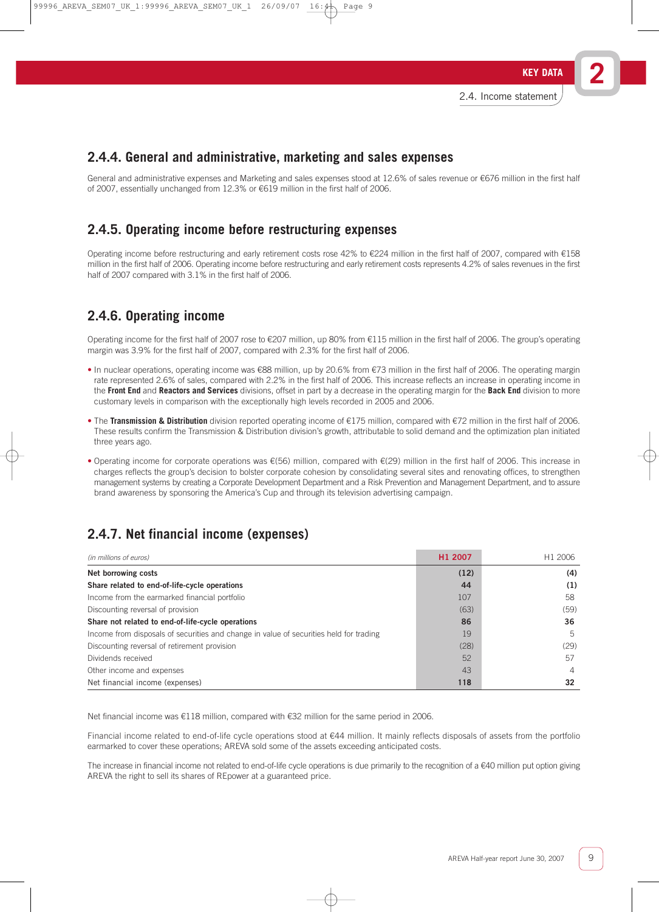## 2.4.4. General and administrative, marketing and sales expenses

General and administrative expenses and Marketing and sales expenses stood at 12.6% of sales revenue or €676 million in the first half of 2007, essentially unchanged from 12.3% or €619 million in the first half of 2006.

## 2.4.5. Operating income before restructuring expenses

Operating income before restructuring and early retirement costs rose 42% to €224 million in the first half of 2007, compared with €158 million in the first half of 2006. Operating income before restructuring and early retirement costs represents 4.2% of sales revenues in the first half of 2007 compared with 3.1% in the first half of 2006.

## 2.4.6. Operating income

Operating income for the first half of 2007 rose to €207 million, up 80% from €115 million in the first half of 2006. The group's operating margin was 3.9% for the first half of 2007, compared with 2.3% for the first half of 2006.

- In nuclear operations, operating income was €88 million, up by 20.6% from €73 million in the first half of 2006. The operating margin rate represented 2.6% of sales, compared with 2.2% in the first half of 2006. This increase reflects an increase in operating income in the **Front End** and **Reactors and Services** divisions, offset in part by a decrease in the operating margin for the **Back End** division to more customary levels in comparison with the exceptionally high levels recorded in 2005 and 2006.
- The **Transmission & Distribution** division reported operating income of €175 million, compared with €72 million in the first half of 2006. These results confirm the Transmission & Distribution division's growth, attributable to solid demand and the optimization plan initiated three years ago.
- Operating income for corporate operations was €(56) million, compared with €(29) million in the first half of 2006. This increase in charges reflects the group's decision to bolster corporate cohesion by consolidating several sites and renovating offices, to strengthen management systems by creating a Corporate Development Department and a Risk Prevention and Management Department, and to assure brand awareness by sponsoring the America's Cup and through its television advertising campaign.

## 2.4.7. Net financial income (expenses)

| *(in millions of euros)* | **H1 2007** | H1 2006 |
|---|---|---|
| **Net borrowing costs** | **(12)** | **(4)** |
| **Share related to end-of-life-cycle operations** | **44** | **(1)** |
| Income from the earmarked financial portfolio | 107 | 58 |
| Discounting reversal of provision | (63) | (59) |
| **Share not related to end-of-life-cycle operations** | **86** | **36** |
| Income from disposals of securities and change in value of securities held for trading | 19 | 5 |
| Discounting reversal of retirement provision | (28) | (29) |
| Dividends received | 52 | 57 |
| Other income and expenses | 43 | 4 |
| Net financial income (expenses) | **118** | **32** |

Net financial income was €118 million, compared with €32 million for the same period in 2006.

Financial income related to end-of-life cycle operations stood at €44 million. It mainly reflects disposals of assets from the portfolio earmarked to cover these operations; AREVA sold some of the assets exceeding anticipated costs.

The increase in financial income not related to end-of-life cycle operations is due primarily to the recognition of a €40 million put option giving AREVA the right to sell its shares of REpower at a guaranteed price.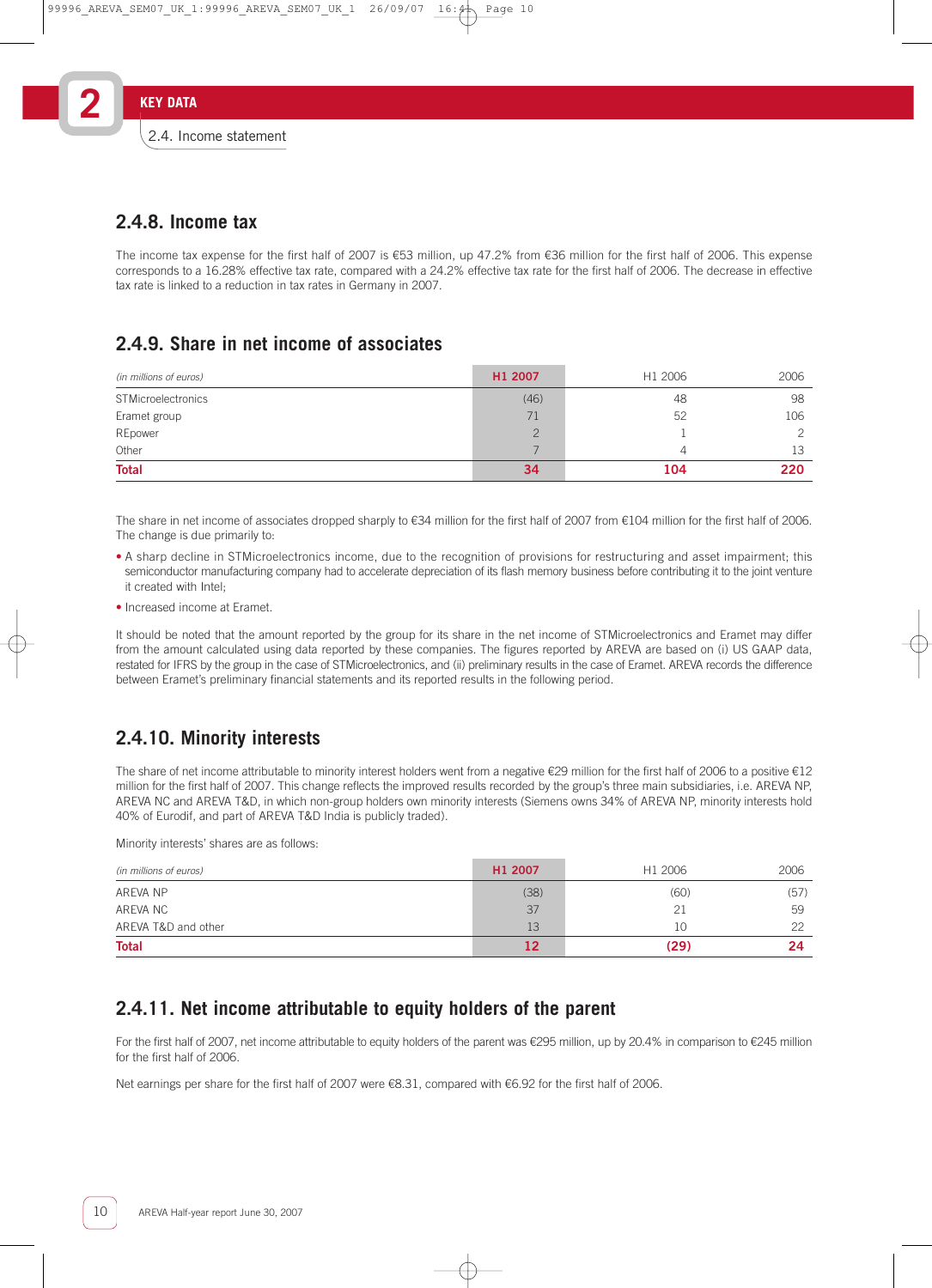## 2.4.8. Income tax

The income tax expense for the first half of 2007 is €53 million, up 47.2% from €36 million for the first half of 2006. This expense corresponds to a 16.28% effective tax rate, compared with a 24.2% effective tax rate for the first half of 2006. The decrease in effective tax rate is linked to a reduction in tax rates in Germany in 2007.

## 2.4.9. Share in net income of associates

| *(in millions of euros)* | H1 2007 | H1 2006 | 2006 |
|---|---|---|---|
| STMicroelectronics | (46) | 48 | 98 |
| Eramet group | 71 | 52 | 106 |
| REpower | 2 | 1 | 2 |
| Other | 7 | 4 | 13 |
| **Total** | **34** | **104** | **220** |

The share in net income of associates dropped sharply to €34 million for the first half of 2007 from €104 million for the first half of 2006. The change is due primarily to:

- A sharp decline in STMicroelectronics income, due to the recognition of provisions for restructuring and asset impairment; this semiconductor manufacturing company had to accelerate depreciation of its flash memory business before contributing it to the joint venture it created with Intel;
- Increased income at Eramet.

It should be noted that the amount reported by the group for its share in the net income of STMicroelectronics and Eramet may differ from the amount calculated using data reported by these companies. The figures reported by AREVA are based on (i) US GAAP data, restated for IFRS by the group in the case of STMicroelectronics, and (ii) preliminary results in the case of Eramet. AREVA records the difference between Eramet's preliminary financial statements and its reported results in the following period.

## 2.4.10. Minority interests

The share of net income attributable to minority interest holders went from a negative €29 million for the first half of 2006 to a positive €12 million for the first half of 2007. This change reflects the improved results recorded by the group's three main subsidiaries, i.e. AREVA NP, AREVA NC and AREVA T&D, in which non-group holders own minority interests (Siemens owns 34% of AREVA NP, minority interests hold 40% of Eurodif, and part of AREVA T&D India is publicly traded).

Minority interests' shares are as follows:

| *(in millions of euros)* | H1 2007 | H1 2006 | 2006 |
|---|---|---|---|
| AREVA NP | (38) | (60) | (57) |
| AREVA NC | 37 | 21 | 59 |
| AREVA T&D and other | 13 | 10 | 22 |
| **Total** | **12** | **(29)** | **24** |

## 2.4.11. Net income attributable to equity holders of the parent

For the first half of 2007, net income attributable to equity holders of the parent was €295 million, up by 20.4% in comparison to €245 million for the first half of 2006.

Net earnings per share for the first half of 2007 were €8.31, compared with €6.92 for the first half of 2006.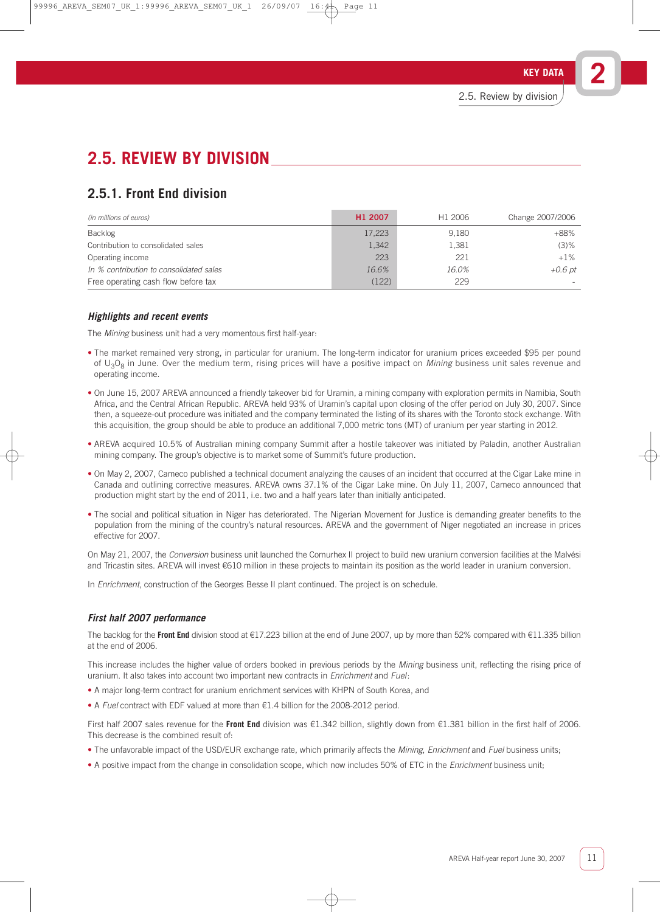## 2.5. REVIEW BY DIVISION

### 2.5.1. Front End division

| *(in millions of euros)* | H1 2007 | H1 2006 | Change 2007/2006 |
|---|---|---|---|
| Backlog | 17,223 | 9,180 | +88% |
| Contribution to consolidated sales | 1,342 | 1,381 | (3)% |
| Operating income | 223 | 221 | +1% |
| *In % contribution to consolidated sales* | *16.6%* | *16.0%* | *+0.6 pt* |
| Free operating cash flow before tax | (122) | 229 | - |

#### *Highlights and recent events*

The *Mining* business unit had a very momentous first half-year:

- The market remained very strong, in particular for uranium. The long-term indicator for uranium prices exceeded $95 per pound of $U_3O_8$ in June. Over the medium term, rising prices will have a positive impact on *Mining* business unit sales revenue and operating income.
- On June 15, 2007 AREVA announced a friendly takeover bid for Uramin, a mining company with exploration permits in Namibia, South Africa, and the Central African Republic. AREVA held 93% of Uramin's capital upon closing of the offer period on July 30, 2007. Since then, a squeeze-out procedure was initiated and the company terminated the listing of its shares with the Toronto stock exchange. With this acquisition, the group should be able to produce an additional 7,000 metric tons (MT) of uranium per year starting in 2012.
- AREVA acquired 10.5% of Australian mining company Summit after a hostile takeover was initiated by Paladin, another Australian mining company. The group's objective is to market some of Summit's future production.
- On May 2, 2007, Cameco published a technical document analyzing the causes of an incident that occurred at the Cigar Lake mine in Canada and outlining corrective measures. AREVA owns 37.1% of the Cigar Lake mine. On July 11, 2007, Cameco announced that production might start by the end of 2011, i.e. two and a half years later than initially anticipated.
- The social and political situation in Niger has deteriorated. The Nigerian Movement for Justice is demanding greater benefits to the population from the mining of the country's natural resources. AREVA and the government of Niger negotiated an increase in prices effective for 2007.

On May 21, 2007, the *Conversion* business unit launched the Comurhex II project to build new uranium conversion facilities at the Malvési and Tricastin sites. AREVA will invest €610 million in these projects to maintain its position as the world leader in uranium conversion.

In *Enrichment*, construction of the Georges Besse II plant continued. The project is on schedule.

#### *First half 2007 performance*

The backlog for the **Front End** division stood at €17.223 billion at the end of June 2007, up by more than 52% compared with €11.335 billion at the end of 2006.

This increase includes the higher value of orders booked in previous periods by the *Mining* business unit, reflecting the rising price of uranium. It also takes into account two important new contracts in *Enrichment* and *Fuel*:

- A major long-term contract for uranium enrichment services with KHPN of South Korea, and
- A *Fuel* contract with EDF valued at more than €1.4 billion for the 2008-2012 period.

First half 2007 sales revenue for the **Front End** division was €1.342 billion, slightly down from €1.381 billion in the first half of 2006. This decrease is the combined result of:

- The unfavorable impact of the USD/EUR exchange rate, which primarily affects the *Mining*, *Enrichment* and *Fuel* business units;
- A positive impact from the change in consolidation scope, which now includes 50% of ETC in the *Enrichment* business unit;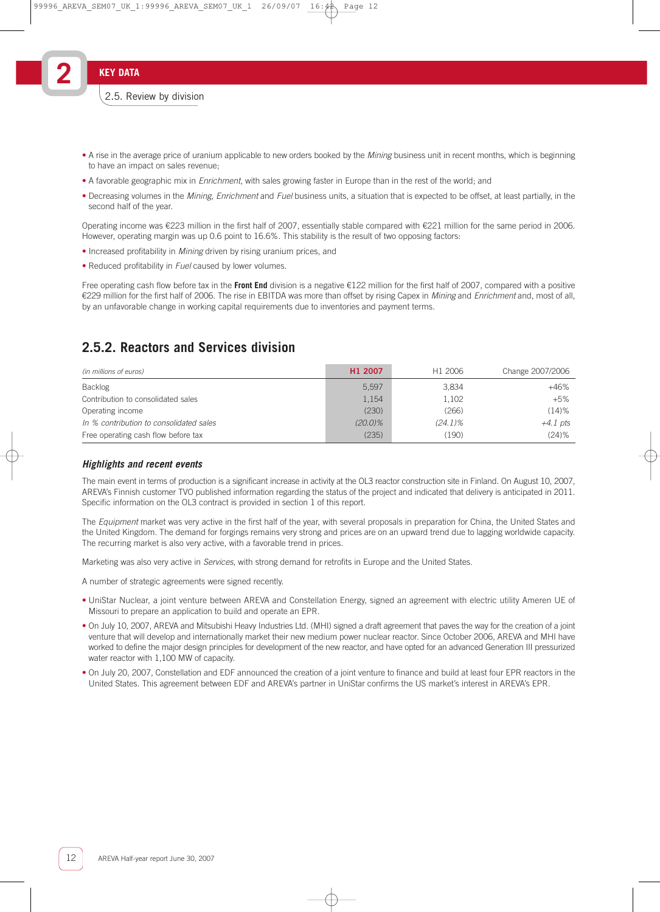- A rise in the average price of uranium applicable to new orders booked by the *Mining* business unit in recent months, which is beginning to have an impact on sales revenue;
- A favorable geographic mix in *Enrichment*, with sales growing faster in Europe than in the rest of the world; and
- Decreasing volumes in the *Mining*, *Enrichment* and *Fuel* business units, a situation that is expected to be offset, at least partially, in the second half of the year.

Operating income was €223 million in the first half of 2007, essentially stable compared with €221 million for the same period in 2006. However, operating margin was up 0.6 point to 16.6%. This stability is the result of two opposing factors:

- Increased profitability in *Mining* driven by rising uranium prices, and
- Reduced profitability in *Fuel* caused by lower volumes.

Free operating cash flow before tax in the **Front End** division is a negative €122 million for the first half of 2007, compared with a positive €229 million for the first half of 2006. The rise in EBITDA was more than offset by rising Capex in *Mining* and *Enrichment* and, most of all, by an unfavorable change in working capital requirements due to inventories and payment terms.

## 2.5.2. Reactors and Services division

| *(in millions of euros)* | **H1 2007** | H1 2006 | Change 2007/2006 |
|---|---|---|---|
| Backlog | 5,597 | 3,834 | +46% |
| Contribution to consolidated sales | 1,154 | 1,102 | +5% |
| Operating income | (230) | (266) | (14)% |
| *In % contribution to consolidated sales* | *(20.0)%* | *(24.1)%* | *+4.1 pts* |
| Free operating cash flow before tax | (235) | (190) | (24)% |

### *Highlights and recent events*

The main event in terms of production is a significant increase in activity at the OL3 reactor construction site in Finland. On August 10, 2007, AREVA's Finnish customer TVO published information regarding the status of the project and indicated that delivery is anticipated in 2011. Specific information on the OL3 contract is provided in section 1 of this report.

The *Equipment* market was very active in the first half of the year, with several proposals in preparation for China, the United States and the United Kingdom. The demand for forgings remains very strong and prices are on an upward trend due to lagging worldwide capacity. The recurring market is also very active, with a favorable trend in prices.

Marketing was also very active in *Services*, with strong demand for retrofits in Europe and the United States.

A number of strategic agreements were signed recently.

- UniStar Nuclear, a joint venture between AREVA and Constellation Energy, signed an agreement with electric utility Ameren UE of Missouri to prepare an application to build and operate an EPR.
- On July 10, 2007, AREVA and Mitsubishi Heavy Industries Ltd. (MHI) signed a draft agreement that paves the way for the creation of a joint venture that will develop and internationally market their new medium power nuclear reactor. Since October 2006, AREVA and MHI have worked to define the major design principles for development of the new reactor, and have opted for an advanced Generation III pressurized water reactor with 1,100 MW of capacity.
- On July 20, 2007, Constellation and EDF announced the creation of a joint venture to finance and build at least four EPR reactors in the United States. This agreement between EDF and AREVA's partner in UniStar confirms the US market's interest in AREVA's EPR.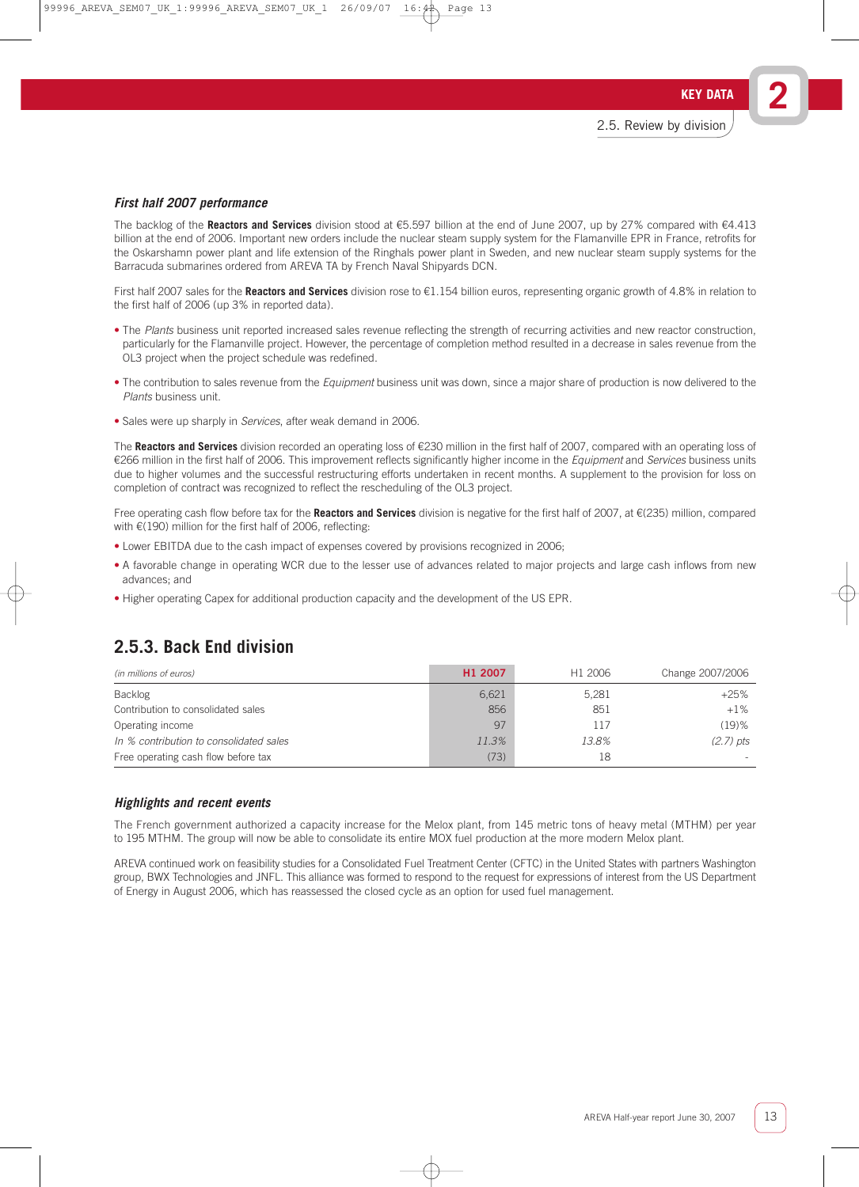### *First half 2007 performance*

The backlog of the **Reactors and Services** division stood at €5.597 billion at the end of June 2007, up by 27% compared with €4.413 billion at the end of 2006. Important new orders include the nuclear steam supply system for the Flamanville EPR in France, retrofits for the Oskarshamn power plant and life extension of the Ringhals power plant in Sweden, and new nuclear steam supply systems for the Barracuda submarines ordered from AREVA TA by French Naval Shipyards DCN.

First half 2007 sales for the **Reactors and Services** division rose to €1.154 billion euros, representing organic growth of 4.8% in relation to the first half of 2006 (up 3% in reported data).

- The *Plants* business unit reported increased sales revenue reflecting the strength of recurring activities and new reactor construction, particularly for the Flamanville project. However, the percentage of completion method resulted in a decrease in sales revenue from the OL3 project when the project schedule was redefined.
- The contribution to sales revenue from the *Equipment* business unit was down, since a major share of production is now delivered to the *Plants* business unit.
- Sales were up sharply in *Services*, after weak demand in 2006.

The **Reactors and Services** division recorded an operating loss of €230 million in the first half of 2007, compared with an operating loss of €266 million in the first half of 2006. This improvement reflects significantly higher income in the *Equipment* and *Services* business units due to higher volumes and the successful restructuring efforts undertaken in recent months. A supplement to the provision for loss on completion of contract was recognized to reflect the rescheduling of the OL3 project.

Free operating cash flow before tax for the **Reactors and Services** division is negative for the first half of 2007, at €(235) million, compared with €(190) million for the first half of 2006, reflecting:

- Lower EBITDA due to the cash impact of expenses covered by provisions recognized in 2006;
- A favorable change in operating WCR due to the lesser use of advances related to major projects and large cash inflows from new advances; and
- Higher operating Capex for additional production capacity and the development of the US EPR.

## 2.5.3. Back End division

| *(in millions of euros)* | H1 2007 | H1 2006 | Change 2007/2006 |
|---|---|---|---|
| Backlog | 6,621 | 5,281 | +25% |
| Contribution to consolidated sales | 856 | 851 | +1% |
| Operating income | 97 | 117 | (19)% |
| *In % contribution to consolidated sales* | *11.3%* | *13.8%* | *(2.7) pts* |
| Free operating cash flow before tax | (73) | 18 | - |

### *Highlights and recent events*

The French government authorized a capacity increase for the Melox plant, from 145 metric tons of heavy metal (MTHM) per year to 195 MTHM. The group will now be able to consolidate its entire MOX fuel production at the more modern Melox plant.

AREVA continued work on feasibility studies for a Consolidated Fuel Treatment Center (CFTC) in the United States with partners Washington group, BWX Technologies and JNFL. This alliance was formed to respond to the request for expressions of interest from the US Department of Energy in August 2006, which has reassessed the closed cycle as an option for used fuel management.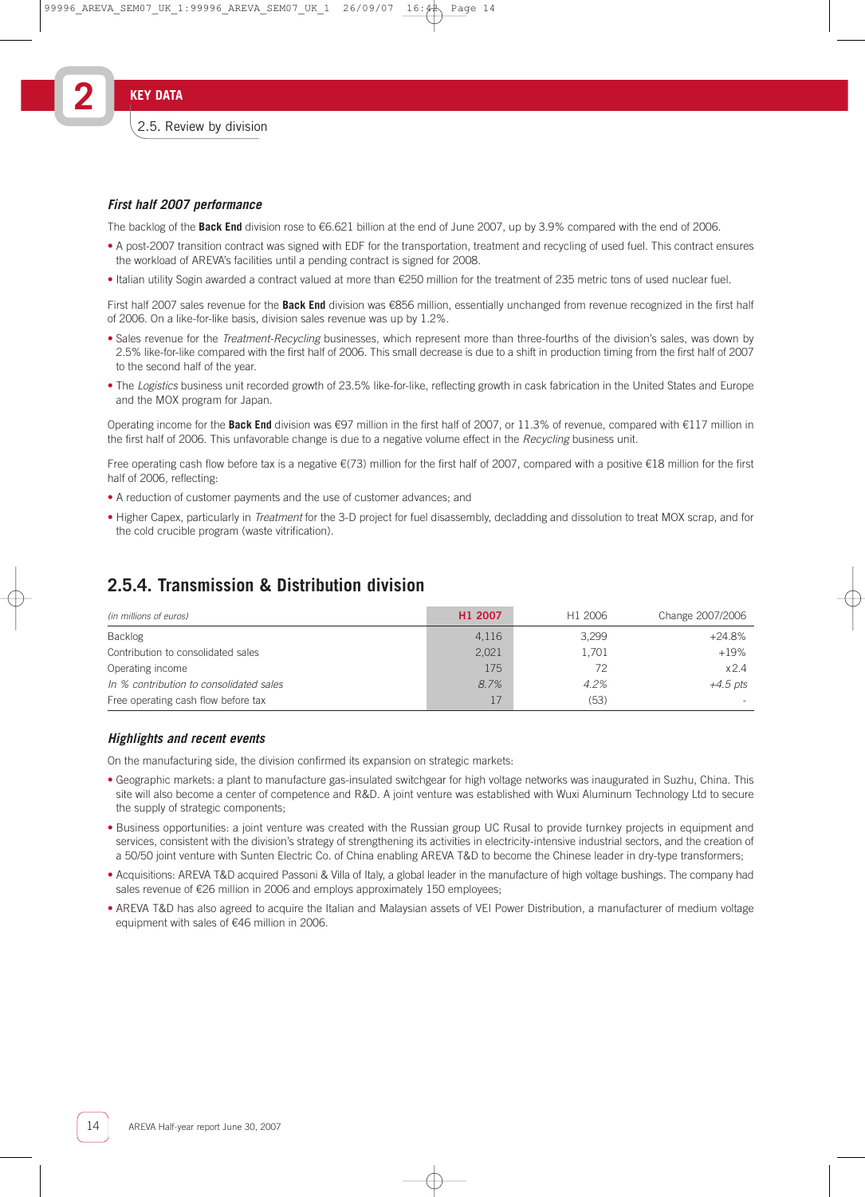### *First half 2007 performance*

The backlog of the **Back End** division rose to €6.621 billion at the end of June 2007, up by 3.9% compared with the end of 2006.

- A post-2007 transition contract was signed with EDF for the transportation, treatment and recycling of used fuel. This contract ensures the workload of AREVA's facilities until a pending contract is signed for 2008.
- Italian utility Sogin awarded a contract valued at more than €250 million for the treatment of 235 metric tons of used nuclear fuel.

First half 2007 sales revenue for the **Back End** division was €856 million, essentially unchanged from revenue recognized in the first half of 2006. On a like-for-like basis, division sales revenue was up by 1.2%.

- Sales revenue for the *Treatment-Recycling* businesses, which represent more than three-fourths of the division's sales, was down by 2.5% like-for-like compared with the first half of 2006. This small decrease is due to a shift in production timing from the first half of 2007 to the second half of the year.
- The *Logistics* business unit recorded growth of 23.5% like-for-like, reflecting growth in cask fabrication in the United States and Europe and the MOX program for Japan.

Operating income for the **Back End** division was €97 million in the first half of 2007, or 11.3% of revenue, compared with €117 million in the first half of 2006. This unfavorable change is due to a negative volume effect in the *Recycling* business unit.

Free operating cash flow before tax is a negative €(73) million for the first half of 2007, compared with a positive €18 million for the first half of 2006, reflecting:

- A reduction of customer payments and the use of customer advances; and
- Higher Capex, particularly in *Treatment* for the 3-D project for fuel disassembly, decladding and dissolution to treat MOX scrap, and for the cold crucible program (waste vitrification).

## 2.5.4. Transmission & Distribution division

| *(in millions of euros)* | H1 2007 | H1 2006 | Change 2007/2006 |
|---|---|---|---|
| Backlog | 4,116 | 3,299 | +24.8% |
| Contribution to consolidated sales | 2,021 | 1,701 | +19% |
| Operating income | 175 | 72 | x2.4 |
| *In % contribution to consolidated sales* | *8.7%* | *4.2%* | *+4.5 pts* |
| Free operating cash flow before tax | 17 | (53) | - |

### *Highlights and recent events*

On the manufacturing side, the division confirmed its expansion on strategic markets:

- Geographic markets: a plant to manufacture gas-insulated switchgear for high voltage networks was inaugurated in Suzhu, China. This site will also become a center of competence and R&D. A joint venture was established with Wuxi Aluminum Technology Ltd to secure the supply of strategic components;
- Business opportunities: a joint venture was created with the Russian group UC Rusal to provide turnkey projects in equipment and services, consistent with the division's strategy of strengthening its activities in electricity-intensive industrial sectors, and the creation of a 50/50 joint venture with Sunten Electric Co. of China enabling AREVA T&D to become the Chinese leader in dry-type transformers;
- Acquisitions: AREVA T&D acquired Passoni & Villa of Italy, a global leader in the manufacture of high voltage bushings. The company had sales revenue of €26 million in 2006 and employs approximately 150 employees;
- AREVA T&D has also agreed to acquire the Italian and Malaysian assets of VEI Power Distribution, a manufacturer of medium voltage equipment with sales of €46 million in 2006.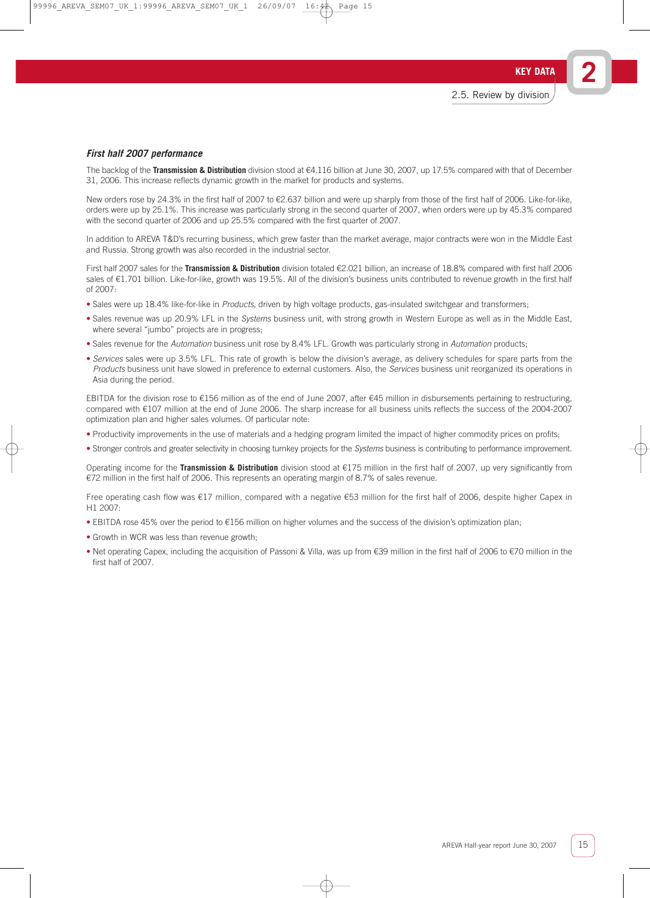### *First half 2007 performance*

The backlog of the **Transmission & Distribution** division stood at €4.116 billion at June 30, 2007, up 17.5% compared with that of December 31, 2006. This increase reflects dynamic growth in the market for products and systems.

New orders rose by 24.3% in the first half of 2007 to €2.637 billion and were up sharply from those of the first half of 2006. Like-for-like, orders were up by 25.1%. This increase was particularly strong in the second quarter of 2007, when orders were up by 45.3% compared with the second quarter of 2006 and up 25.5% compared with the first quarter of 2007.

In addition to AREVA T&D's recurring business, which grew faster than the market average, major contracts were won in the Middle East and Russia. Strong growth was also recorded in the industrial sector.

First half 2007 sales for the **Transmission & Distribution** division totaled €2.021 billion, an increase of 18.8% compared with first half 2006 sales of €1.701 billion. Like-for-like, growth was 19.5%. All of the division's business units contributed to revenue growth in the first half of 2007:

- Sales were up 18.4% like-for-like in *Products*, driven by high voltage products, gas-insulated switchgear and transformers;
- Sales revenue was up 20.9% LFL in the *Systems* business unit, with strong growth in Western Europe as well as in the Middle East, where several "jumbo" projects are in progress;
- Sales revenue for the *Automation* business unit rose by 8.4% LFL. Growth was particularly strong in *Automation* products;
- *Services* sales were up 3.5% LFL. This rate of growth is below the division's average, as delivery schedules for spare parts from the *Products* business unit have slowed in preference to external customers. Also, the *Services* business unit reorganized its operations in Asia during the period.

EBITDA for the division rose to €156 million as of the end of June 2007, after €45 million in disbursements pertaining to restructuring, compared with €107 million at the end of June 2006. The sharp increase for all business units reflects the success of the 2004-2007 optimization plan and higher sales volumes. Of particular note:

- Productivity improvements in the use of materials and a hedging program limited the impact of higher commodity prices on profits;
- Stronger controls and greater selectivity in choosing turnkey projects for the *Systems* business is contributing to performance improvement.

Operating income for the **Transmission & Distribution** division stood at €175 million in the first half of 2007, up very significantly from €72 million in the first half of 2006. This represents an operating margin of 8.7% of sales revenue.

Free operating cash flow was €17 million, compared with a negative €53 million for the first half of 2006, despite higher Capex in H1 2007:

- EBITDA rose 45% over the period to €156 million on higher volumes and the success of the division's optimization plan;
- Growth in WCR was less than revenue growth;
- Net operating Capex, including the acquisition of Passoni & Villa, was up from €39 million in the first half of 2006 to €70 million in the first half of 2007.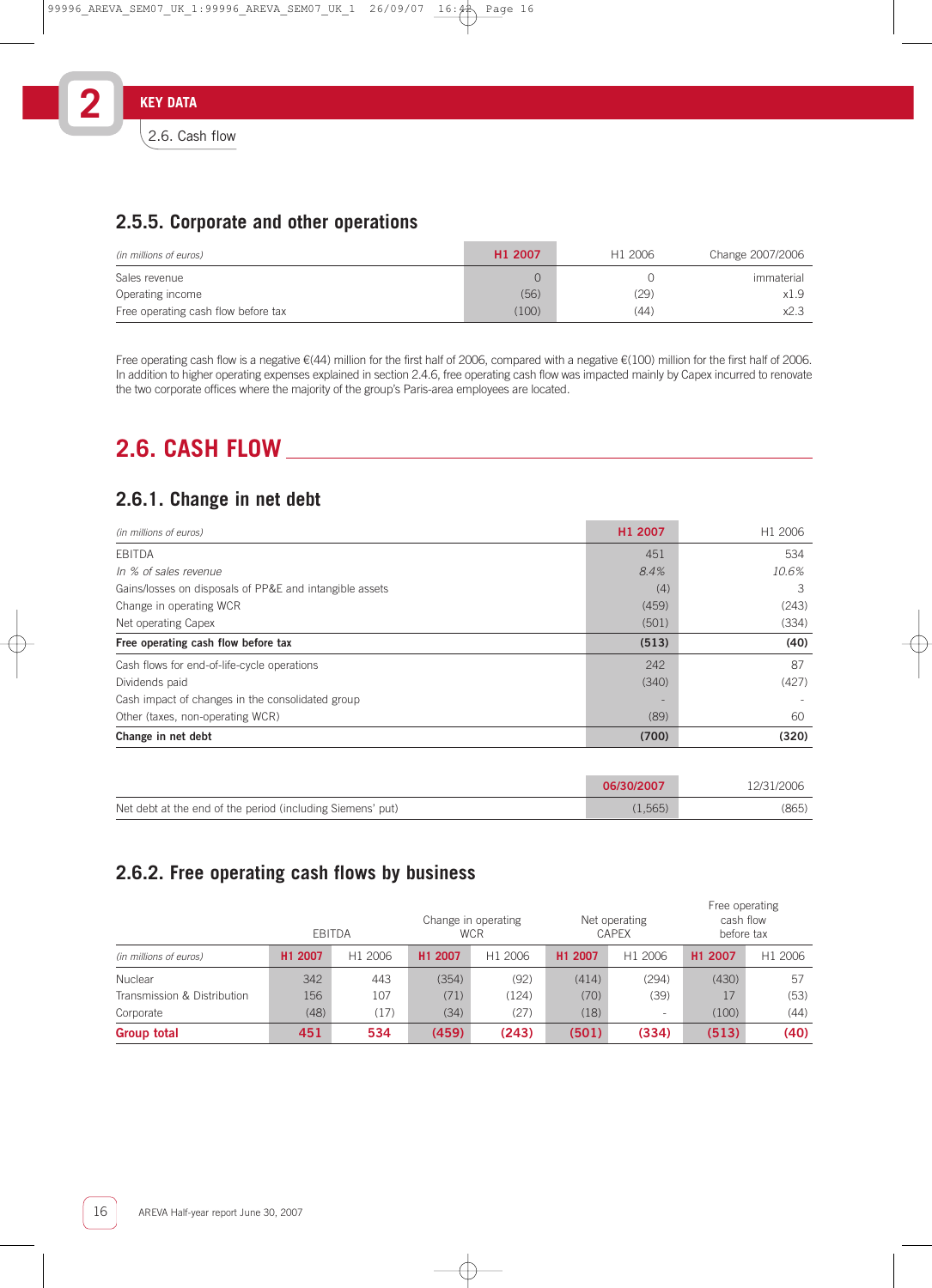## 2.5.5. Corporate and other operations

| (in millions of euros) | H1 2007 | H1 2006 | Change 2007/2006 |
|---|---|---|---|
| Sales revenue | 0 | 0 | immaterial |
| Operating income | (56) | (29) | x1.9 |
| Free operating cash flow before tax | (100) | (44) | x2.3 |

Free operating cash flow is a negative €(44) million for the first half of 2006, compared with a negative €(100) million for the first half of 2006. In addition to higher operating expenses explained in section 2.4.6, free operating cash flow was impacted mainly by Capex incurred to renovate the two corporate offices where the majority of the group's Paris-area employees are located.

# 2.6. CASH FLOW

## 2.6.1. Change in net debt

| (in millions of euros) | H1 2007 | H1 2006 |
|---|---|---|
| EBITDA | 451 | 534 |
| *In % of sales revenue* | *8.4%* | *10.6%* |
| Gains/losses on disposals of PP&E and intangible assets | (4) | 3 |
| Change in operating WCR | (459) | (243) |
| Net operating Capex | (501) | (334) |
| **Free operating cash flow before tax** | **(513)** | **(40)** |
| Cash flows for end-of-life-cycle operations | 242 | 87 |
| Dividends paid | (340) | (427) |
| Cash impact of changes in the consolidated group | - | - |
| Other (taxes, non-operating WCR) | (89) | 60 |
| **Change in net debt** | **(700)** | **(320)** |

| | 06/30/2007 | 12/31/2006 |
|---|---|---|
| Net debt at the end of the period (including Siemens' put) | (1,565) | (865) |

## 2.6.2. Free operating cash flows by business

| | EBITDA | | Change in operating WCR | | Net operating CAPEX | | Free operating cash flow before tax | |
|---|---|---|---|---|---|---|---|---|
| (in millions of euros) | H1 2007 | H1 2006 | H1 2007 | H1 2006 | H1 2007 | H1 2006 | H1 2007 | H1 2006 |
| Nuclear | 342 | 443 | (354) | (92) | (414) | (294) | (430) | 57 |
| Transmission & Distribution | 156 | 107 | (71) | (124) | (70) | (39) | 17 | (53) |
| Corporate | (48) | (17) | (34) | (27) | (18) | - | (100) | (44) |
| **Group total** | **451** | **534** | **(459)** | **(243)** | **(501)** | **(334)** | **(513)** | **(40)** |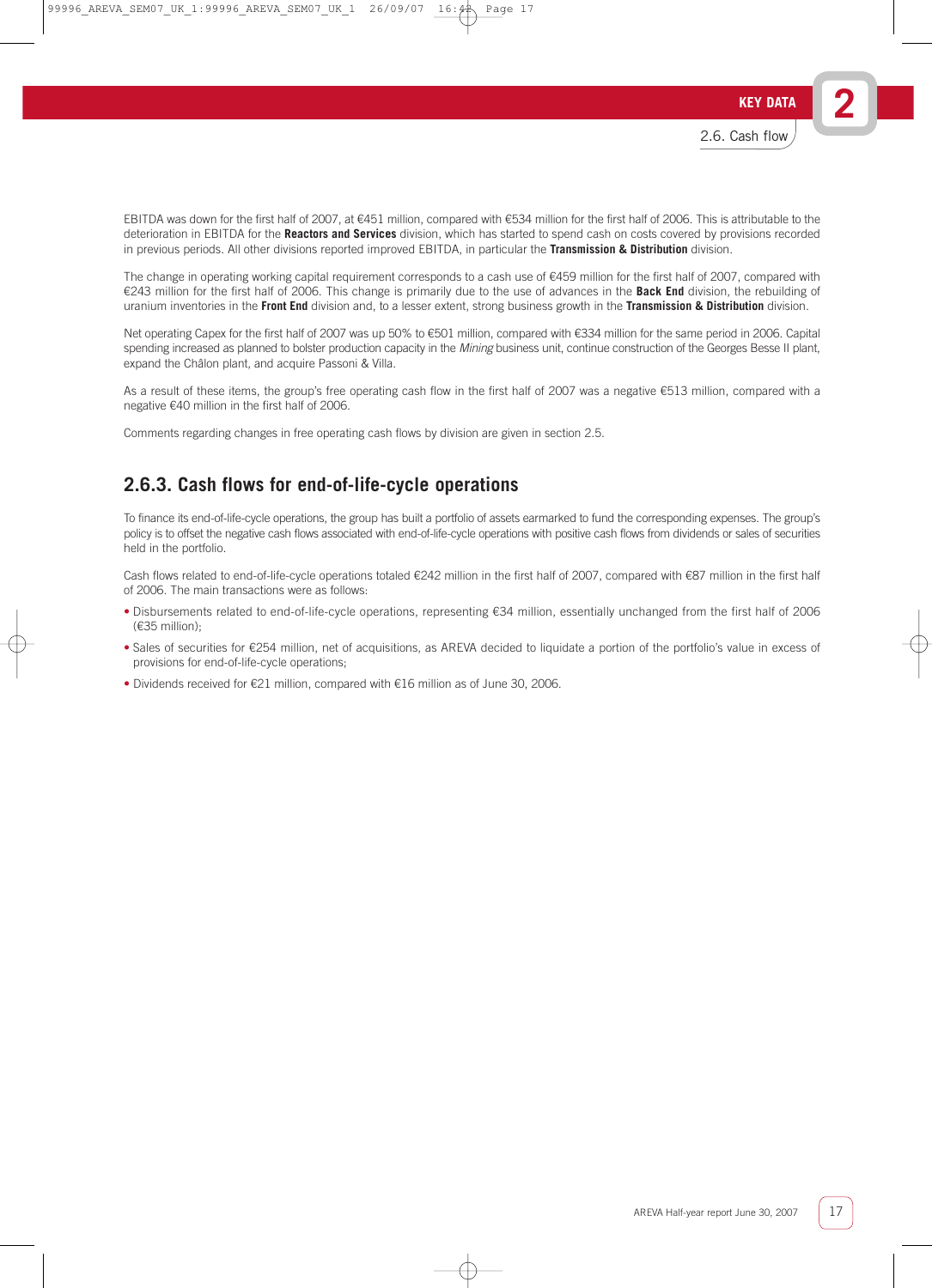EBITDA was down for the first half of 2007, at €451 million, compared with €534 million for the first half of 2006. This is attributable to the deterioration in EBITDA for the **Reactors and Services** division, which has started to spend cash on costs covered by provisions recorded in previous periods. All other divisions reported improved EBITDA, in particular the **Transmission & Distribution** division.

The change in operating working capital requirement corresponds to a cash use of €459 million for the first half of 2007, compared with €243 million for the first half of 2006. This change is primarily due to the use of advances in the **Back End** division, the rebuilding of uranium inventories in the **Front End** division and, to a lesser extent, strong business growth in the **Transmission & Distribution** division.

Net operating Capex for the first half of 2007 was up 50% to €501 million, compared with €334 million for the same period in 2006. Capital spending increased as planned to bolster production capacity in the *Mining* business unit, continue construction of the Georges Besse II plant, expand the Châlon plant, and acquire Passoni & Villa.

As a result of these items, the group's free operating cash flow in the first half of 2007 was a negative €513 million, compared with a negative €40 million in the first half of 2006.

Comments regarding changes in free operating cash flows by division are given in section 2.5.

### 2.6.3. Cash flows for end-of-life-cycle operations

To finance its end-of-life-cycle operations, the group has built a portfolio of assets earmarked to fund the corresponding expenses. The group's policy is to offset the negative cash flows associated with end-of-life-cycle operations with positive cash flows from dividends or sales of securities held in the portfolio.

Cash flows related to end-of-life-cycle operations totaled €242 million in the first half of 2007, compared with €87 million in the first half of 2006. The main transactions were as follows:

- Disbursements related to end-of-life-cycle operations, representing €34 million, essentially unchanged from the first half of 2006 (€35 million);
- Sales of securities for €254 million, net of acquisitions, as AREVA decided to liquidate a portion of the portfolio's value in excess of provisions for end-of-life-cycle operations;
- Dividends received for €21 million, compared with €16 million as of June 30, 2006.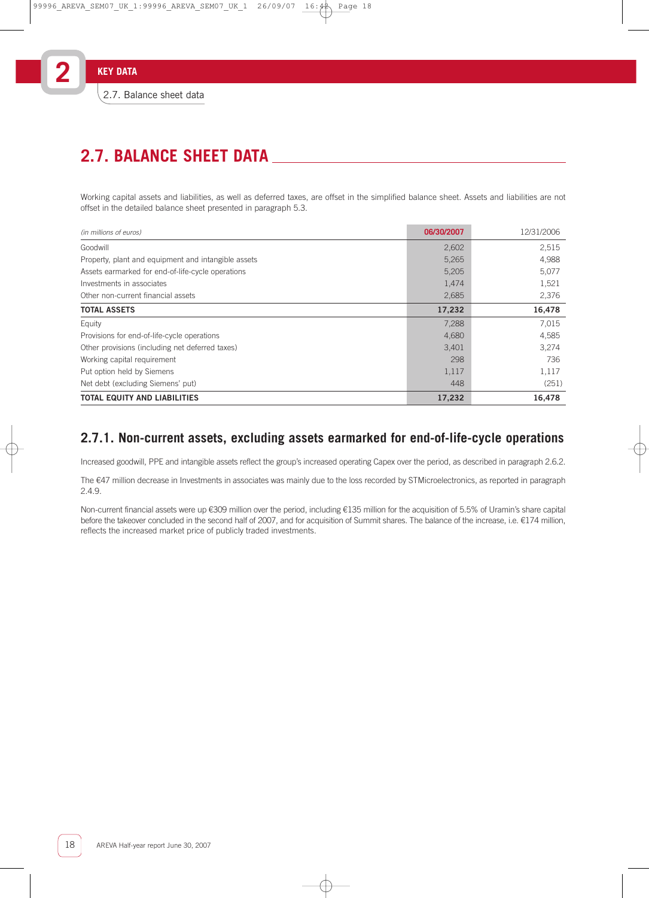## 2.7. BALANCE SHEET DATA

Working capital assets and liabilities, as well as deferred taxes, are offset in the simplified balance sheet. Assets and liabilities are not offset in the detailed balance sheet presented in paragraph 5.3.

| *(in millions of euros)* | 06/30/2007 | 12/31/2006 |
|---|---|---|
| Goodwill | 2,602 | 2,515 |
| Property, plant and equipment and intangible assets | 5,265 | 4,988 |
| Assets earmarked for end-of-life-cycle operations | 5,205 | 5,077 |
| Investments in associates | 1,474 | 1,521 |
| Other non-current financial assets | 2,685 | 2,376 |
| **TOTAL ASSETS** | **17,232** | **16,478** |
| Equity | 7,288 | 7,015 |
| Provisions for end-of-life-cycle operations | 4,680 | 4,585 |
| Other provisions (including net deferred taxes) | 3,401 | 3,274 |
| Working capital requirement | 298 | 736 |
| Put option held by Siemens | 1,117 | 1,117 |
| Net debt (excluding Siemens' put) | 448 | (251) |
| **TOTAL EQUITY AND LIABILITIES** | **17,232** | **16,478** |

### 2.7.1. Non-current assets, excluding assets earmarked for end-of-life-cycle operations

Increased goodwill, PPE and intangible assets reflect the group's increased operating Capex over the period, as described in paragraph 2.6.2.

The €47 million decrease in Investments in associates was mainly due to the loss recorded by STMicroelectronics, as reported in paragraph 2.4.9.

Non-current financial assets were up €309 million over the period, including €135 million for the acquisition of 5.5% of Uramin's share capital before the takeover concluded in the second half of 2007, and for acquisition of Summit shares. The balance of the increase, i.e. €174 million, reflects the increased market price of publicly traded investments.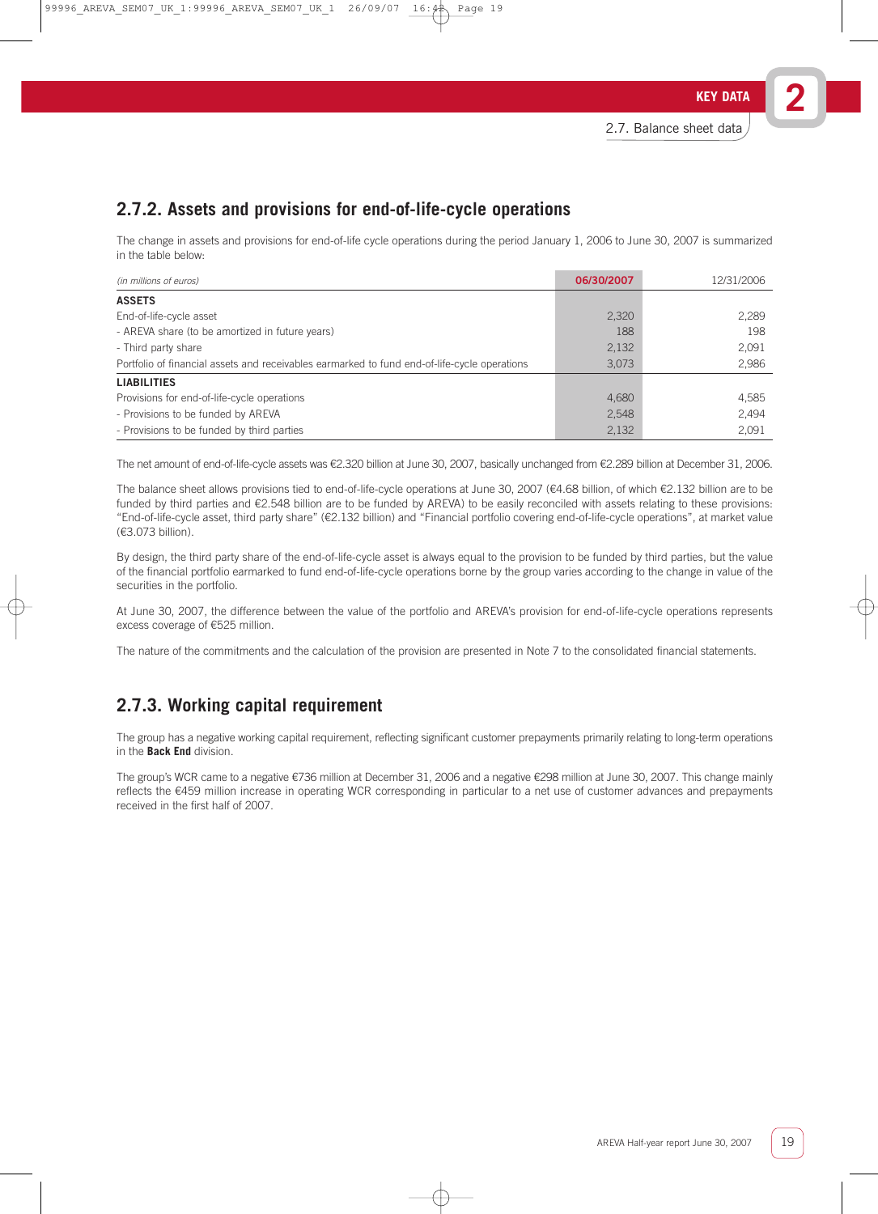## 2.7.2. Assets and provisions for end-of-life-cycle operations

The change in assets and provisions for end-of-life cycle operations during the period January 1, 2006 to June 30, 2007 is summarized in the table below:

| *(in millions of euros)* | 06/30/2007 | 12/31/2006 |
|---|---|---|
| **ASSETS** | | |
| End-of-life-cycle asset | 2,320 | 2,289 |
| - AREVA share (to be amortized in future years) | 188 | 198 |
| - Third party share | 2,132 | 2,091 |
| Portfolio of financial assets and receivables earmarked to fund end-of-life-cycle operations | 3,073 | 2,986 |
| **LIABILITIES** | | |
| Provisions for end-of-life-cycle operations | 4,680 | 4,585 |
| - Provisions to be funded by AREVA | 2,548 | 2,494 |
| - Provisions to be funded by third parties | 2,132 | 2,091 |

The net amount of end-of-life-cycle assets was €2.320 billion at June 30, 2007, basically unchanged from €2.289 billion at December 31, 2006.

The balance sheet allows provisions tied to end-of-life-cycle operations at June 30, 2007 (€4.68 billion, of which €2.132 billion are to be funded by third parties and €2.548 billion are to be funded by AREVA) to be easily reconciled with assets relating to these provisions: "End-of-life-cycle asset, third party share" (€2.132 billion) and "Financial portfolio covering end-of-life-cycle operations", at market value (€3.073 billion).

By design, the third party share of the end-of-life-cycle asset is always equal to the provision to be funded by third parties, but the value of the financial portfolio earmarked to fund end-of-life-cycle operations borne by the group varies according to the change in value of the securities in the portfolio.

At June 30, 2007, the difference between the value of the portfolio and AREVA's provision for end-of-life-cycle operations represents excess coverage of €525 million.

The nature of the commitments and the calculation of the provision are presented in Note 7 to the consolidated financial statements.

## 2.7.3. Working capital requirement

The group has a negative working capital requirement, reflecting significant customer prepayments primarily relating to long-term operations in the **Back End** division.

The group's WCR came to a negative €736 million at December 31, 2006 and a negative €298 million at June 30, 2007. This change mainly reflects the €459 million increase in operating WCR corresponding in particular to a net use of customer advances and prepayments received in the first half of 2007.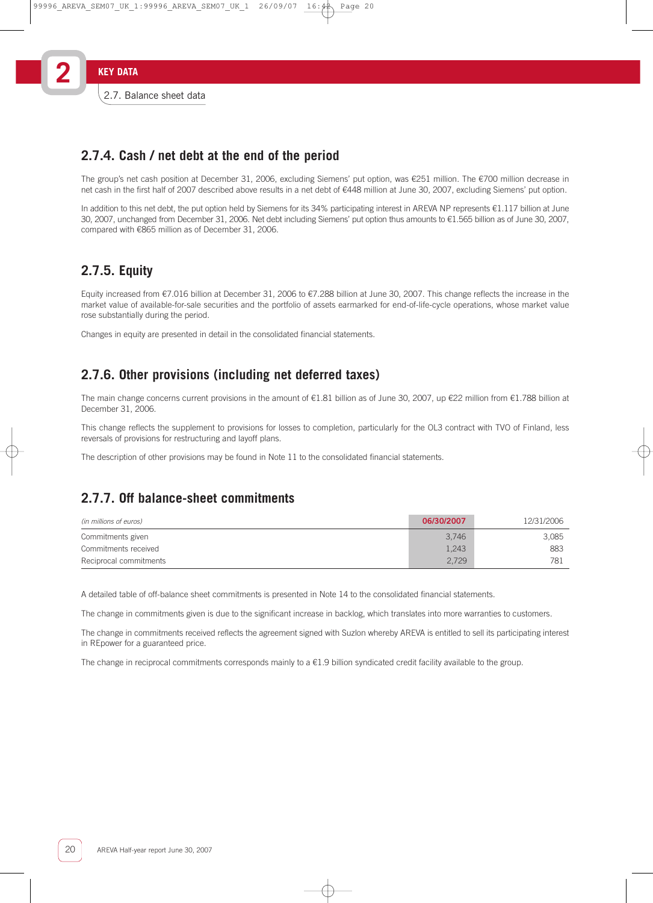## 2.7.4. Cash / net debt at the end of the period

The group's net cash position at December 31, 2006, excluding Siemens' put option, was €251 million. The €700 million decrease in net cash in the first half of 2007 described above results in a net debt of €448 million at June 30, 2007, excluding Siemens' put option.

In addition to this net debt, the put option held by Siemens for its 34% participating interest in AREVA NP represents €1.117 billion at June 30, 2007, unchanged from December 31, 2006. Net debt including Siemens' put option thus amounts to €1.565 billion as of June 30, 2007, compared with €865 million as of December 31, 2006.

## 2.7.5. Equity

Equity increased from €7.016 billion at December 31, 2006 to €7.288 billion at June 30, 2007. This change reflects the increase in the market value of available-for-sale securities and the portfolio of assets earmarked for end-of-life-cycle operations, whose market value rose substantially during the period.

Changes in equity are presented in detail in the consolidated financial statements.

## 2.7.6. Other provisions (including net deferred taxes)

The main change concerns current provisions in the amount of €1.81 billion as of June 30, 2007, up €22 million from €1.788 billion at December 31, 2006.

This change reflects the supplement to provisions for losses to completion, particularly for the OL3 contract with TVO of Finland, less reversals of provisions for restructuring and layoff plans.

The description of other provisions may be found in Note 11 to the consolidated financial statements.

## 2.7.7. Off balance-sheet commitments

| *(in millions of euros)* | 06/30/2007 | 12/31/2006 |
|---|---|---|
| Commitments given | 3,746 | 3,085 |
| Commitments received | 1,243 | 883 |
| Reciprocal commitments | 2,729 | 781 |

A detailed table of off-balance sheet commitments is presented in Note 14 to the consolidated financial statements.

The change in commitments given is due to the significant increase in backlog, which translates into more warranties to customers.

The change in commitments received reflects the agreement signed with Suzlon whereby AREVA is entitled to sell its participating interest in REpower for a guaranteed price.

The change in reciprocal commitments corresponds mainly to a €1.9 billion syndicated credit facility available to the group.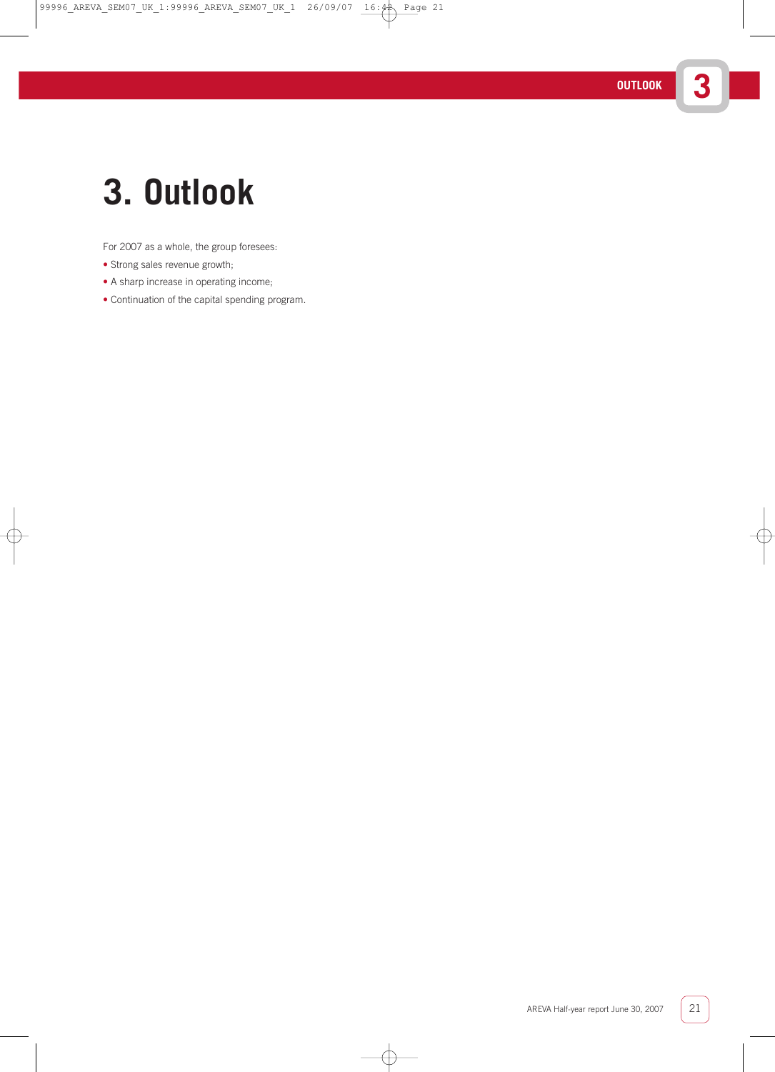# 3. Outlook

For 2007 as a whole, the group foresees:

- Strong sales revenue growth;
- A sharp increase in operating income;
- Continuation of the capital spending program.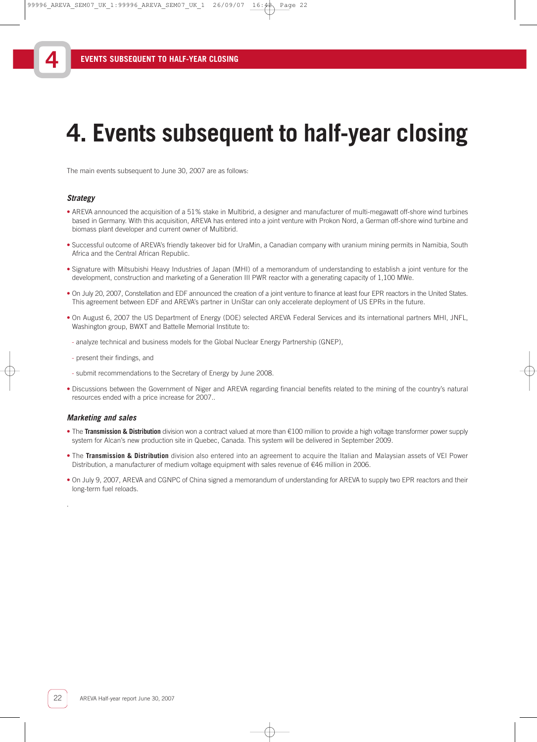# 4. Events subsequent to half-year closing

The main events subsequent to June 30, 2007 are as follows:

### *Strategy*

- AREVA announced the acquisition of a 51% stake in Multibrid, a designer and manufacturer of multi-megawatt off-shore wind turbines based in Germany. With this acquisition, AREVA has entered into a joint venture with Prokon Nord, a German off-shore wind turbine and biomass plant developer and current owner of Multibrid.
- Successful outcome of AREVA's friendly takeover bid for UraMin, a Canadian company with uranium mining permits in Namibia, South Africa and the Central African Republic.
- Signature with Mitsubishi Heavy Industries of Japan (MHI) of a memorandum of understanding to establish a joint venture for the development, construction and marketing of a Generation III PWR reactor with a generating capacity of 1,100 MWe.
- On July 20, 2007, Constellation and EDF announced the creation of a joint venture to finance at least four EPR reactors in the United States. This agreement between EDF and AREVA's partner in UniStar can only accelerate deployment of US EPRs in the future.
- On August 6, 2007 the US Department of Energy (DOE) selected AREVA Federal Services and its international partners MHI, JNFL, Washington group, BWXT and Battelle Memorial Institute to:
  - analyze technical and business models for the Global Nuclear Energy Partnership (GNEP),
  - present their findings, and
  - submit recommendations to the Secretary of Energy by June 2008.
- Discussions between the Government of Niger and AREVA regarding financial benefits related to the mining of the country's natural resources ended with a price increase for 2007..

### *Marketing and sales*

- The **Transmission & Distribution** division won a contract valued at more than €100 million to provide a high voltage transformer power supply system for Alcan's new production site in Quebec, Canada. This system will be delivered in September 2009.
- The **Transmission & Distribution** division also entered into an agreement to acquire the Italian and Malaysian assets of VEI Power Distribution, a manufacturer of medium voltage equipment with sales revenue of €46 million in 2006.
- On July 9, 2007, AREVA and CGNPC of China signed a memorandum of understanding for AREVA to supply two EPR reactors and their long-term fuel reloads.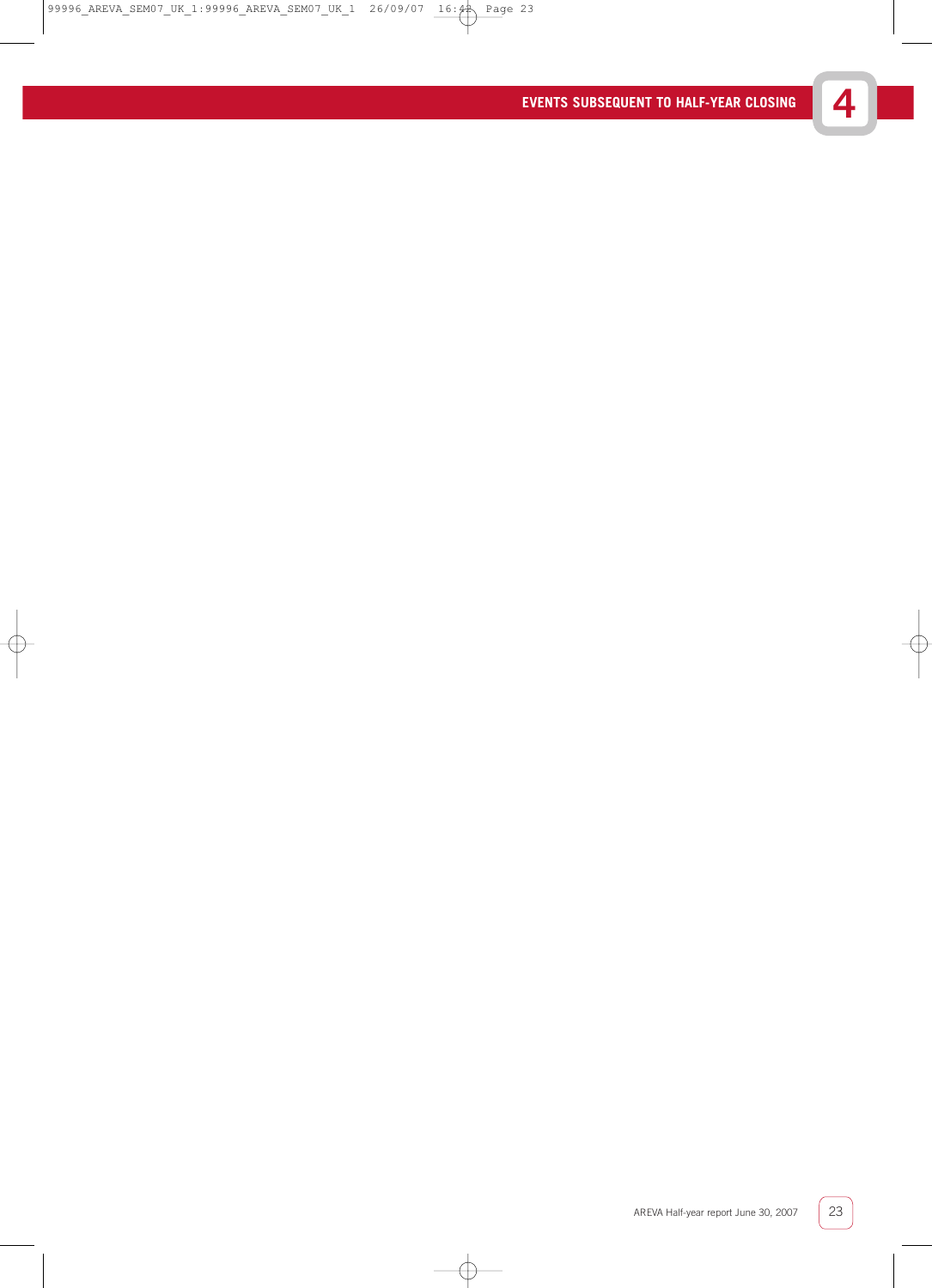# 4 EVENTS SUBSEQUENT TO HALF-YEAR CLOSING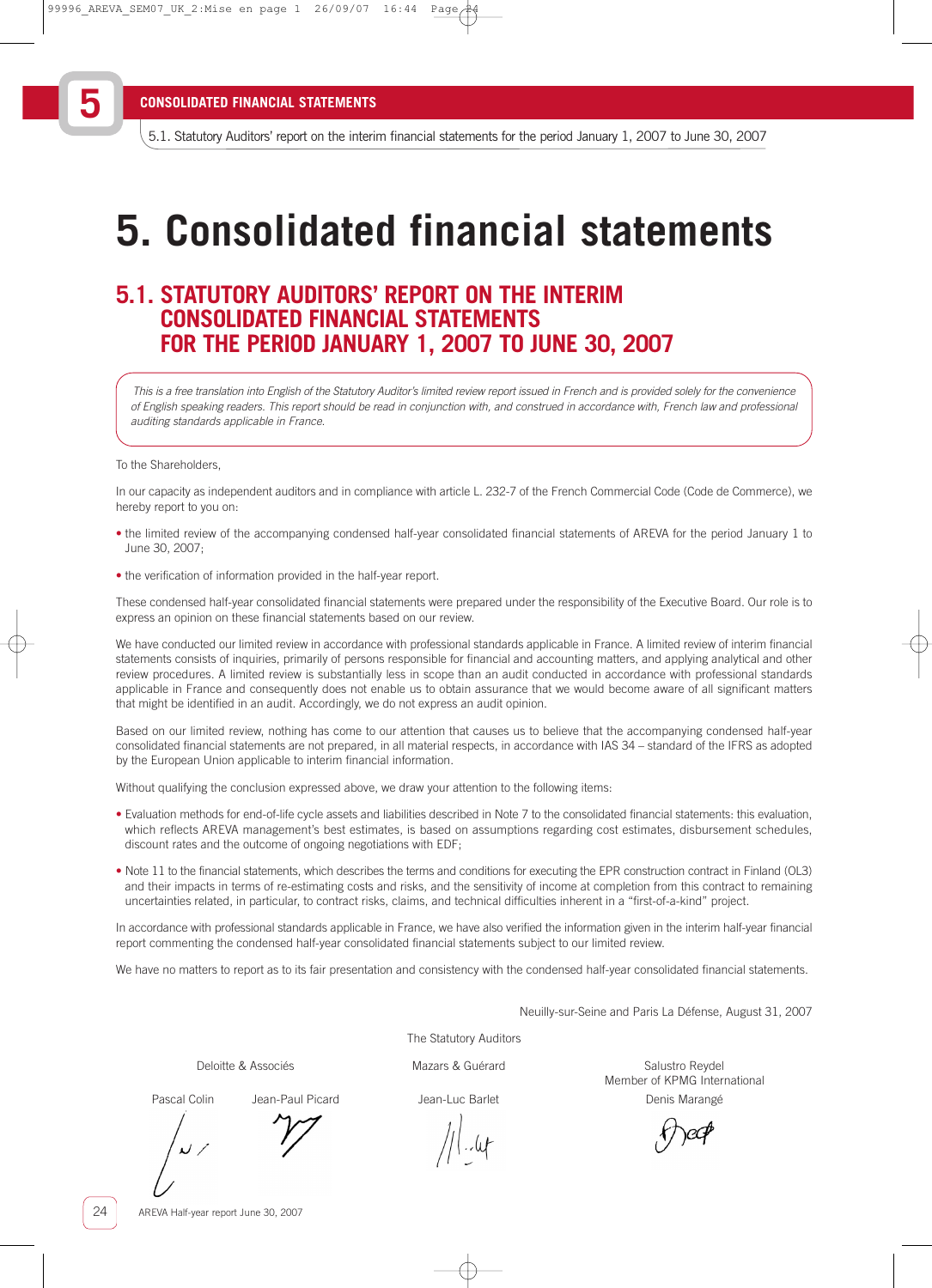# 5. Consolidated financial statements

## 5.1. STATUTORY AUDITORS' REPORT ON THE INTERIM CONSOLIDATED FINANCIAL STATEMENTS FOR THE PERIOD JANUARY 1, 2007 TO JUNE 30, 2007

*This is a free translation into English of the Statutory Auditor's limited review report issued in French and is provided solely for the convenience of English speaking readers. This report should be read in conjunction with, and construed in accordance with, French law and professional auditing standards applicable in France.*

To the Shareholders,

In our capacity as independent auditors and in compliance with article L. 232-7 of the French Commercial Code (Code de Commerce), we hereby report to you on:

- the limited review of the accompanying condensed half-year consolidated financial statements of AREVA for the period January 1 to June 30, 2007;
- the verification of information provided in the half-year report.

These condensed half-year consolidated financial statements were prepared under the responsibility of the Executive Board. Our role is to express an opinion on these financial statements based on our review.

We have conducted our limited review in accordance with professional standards applicable in France. A limited review of interim financial statements consists of inquiries, primarily of persons responsible for financial and accounting matters, and applying analytical and other review procedures. A limited review is substantially less in scope than an audit conducted in accordance with professional standards applicable in France and consequently does not enable us to obtain assurance that we would become aware of all significant matters that might be identified in an audit. Accordingly, we do not express an audit opinion.

Based on our limited review, nothing has come to our attention that causes us to believe that the accompanying condensed half-year consolidated financial statements are not prepared, in all material respects, in accordance with IAS 34 – standard of the IFRS as adopted by the European Union applicable to interim financial information.

Without qualifying the conclusion expressed above, we draw your attention to the following items:

- Evaluation methods for end-of-life cycle assets and liabilities described in Note 7 to the consolidated financial statements: this evaluation, which reflects AREVA management's best estimates, is based on assumptions regarding cost estimates, disbursement schedules, discount rates and the outcome of ongoing negotiations with EDF;
- Note 11 to the financial statements, which describes the terms and conditions for executing the EPR construction contract in Finland (OL3) and their impacts in terms of re-estimating costs and risks, and the sensitivity of income at completion from this contract to remaining uncertainties related, in particular, to contract risks, claims, and technical difficulties inherent in a "first-of-a-kind" project.

In accordance with professional standards applicable in France, we have also verified the information given in the interim half-year financial report commenting the condensed half-year consolidated financial statements subject to our limited review.

We have no matters to report as to its fair presentation and consistency with the condensed half-year consolidated financial statements.

Neuilly-sur-Seine and Paris La Défense, August 31, 2007

The Statutory Auditors

Deloitte & Associés
Pascal Colin Jean-Paul Picard

Mazars & Guérard
Jean-Luc Barlet

Salustro Reydel
Member of KPMG International
Denis Marangé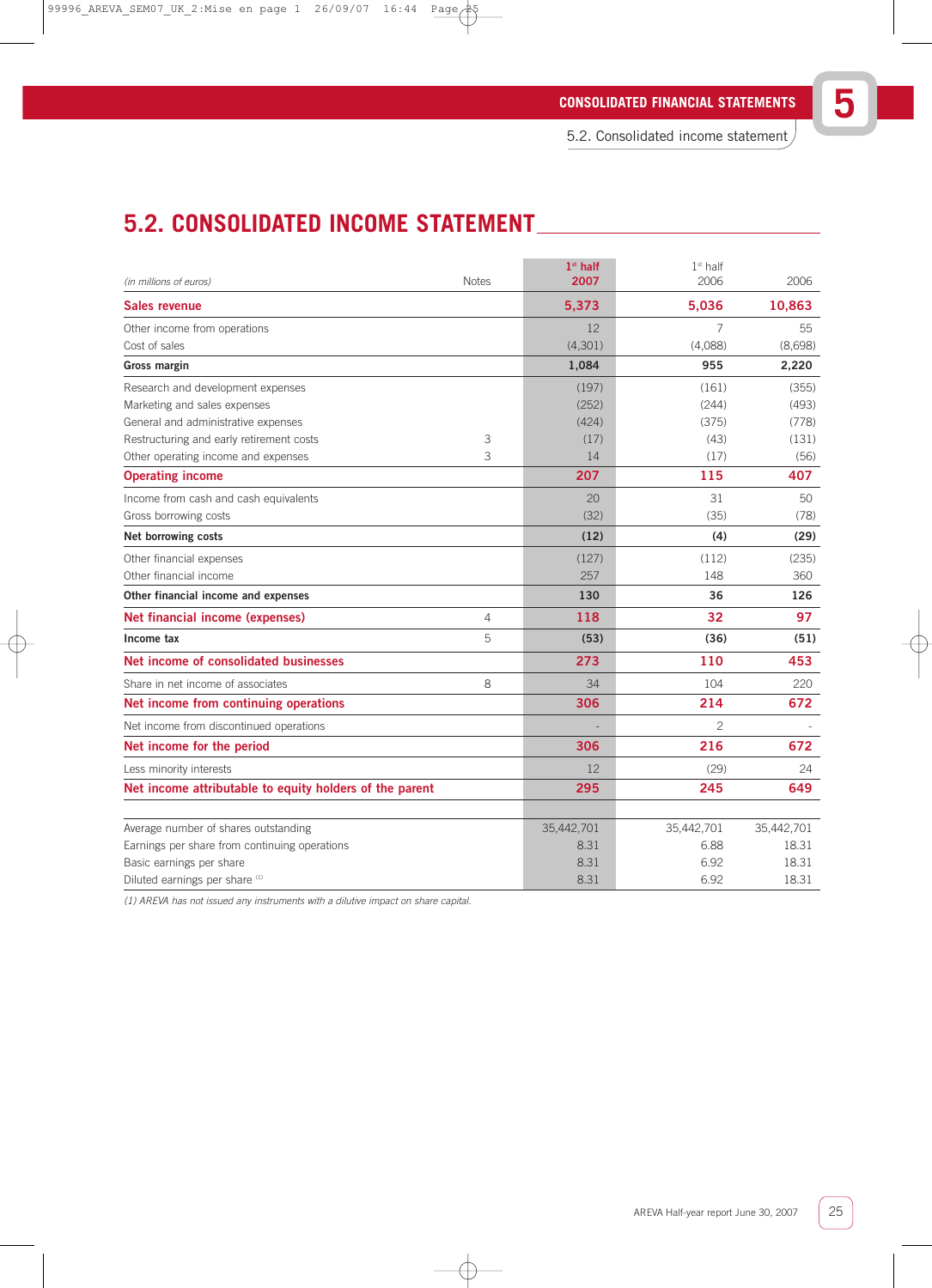# 5.2. CONSOLIDATED INCOME STATEMENT

| *(in millions of euros)* | Notes | 1st half 2007 | 1st half 2006 | 2006 |
|---|---|---|---|---|
| **Sales revenue** | | **5,373** | **5,036** | **10,863** |
| Other income from operations | | 12 | 7 | 55 |
| Cost of sales | | (4,301) | (4,088) | (8,698) |
| **Gross margin** | | **1,084** | **955** | **2,220** |
| Research and development expenses | | (197) | (161) | (355) |
| Marketing and sales expenses | | (252) | (244) | (493) |
| General and administrative expenses | | (424) | (375) | (778) |
| Restructuring and early retirement costs | 3 | (17) | (43) | (131) |
| Other operating income and expenses | 3 | 14 | (17) | (56) |
| **Operating income** | | **207** | **115** | **407** |
| Income from cash and cash equivalents | | 20 | 31 | 50 |
| Gross borrowing costs | | (32) | (35) | (78) |
| **Net borrowing costs** | | **(12)** | **(4)** | **(29)** |
| Other financial expenses | | (127) | (112) | (235) |
| Other financial income | | 257 | 148 | 360 |
| **Other financial income and expenses** | | **130** | **36** | **126** |
| **Net financial income (expenses)** | 4 | **118** | **32** | **97** |
| **Income tax** | 5 | **(53)** | **(36)** | **(51)** |
| **Net income of consolidated businesses** | | **273** | **110** | **453** |
| Share in net income of associates | 8 | 34 | 104 | 220 |
| **Net income from continuing operations** | | **306** | **214** | **672** |
| Net income from discontinued operations | | - | 2 | - |
| **Net income for the period** | | **306** | **216** | **672** |
| Less minority interests | | 12 | (29) | 24 |
| **Net income attributable to equity holders of the parent** | | **295** | **245** | **649** |
| Average number of shares outstanding | | 35,442,701 | 35,442,701 | 35,442,701 |
| Earnings per share from continuing operations | | 8.31 | 6.88 | 18.31 |
| Basic earnings per share | | 8.31 | 6.92 | 18.31 |
| Diluted earnings per share (1) | | 8.31 | 6.92 | 18.31 |

*(1) AREVA has not issued any instruments with a dilutive impact on share capital.*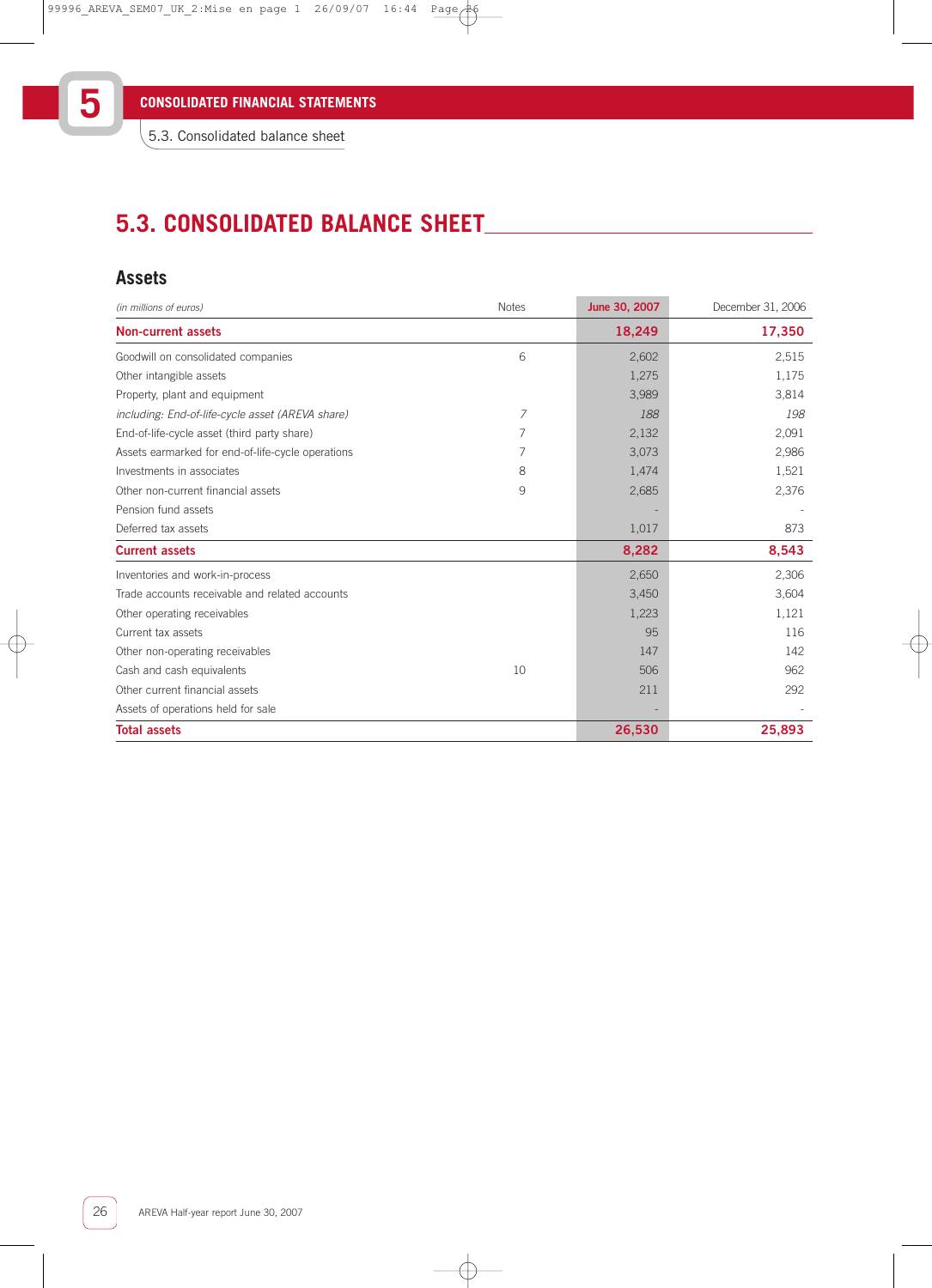## 5.3. CONSOLIDATED BALANCE SHEET

### Assets

| *(in millions of euros)* | Notes | June 30, 2007 | December 31, 2006 |
|---|---|---|---|
| **Non-current assets** | | **18,249** | **17,350** |
| Goodwill on consolidated companies | 6 | 2,602 | 2,515 |
| Other intangible assets | | 1,275 | 1,175 |
| Property, plant and equipment | | 3,989 | 3,814 |
| *including: End-of-life-cycle asset (AREVA share)* | *7* | *188* | *198* |
| End-of-life-cycle asset (third party share) | 7 | 2,132 | 2,091 |
| Assets earmarked for end-of-life-cycle operations | 7 | 3,073 | 2,986 |
| Investments in associates | 8 | 1,474 | 1,521 |
| Other non-current financial assets | 9 | 2,685 | 2,376 |
| Pension fund assets | | - | - |
| Deferred tax assets | | 1,017 | 873 |
| **Current assets** | | **8,282** | **8,543** |
| Inventories and work-in-process | | 2,650 | 2,306 |
| Trade accounts receivable and related accounts | | 3,450 | 3,604 |
| Other operating receivables | | 1,223 | 1,121 |
| Current tax assets | | 95 | 116 |
| Other non-operating receivables | | 147 | 142 |
| Cash and cash equivalents | 10 | 506 | 962 |
| Other current financial assets | | 211 | 292 |
| Assets of operations held for sale | | - | - |
| **Total assets** | | **26,530** | **25,893** |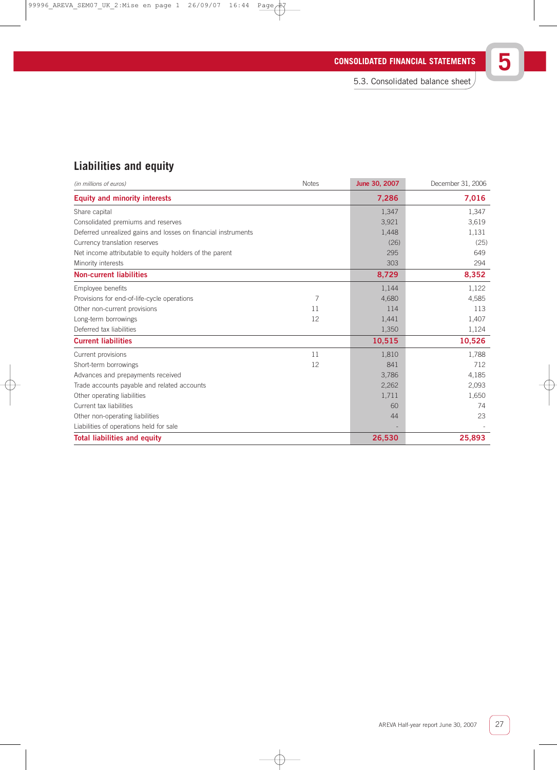## Liabilities and equity

| *(in millions of euros)* | Notes | June 30, 2007 | December 31, 2006 |
|---|---|---|---|
| **Equity and minority interests** | | **7,286** | **7,016** |
| Share capital | | 1,347 | 1,347 |
| Consolidated premiums and reserves | | 3,921 | 3,619 |
| Deferred unrealized gains and losses on financial instruments | | 1,448 | 1,131 |
| Currency translation reserves | | (26) | (25) |
| Net income attributable to equity holders of the parent | | 295 | 649 |
| Minority interests | | 303 | 294 |
| **Non-current liabilities** | | **8,729** | **8,352** |
| Employee benefits | | 1,144 | 1,122 |
| Provisions for end-of-life-cycle operations | 7 | 4,680 | 4,585 |
| Other non-current provisions | 11 | 114 | 113 |
| Long-term borrowings | 12 | 1,441 | 1,407 |
| Deferred tax liabilities | | 1,350 | 1,124 |
| **Current liabilities** | | **10,515** | **10,526** |
| Current provisions | 11 | 1,810 | 1,788 |
| Short-term borrowings | 12 | 841 | 712 |
| Advances and prepayments received | | 3,786 | 4,185 |
| Trade accounts payable and related accounts | | 2,262 | 2,093 |
| Other operating liabilities | | 1,711 | 1,650 |
| Current tax liabilities | | 60 | 74 |
| Other non-operating liabilities | | 44 | 23 |
| Liabilities of operations held for sale | | - | - |
| **Total liabilities and equity** | | **26,530** | **25,893** |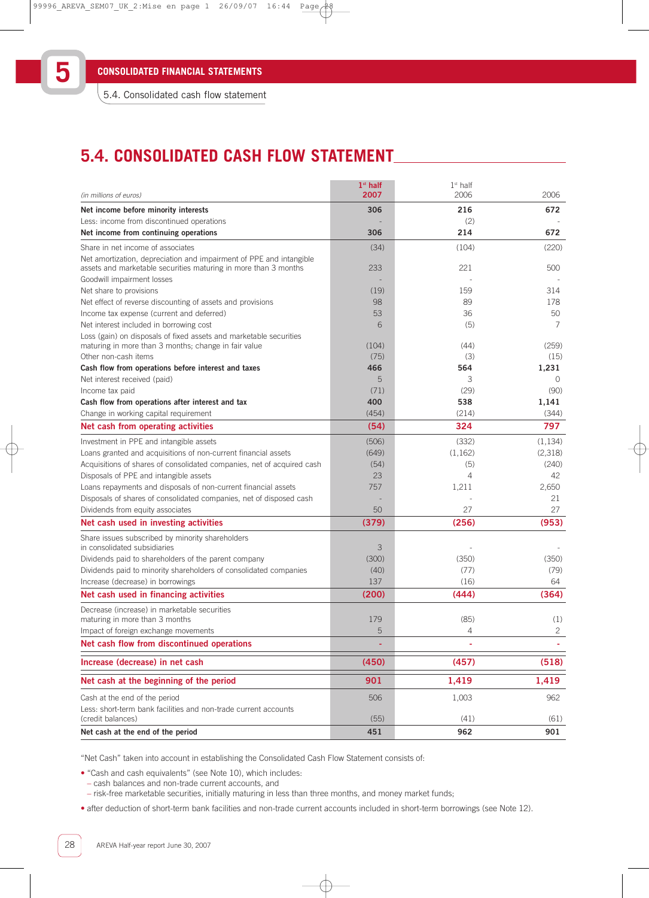## 5.4. CONSOLIDATED CASH FLOW STATEMENT

| *(in millions of euros)* | 1st half 2007 | 1st half 2006 | 2006 |
|---|---|---|---|
| **Net income before minority interests** | **306** | **216** | **672** |
| Less: income from discontinued operations | - | (2) | - |
| **Net income from continuing operations** | **306** | **214** | **672** |
| Share in net income of associates | (34) | (104) | (220) |
| Net amortization, depreciation and impairment of PPE and intangible assets and marketable securities maturing in more than 3 months | 233 | 221 | 500 |
| Goodwill impairment losses | - | - | - |
| Net share to provisions | (19) | 159 | 314 |
| Net effect of reverse discounting of assets and provisions | 98 | 89 | 178 |
| Income tax expense (current and deferred) | 53 | 36 | 50 |
| Net interest included in borrowing cost | 6 | (5) | 7 |
| Loss (gain) on disposals of fixed assets and marketable securities maturing in more than 3 months; change in fair value | (104) | (44) | (259) |
| Other non-cash items | (75) | (3) | (15) |
| **Cash flow from operations before interest and taxes** | **466** | **564** | **1,231** |
| Net interest received (paid) | 5 | 3 | 0 |
| Income tax paid | (71) | (29) | (90) |
| **Cash flow from operations after interest and tax** | **400** | **538** | **1,141** |
| Change in working capital requirement | (454) | (214) | (344) |
| **Net cash from operating activities** | **(54)** | **324** | **797** |
| Investment in PPE and intangible assets | (506) | (332) | (1,134) |
| Loans granted and acquisitions of non-current financial assets | (649) | (1,162) | (2,318) |
| Acquisitions of shares of consolidated companies, net of acquired cash | (54) | (5) | (240) |
| Disposals of PPE and intangible assets | 23 | 4 | 42 |
| Loans repayments and disposals of non-current financial assets | 757 | 1,211 | 2,650 |
| Disposals of shares of consolidated companies, net of disposed cash | - | - | 21 |
| Dividends from equity associates | 50 | 27 | 27 |
| **Net cash used in investing activities** | **(379)** | **(256)** | **(953)** |
| Share issues subscribed by minority shareholders in consolidated subsidiaries | 3 | - | - |
| Dividends paid to shareholders of the parent company | (300) | (350) | (350) |
| Dividends paid to minority shareholders of consolidated companies | (40) | (77) | (79) |
| Increase (decrease) in borrowings | 137 | (16) | 64 |
| **Net cash used in financing activities** | **(200)** | **(444)** | **(364)** |
| Decrease (increase) in marketable securities maturing in more than 3 months | 179 | (85) | (1) |
| Impact of foreign exchange movements | 5 | 4 | 2 |
| **Net cash flow from discontinued operations** | **-** | **-** | **-** |
| **Increase (decrease) in net cash** | **(450)** | **(457)** | **(518)** |
| **Net cash at the beginning of the period** | **901** | **1,419** | **1,419** |
| Cash at the end of the period | 506 | 1,003 | 962 |
| Less: short-term bank facilities and non-trade current accounts (credit balances) | (55) | (41) | (61) |
| **Net cash at the end of the period** | **451** | **962** | **901** |

"Net Cash" taken into account in establishing the Consolidated Cash Flow Statement consists of:

- "Cash and cash equivalents" (see Note 10), which includes:
  - cash balances and non-trade current accounts, and
  - risk-free marketable securities, initially maturing in less than three months, and money market funds;
- after deduction of short-term bank facilities and non-trade current accounts included in short-term borrowings (see Note 12).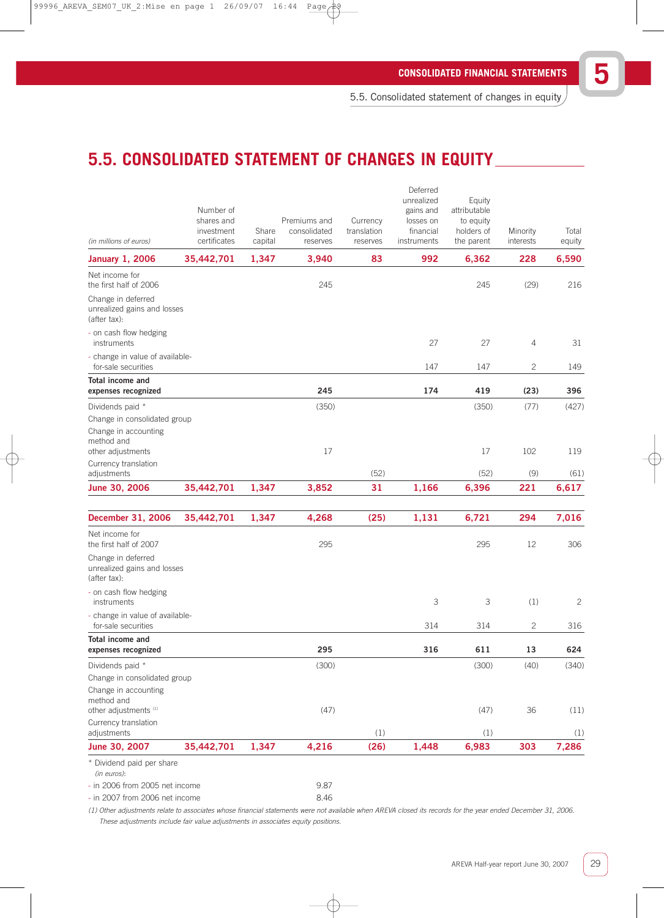# 5.5. CONSOLIDATED STATEMENT OF CHANGES IN EQUITY

| *(in millions of euros)* | Number of shares and investment certificates | Share capital | Premiums and consolidated reserves | Currency translation reserves | Deferred unrealized gains and losses on financial instruments | Equity attributable to equity holders of the parent | Minority interests | Total equity |
|---|---|---|---|---|---|---|---|---|
| **January 1, 2006** | **35,442,701** | **1,347** | **3,940** | **83** | **992** | **6,362** | **228** | **6,590** |
| Net income for the first half of 2006 | | | 245 | | | 245 | (29) | 216 |
| Change in deferred unrealized gains and losses (after tax): | | | | | | | | |
| - on cash flow hedging instruments | | | | | 27 | 27 | 4 | 31 |
| - change in value of available-for-sale securities | | | | | 147 | 147 | 2 | 149 |
| **Total income and expenses recognized** | | | **245** | | **174** | **419** | **(23)** | **396** |
| Dividends paid * | | | (350) | | | (350) | (77) | (427) |
| Change in consolidated group | | | | | | | | |
| Change in accounting method and other adjustments | | | 17 | | | 17 | 102 | 119 |
| Currency translation adjustments | | | | (52) | | (52) | (9) | (61) |
| **June 30, 2006** | **35,442,701** | **1,347** | **3,852** | **31** | **1,166** | **6,396** | **221** | **6,617** |
| | | | | | | | | |
| **December 31, 2006** | **35,442,701** | **1,347** | **4,268** | **(25)** | **1,131** | **6,721** | **294** | **7,016** |
| Net income for the first half of 2007 | | | 295 | | | 295 | 12 | 306 |
| Change in deferred unrealized gains and losses (after tax): | | | | | | | | |
| - on cash flow hedging instruments | | | | | 3 | 3 | (1) | 2 |
| - change in value of available-for-sale securities | | | | | 314 | 314 | 2 | 316 |
| **Total income and expenses recognized** | | | **295** | | **316** | **611** | **13** | **624** |
| Dividends paid * | | | (300) | | | (300) | (40) | (340) |
| Change in consolidated group | | | | | | | | |
| Change in accounting method and other adjustments [(1)] | | | (47) | | | (47) | 36 | (11) |
| Currency translation adjustments | | | | (1) | | (1) | | (1) |
| **June 30, 2007** | **35,442,701** | **1,347** | **4,216** | **(26)** | **1,448** | **6,983** | **303** | **7,286** |

\* Dividend paid per share *(in euros)*:

- in 2006 from 2005 net income: 9.87
- in 2007 from 2006 net income: 8.46

*(1) Other adjustments relate to associates whose financial statements were not available when AREVA closed its records for the year ended December 31, 2006. These adjustments include fair value adjustments in associates equity positions.*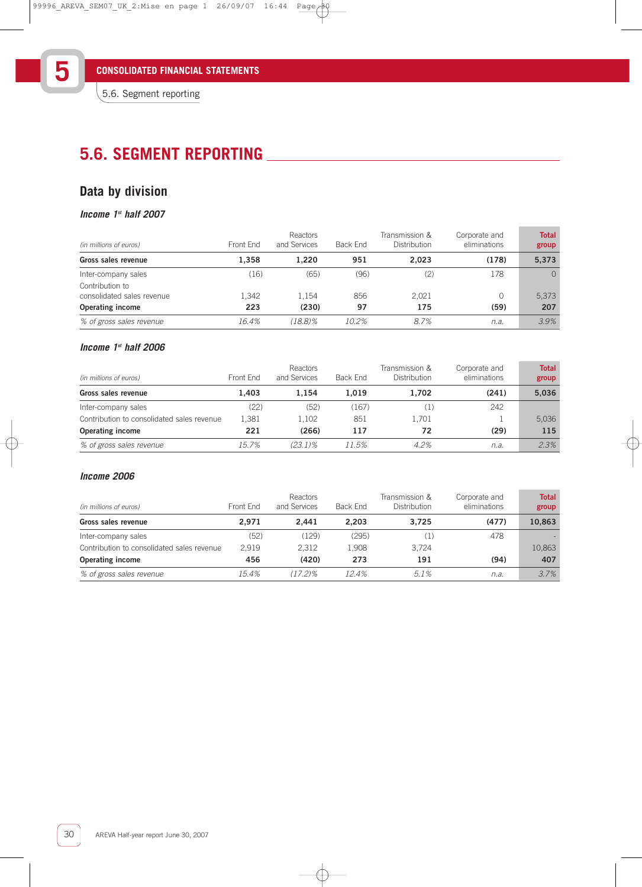## 5.6. SEGMENT REPORTING

### Data by division

#### *Income 1st half 2007*

| *(in millions of euros)* | Front End | Reactors and Services | Back End | Transmission & Distribution | Corporate and eliminations | Total group |
|---|---|---|---|---|---|---|
| **Gross sales revenue** | **1,358** | **1,220** | **951** | **2,023** | **(178)** | **5,373** |
| Inter-company sales | (16) | (65) | (96) | (2) | 178 | 0 |
| Contribution to consolidated sales revenue | 1,342 | 1,154 | 856 | 2,021 | 0 | 5,373 |
| **Operating income** | **223** | **(230)** | **97** | **175** | **(59)** | **207** |
| *% of gross sales revenue* | *16.4%* | *(18.8)%* | *10.2%* | *8.7%* | *n.a.* | *3.9%* |

#### *Income 1st half 2006*

| *(in millions of euros)* | Front End | Reactors and Services | Back End | Transmission & Distribution | Corporate and eliminations | Total group |
|---|---|---|---|---|---|---|
| **Gross sales revenue** | **1,403** | **1,154** | **1,019** | **1,702** | **(241)** | **5,036** |
| Inter-company sales | (22) | (52) | (167) | (1) | 242 | |
| Contribution to consolidated sales revenue | 1,381 | 1,102 | 851 | 1,701 | 1 | 5,036 |
| **Operating income** | **221** | **(266)** | **117** | **72** | **(29)** | **115** |
| *% of gross sales revenue* | *15.7%* | *(23.1)%* | *11.5%* | *4.2%* | *n.a.* | *2.3%* |

#### *Income 2006*

| *(in millions of euros)* | Front End | Reactors and Services | Back End | Transmission & Distribution | Corporate and eliminations | Total group |
|---|---|---|---|---|---|---|
| **Gross sales revenue** | **2,971** | **2,441** | **2,203** | **3,725** | **(477)** | **10,863** |
| Inter-company sales | (52) | (129) | (295) | (1) | 478 | - |
| Contribution to consolidated sales revenue | 2,919 | 2,312 | 1,908 | 3,724 | | 10,863 |
| **Operating income** | **456** | **(420)** | **273** | **191** | **(94)** | **407** |
| *% of gross sales revenue* | *15.4%* | *(17.2)%* | *12.4%* | *5.1%* | *n.a.* | *3.7%* |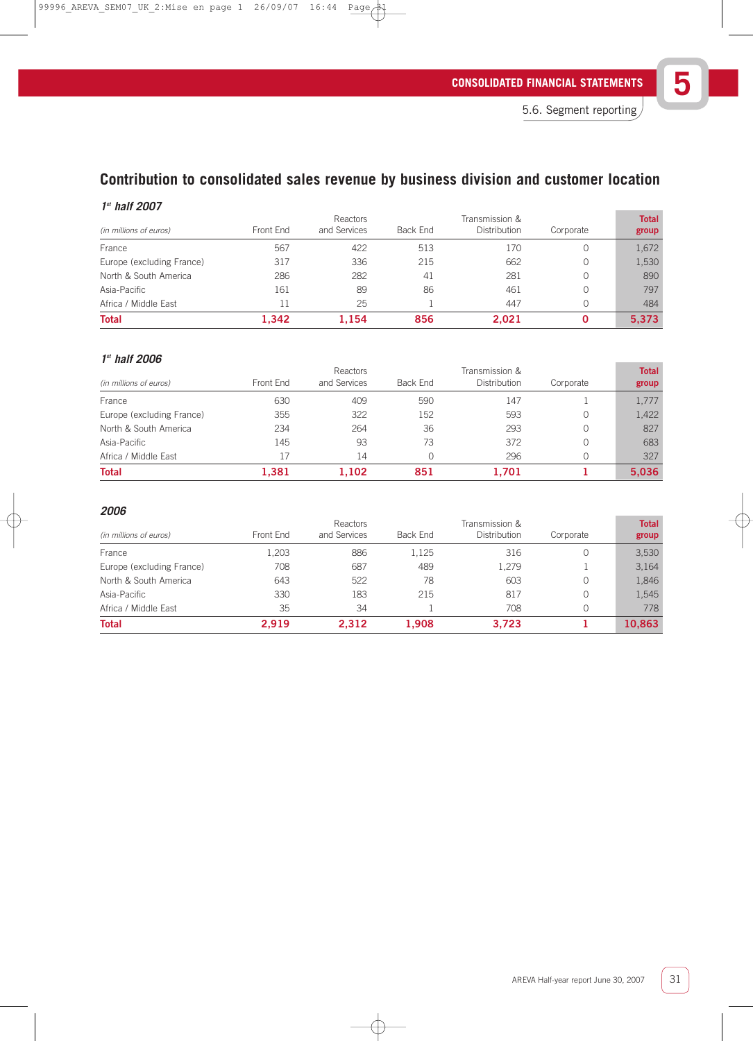## Contribution to consolidated sales revenue by business division and customer location

### *1st half 2007*

| *(in millions of euros)* | Front End | Reactors and Services | Back End | Transmission & Distribution | Corporate | **Total group** |
|---|---|---|---|---|---|---|
| France | 567 | 422 | 513 | 170 | 0 | 1,672 |
| Europe (excluding France) | 317 | 336 | 215 | 662 | 0 | 1,530 |
| North & South America | 286 | 282 | 41 | 281 | 0 | 890 |
| Asia-Pacific | 161 | 89 | 86 | 461 | 0 | 797 |
| Africa / Middle East | 11 | 25 | 1 | 447 | 0 | 484 |
| **Total** | **1,342** | **1,154** | **856** | **2,021** | **0** | **5,373** |

### *1st half 2006*

| *(in millions of euros)* | Front End | Reactors and Services | Back End | Transmission & Distribution | Corporate | **Total group** |
|---|---|---|---|---|---|---|
| France | 630 | 409 | 590 | 147 | 1 | 1,777 |
| Europe (excluding France) | 355 | 322 | 152 | 593 | 0 | 1,422 |
| North & South America | 234 | 264 | 36 | 293 | 0 | 827 |
| Asia-Pacific | 145 | 93 | 73 | 372 | 0 | 683 |
| Africa / Middle East | 17 | 14 | 0 | 296 | 0 | 327 |
| **Total** | **1,381** | **1,102** | **851** | **1,701** | **1** | **5,036** |

### *2006*

| *(in millions of euros)* | Front End | Reactors and Services | Back End | Transmission & Distribution | Corporate | **Total group** |
|---|---|---|---|---|---|---|
| France | 1,203 | 886 | 1,125 | 316 | 0 | 3,530 |
| Europe (excluding France) | 708 | 687 | 489 | 1,279 | 1 | 3,164 |
| North & South America | 643 | 522 | 78 | 603 | 0 | 1,846 |
| Asia-Pacific | 330 | 183 | 215 | 817 | 0 | 1,545 |
| Africa / Middle East | 35 | 34 | 1 | 708 | 0 | 778 |
| **Total** | **2,919** | **2,312** | **1,908** | **3,723** | **1** | **10,863** |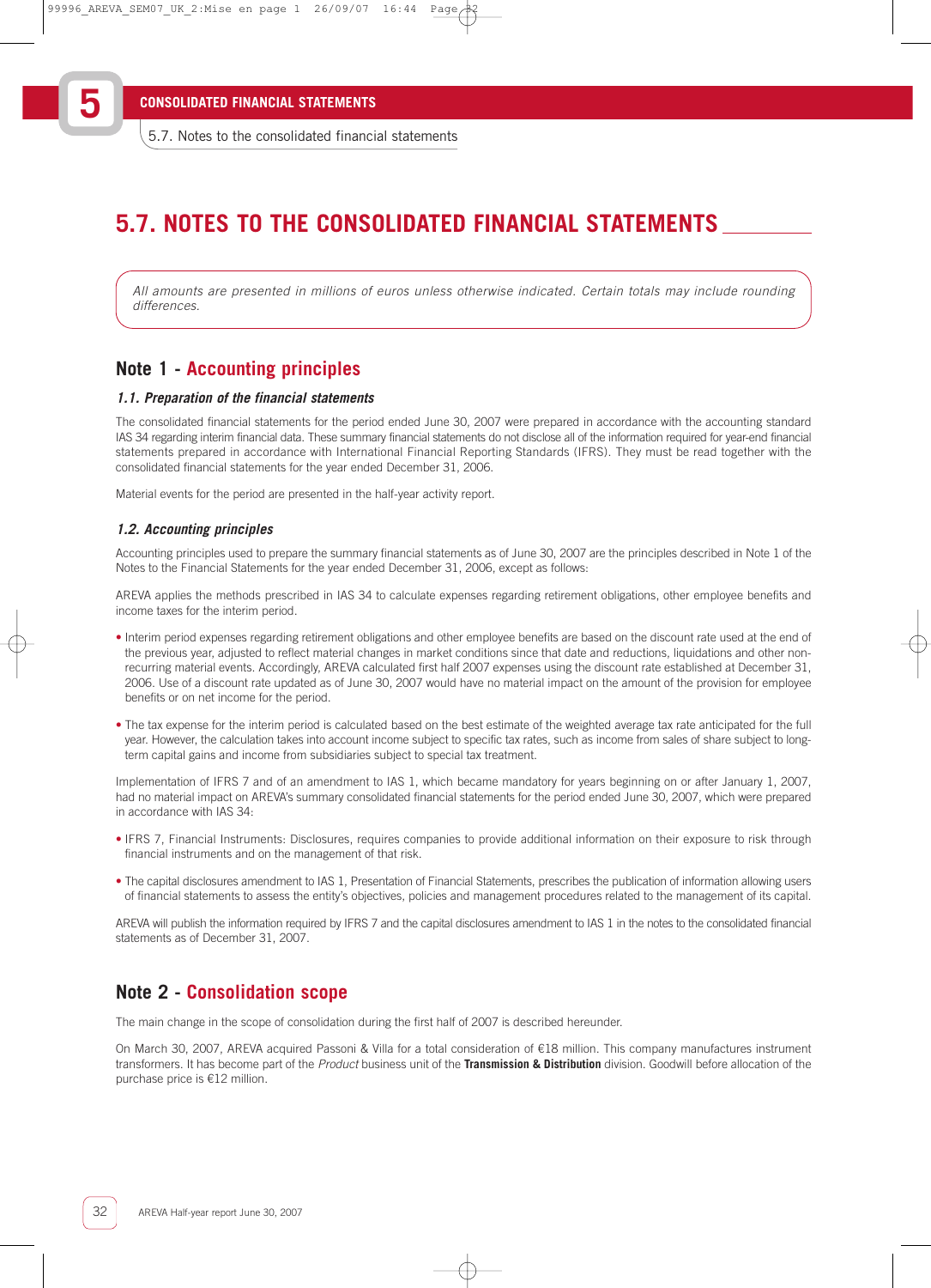# 5.7. NOTES TO THE CONSOLIDATED FINANCIAL STATEMENTS

*All amounts are presented in millions of euros unless otherwise indicated. Certain totals may include rounding differences.*

## Note 1 - Accounting principles

### *1.1. Preparation of the financial statements*

The consolidated financial statements for the period ended June 30, 2007 were prepared in accordance with the accounting standard IAS 34 regarding interim financial data. These summary financial statements do not disclose all of the information required for year-end financial statements prepared in accordance with International Financial Reporting Standards (IFRS). They must be read together with the consolidated financial statements for the year ended December 31, 2006.

Material events for the period are presented in the half-year activity report.

### *1.2. Accounting principles*

Accounting principles used to prepare the summary financial statements as of June 30, 2007 are the principles described in Note 1 of the Notes to the Financial Statements for the year ended December 31, 2006, except as follows:

AREVA applies the methods prescribed in IAS 34 to calculate expenses regarding retirement obligations, other employee benefits and income taxes for the interim period.

- Interim period expenses regarding retirement obligations and other employee benefits are based on the discount rate used at the end of the previous year, adjusted to reflect material changes in market conditions since that date and reductions, liquidations and other non-recurring material events. Accordingly, AREVA calculated first half 2007 expenses using the discount rate established at December 31, 2006. Use of a discount rate updated as of June 30, 2007 would have no material impact on the amount of the provision for employee benefits or on net income for the period.
- The tax expense for the interim period is calculated based on the best estimate of the weighted average tax rate anticipated for the full year. However, the calculation takes into account income subject to specific tax rates, such as income from sales of share subject to long-term capital gains and income from subsidiaries subject to special tax treatment.

Implementation of IFRS 7 and of an amendment to IAS 1, which became mandatory for years beginning on or after January 1, 2007, had no material impact on AREVA's summary consolidated financial statements for the period ended June 30, 2007, which were prepared in accordance with IAS 34:

- IFRS 7, Financial Instruments: Disclosures, requires companies to provide additional information on their exposure to risk through financial instruments and on the management of that risk.
- The capital disclosures amendment to IAS 1, Presentation of Financial Statements, prescribes the publication of information allowing users of financial statements to assess the entity's objectives, policies and management procedures related to the management of its capital.

AREVA will publish the information required by IFRS 7 and the capital disclosures amendment to IAS 1 in the notes to the consolidated financial statements as of December 31, 2007.

## Note 2 - Consolidation scope

The main change in the scope of consolidation during the first half of 2007 is described hereunder.

On March 30, 2007, AREVA acquired Passoni & Villa for a total consideration of €18 million. This company manufactures instrument transformers. It has become part of the *Product* business unit of the **Transmission & Distribution** division. Goodwill before allocation of the purchase price is €12 million.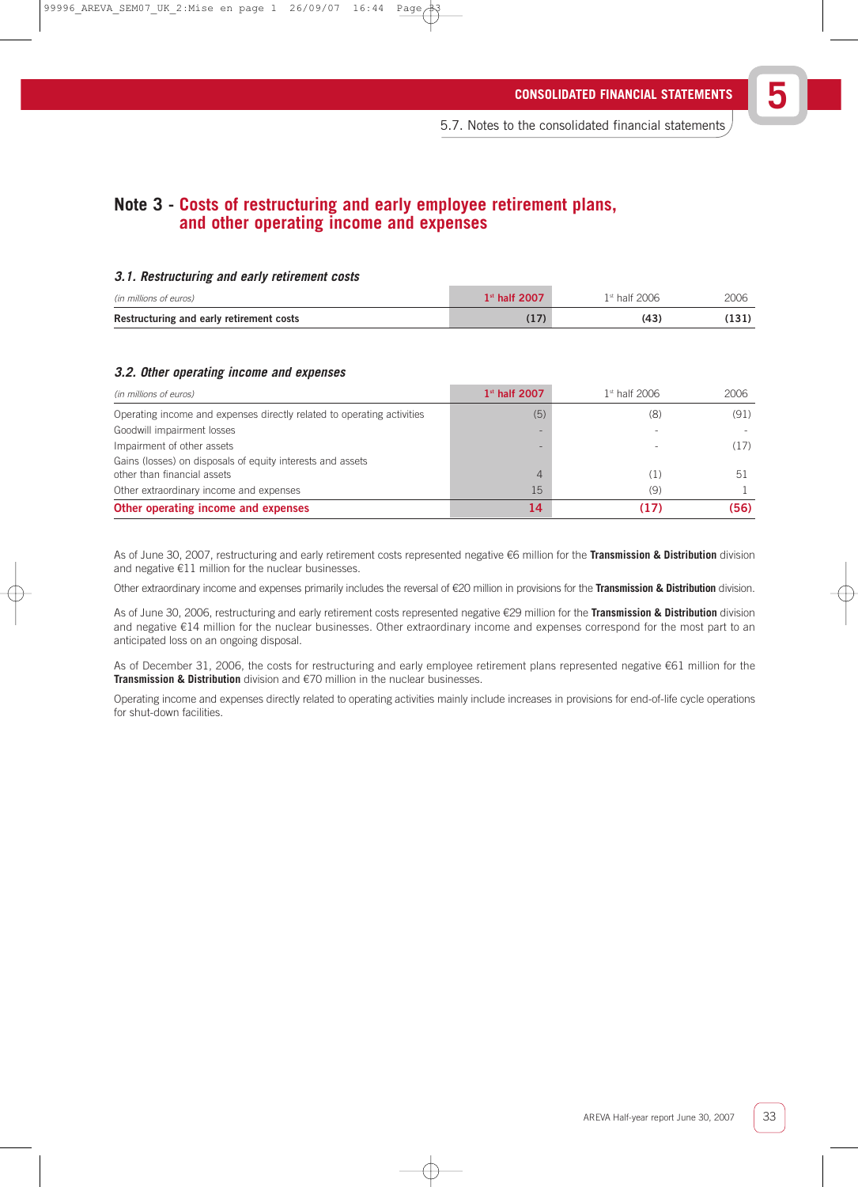# Note 3 - Costs of restructuring and early employee retirement plans, and other operating income and expenses

### 3.1. Restructuring and early retirement costs

| (in millions of euros) | 1st half 2007 | 1st half 2006 | 2006 |
|---|---|---|---|
| **Restructuring and early retirement costs** | **(17)** | **(43)** | **(131)** |

### 3.2. Other operating income and expenses

| (in millions of euros) | 1st half 2007 | 1st half 2006 | 2006 |
|---|---|---|---|
| Operating income and expenses directly related to operating activities | (5) | (8) | (91) |
| Goodwill impairment losses | - | - | - |
| Impairment of other assets | - | - | (17) |
| Gains (losses) on disposals of equity interests and assets other than financial assets | 4 | (1) | 51 |
| Other extraordinary income and expenses | 15 | (9) | 1 |
| **Other operating income and expenses** | **14** | **(17)** | **(56)** |

As of June 30, 2007, restructuring and early retirement costs represented negative €6 million for the **Transmission & Distribution** division and negative €11 million for the nuclear businesses.

Other extraordinary income and expenses primarily includes the reversal of €20 million in provisions for the **Transmission & Distribution** division.

As of June 30, 2006, restructuring and early retirement costs represented negative €29 million for the **Transmission & Distribution** division and negative €14 million for the nuclear businesses. Other extraordinary income and expenses correspond for the most part to an anticipated loss on an ongoing disposal.

As of December 31, 2006, the costs for restructuring and early employee retirement plans represented negative €61 million for the **Transmission & Distribution** division and €70 million in the nuclear businesses.

Operating income and expenses directly related to operating activities mainly include increases in provisions for end-of-life cycle operations for shut-down facilities.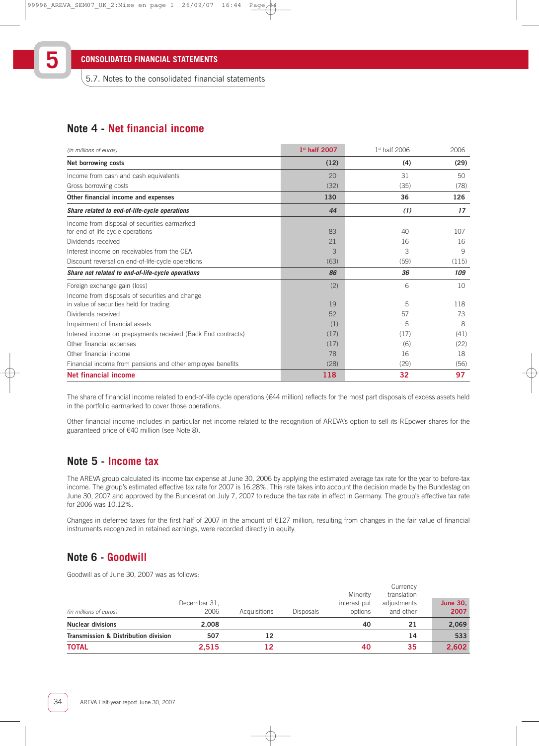## Note 4 - Net financial income

| (in millions of euros) | 1st half 2007 | 1st half 2006 | 2006 |
|---|---|---|---|
| **Net borrowing costs** | **(12)** | **(4)** | **(29)** |
| Income from cash and cash equivalents | 20 | 31 | 50 |
| Gross borrowing costs | (32) | (35) | (78) |
| **Other financial income and expenses** | **130** | **36** | **126** |
| ***Share related to end-of-life-cycle operations*** | ***44*** | ***(1)*** | ***17*** |
| Income from disposal of securities earmarked for end-of-life-cycle operations | 83 | 40 | 107 |
| Dividends received | 21 | 16 | 16 |
| Interest income on receivables from the CEA | 3 | 3 | 9 |
| Discount reversal on end-of-life-cycle operations | (63) | (59) | (115) |
| ***Share not related to end-of-life-cycle operations*** | ***86*** | ***36*** | ***109*** |
| Foreign exchange gain (loss) | (2) | 6 | 10 |
| Income from disposals of securities and change in value of securities held for trading | 19 | 5 | 118 |
| Dividends received | 52 | 57 | 73 |
| Impairment of financial assets | (1) | 5 | 8 |
| Interest income on prepayments received (Back End contracts) | (17) | (17) | (41) |
| Other financial expenses | (17) | (6) | (22) |
| Other financial income | 78 | 16 | 18 |
| Financial income from pensions and other employee benefits | (28) | (29) | (56) |
| **Net financial income** | **118** | **32** | **97** |

The share of financial income related to end-of-life cycle operations (€44 million) reflects for the most part disposals of excess assets held in the portfolio earmarked to cover those operations.

Other financial income includes in particular net income related to the recognition of AREVA's option to sell its REpower shares for the guaranteed price of €40 million (see Note 8).

## Note 5 - Income tax

The AREVA group calculated its income tax expense at June 30, 2006 by applying the estimated average tax rate for the year to before-tax income. The group's estimated effective tax rate for 2007 is 16.28%. This rate takes into account the decision made by the Bundestag on June 30, 2007 and approved by the Bundesrat on July 7, 2007 to reduce the tax rate in effect in Germany. The group's effective tax rate for 2006 was 10.12%.

Changes in deferred taxes for the first half of 2007 in the amount of €127 million, resulting from changes in the fair value of financial instruments recognized in retained earnings, were recorded directly in equity.

## Note 6 - Goodwill

Goodwill as of June 30, 2007 was as follows:

| (in millions of euros) | December 31, 2006 | Acquisitions | Disposals | Minority interest put options | Currency translation adjustments and other | June 30, 2007 |
|---|---|---|---|---|---|---|
| **Nuclear divisions** | **2,008** | | | **40** | **21** | **2,069** |
| **Transmission & Distribution division** | **507** | **12** | | | **14** | **533** |
| **TOTAL** | **2,515** | **12** | | **40** | **35** | **2,602** |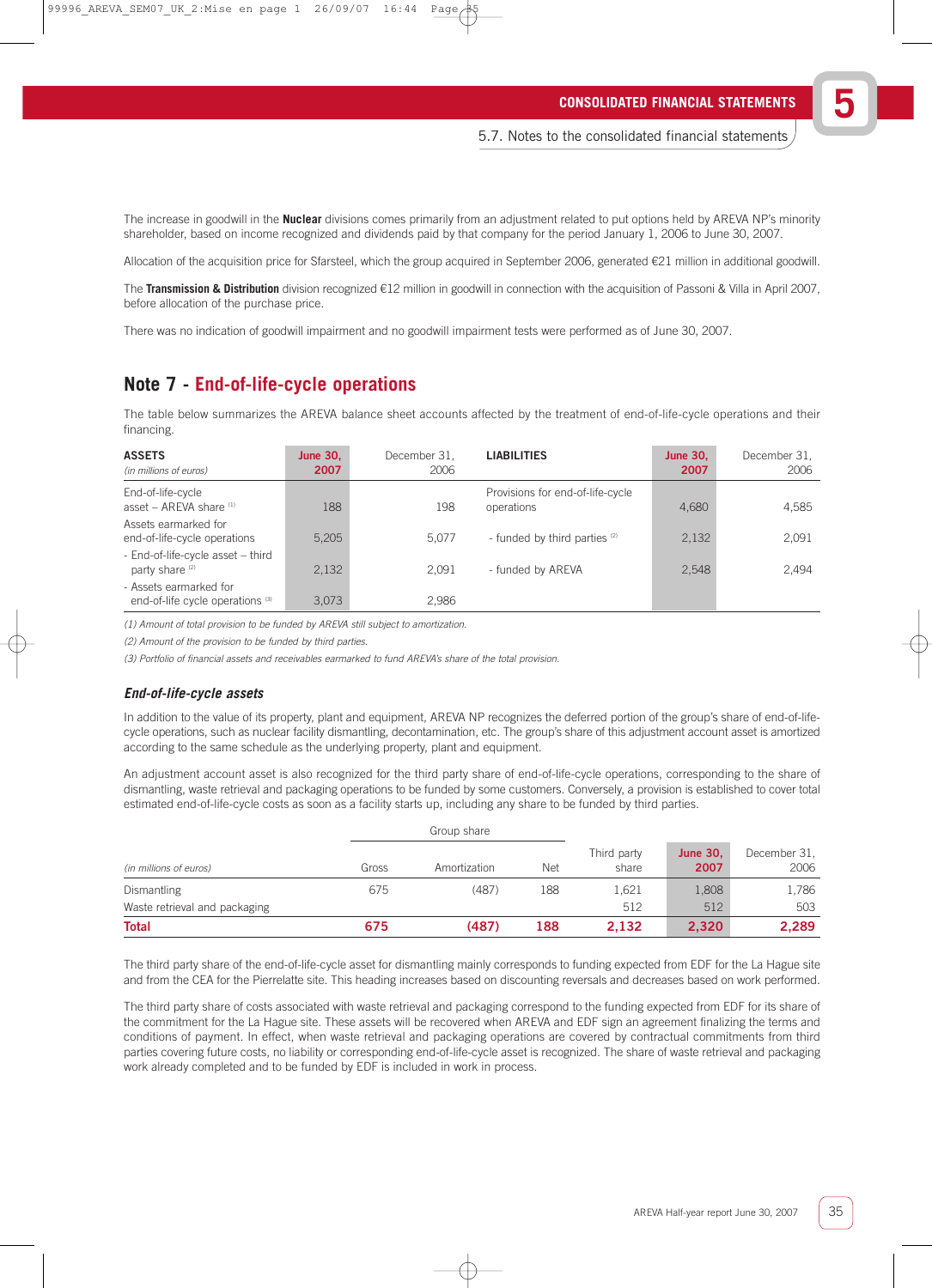The increase in goodwill in the **Nuclear** divisions comes primarily from an adjustment related to put options held by AREVA NP's minority shareholder, based on income recognized and dividends paid by that company for the period January 1, 2006 to June 30, 2007.

Allocation of the acquisition price for Sfarsteel, which the group acquired in September 2006, generated €21 million in additional goodwill.

The **Transmission & Distribution** division recognized €12 million in goodwill in connection with the acquisition of Passoni & Villa in April 2007, before allocation of the purchase price.

There was no indication of goodwill impairment and no goodwill impairment tests were performed as of June 30, 2007.

## Note 7 - End-of-life-cycle operations

The table below summarizes the AREVA balance sheet accounts affected by the treatment of end-of-life-cycle operations and their financing.

| ASSETS *(in millions of euros)* | June 30, 2007 | December 31, 2006 | LIABILITIES | June 30, 2007 | December 31, 2006 |
|---|---|---|---|---|---|
| End-of-life-cycle asset – AREVA share [1] | 188 | 198 | Provisions for end-of-life-cycle operations | 4,680 | 4,585 |
| Assets earmarked for end-of-life-cycle operations | 5,205 | 5,077 | - funded by third parties [2] | 2,132 | 2,091 |
| - End-of-life-cycle asset – third party share [2] | 2,132 | 2,091 | - funded by AREVA | 2,548 | 2,494 |
| - Assets earmarked for end-of-life cycle operations [3] | 3,073 | 2,986 | | | |

*(1) Amount of total provision to be funded by AREVA still subject to amortization.*

*(2) Amount of the provision to be funded by third parties.*

*(3) Portfolio of financial assets and receivables earmarked to fund AREVA's share of the total provision.*

### End-of-life-cycle assets

In addition to the value of its property, plant and equipment, AREVA NP recognizes the deferred portion of the group's share of end-of-life-cycle operations, such as nuclear facility dismantling, decontamination, etc. The group's share of this adjustment account asset is amortized according to the same schedule as the underlying property, plant and equipment.

An adjustment account asset is also recognized for the third party share of end-of-life-cycle operations, corresponding to the share of dismantling, waste retrieval and packaging operations to be funded by some customers. Conversely, a provision is established to cover total estimated end-of-life-cycle costs as soon as a facility starts up, including any share to be funded by third parties.

| | Group share | | | | | |
|---|---|---|---|---|---|---|
| *(in millions of euros)* | Gross | Amortization | Net | Third party share | June 30, 2007 | December 31, 2006 |
| Dismantling | 675 | (487) | 188 | 1,621 | 1,808 | 1,786 |
| Waste retrieval and packaging | | | | 512 | 512 | 503 |
| **Total** | **675** | **(487)** | **188** | **2,132** | **2,320** | **2,289** |

The third party share of the end-of-life-cycle asset for dismantling mainly corresponds to funding expected from EDF for the La Hague site and from the CEA for the Pierrelatte site. This heading increases based on discounting reversals and decreases based on work performed.

The third party share of costs associated with waste retrieval and packaging correspond to the funding expected from EDF for its share of the commitment for the La Hague site. These assets will be recovered when AREVA and EDF sign an agreement finalizing the terms and conditions of payment. In effect, when waste retrieval and packaging operations are covered by contractual commitments from third parties covering future costs, no liability or corresponding end-of-life-cycle asset is recognized. The share of waste retrieval and packaging work already completed and to be funded by EDF is included in work in process.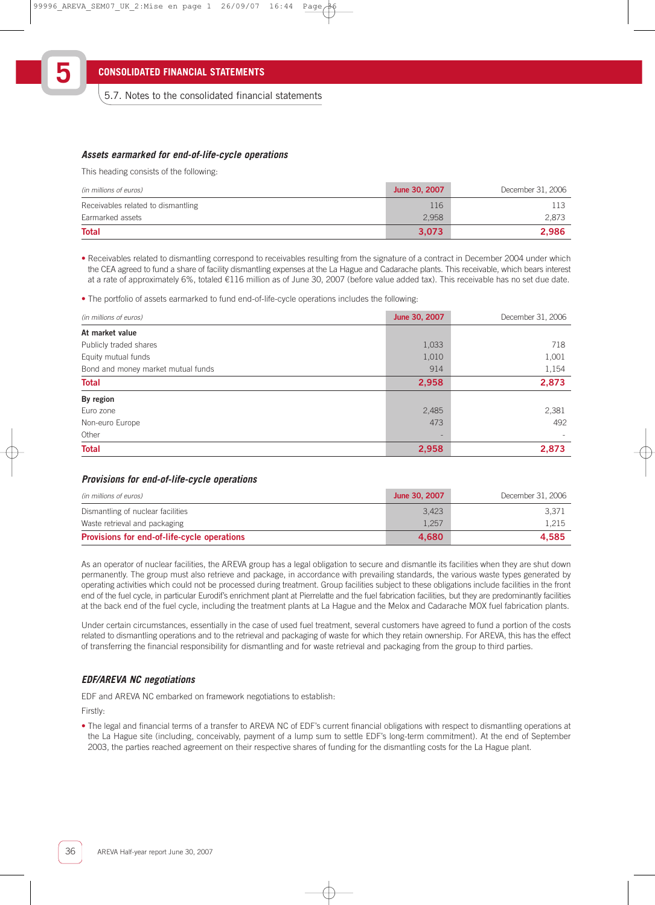### *Assets earmarked for end-of-life-cycle operations*

This heading consists of the following:

| *(in millions of euros)* | June 30, 2007 | December 31, 2006 |
|---|---|---|
| Receivables related to dismantling | 116 | 113 |
| Earmarked assets | 2,958 | 2,873 |
| **Total** | **3,073** | **2,986** |

- Receivables related to dismantling correspond to receivables resulting from the signature of a contract in December 2004 under which the CEA agreed to fund a share of facility dismantling expenses at the La Hague and Cadarache plants. This receivable, which bears interest at a rate of approximately 6%, totaled €116 million as of June 30, 2007 (before value added tax). This receivable has no set due date.
- The portfolio of assets earmarked to fund end-of-life-cycle operations includes the following:

| *(in millions of euros)* | June 30, 2007 | December 31, 2006 |
|---|---|---|
| **At market value** | | |
| Publicly traded shares | 1,033 | 718 |
| Equity mutual funds | 1,010 | 1,001 |
| Bond and money market mutual funds | 914 | 1,154 |
| **Total** | **2,958** | **2,873** |
| **By region** | | |
| Euro zone | 2,485 | 2,381 |
| Non-euro Europe | 473 | 492 |
| Other | - | - |
| **Total** | **2,958** | **2,873** |

### *Provisions for end-of-life-cycle operations*

| *(in millions of euros)* | June 30, 2007 | December 31, 2006 |
|---|---|---|
| Dismantling of nuclear facilities | 3,423 | 3,371 |
| Waste retrieval and packaging | 1,257 | 1,215 |
| **Provisions for end-of-life-cycle operations** | **4,680** | **4,585** |

As an operator of nuclear facilities, the AREVA group has a legal obligation to secure and dismantle its facilities when they are shut down permanently. The group must also retrieve and package, in accordance with prevailing standards, the various waste types generated by operating activities which could not be processed during treatment. Group facilities subject to these obligations include facilities in the front end of the fuel cycle, in particular Eurodif's enrichment plant at Pierrelatte and the fuel fabrication facilities, but they are predominantly facilities at the back end of the fuel cycle, including the treatment plants at La Hague and the Melox and Cadarache MOX fuel fabrication plants.

Under certain circumstances, essentially in the case of used fuel treatment, several customers have agreed to fund a portion of the costs related to dismantling operations and to the retrieval and packaging of waste for which they retain ownership. For AREVA, this has the effect of transferring the financial responsibility for dismantling and for waste retrieval and packaging from the group to third parties.

### *EDF/AREVA NC negotiations*

EDF and AREVA NC embarked on framework negotiations to establish:

Firstly:

- The legal and financial terms of a transfer to AREVA NC of EDF's current financial obligations with respect to dismantling operations at the La Hague site (including, conceivably, payment of a lump sum to settle EDF's long-term commitment). At the end of September 2003, the parties reached agreement on their respective shares of funding for the dismantling costs for the La Hague plant.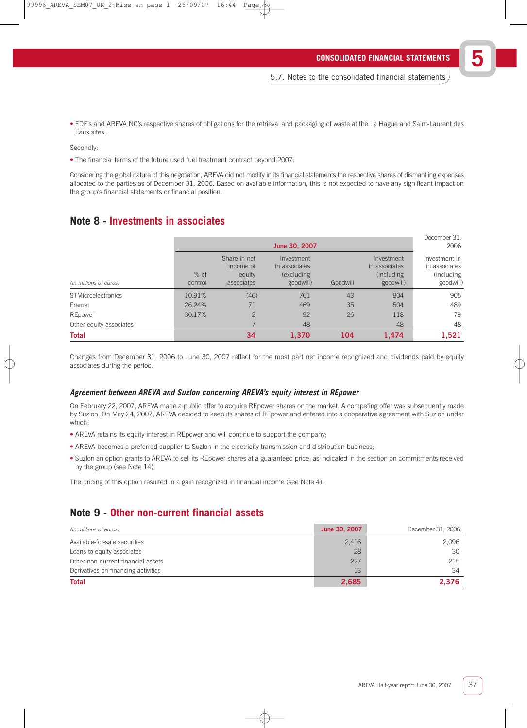- EDF's and AREVA NC's respective shares of obligations for the retrieval and packaging of waste at the La Hague and Saint-Laurent des Eaux sites.

Secondly:

- The financial terms of the future used fuel treatment contract beyond 2007.

Considering the global nature of this negotiation, AREVA did not modify in its financial statements the respective shares of dismantling expenses allocated to the parties as of December 31, 2006. Based on available information, this is not expected to have any significant impact on the group's financial statements or financial position.

## Note 8 - Investments in associates

| | June 30, 2007 | | | | | December 31, 2006 |
|---|---|---|---|---|---|---|
| *(in millions of euros)* | % of control | Share in net income of equity associates | Investment in associates (excluding goodwill) | Goodwill | Investment in associates (including goodwill) | Investment in associates (including goodwill) |
| STMicroelectronics | 10.91% | (46) | 761 | 43 | 804 | 905 |
| Eramet | 26.24% | 71 | 469 | 35 | 504 | 489 |
| REpower | 30.17% | 2 | 92 | 26 | 118 | 79 |
| Other equity associates | | 7 | 48 | | 48 | 48 |
| **Total** | | **34** | **1,370** | **104** | **1,474** | **1,521** |

Changes from December 31, 2006 to June 30, 2007 reflect for the most part net income recognized and dividends paid by equity associates during the period.

### *Agreement between AREVA and Suzlon concerning AREVA's equity interest in REpower*

On February 22, 2007, AREVA made a public offer to acquire REpower shares on the market. A competing offer was subsequently made by Suzlon. On May 24, 2007, AREVA decided to keep its shares of REpower and entered into a cooperative agreement with Suzlon under which:

- AREVA retains its equity interest in REpower and will continue to support the company;
- AREVA becomes a preferred supplier to Suzlon in the electricity transmission and distribution business;
- Suzlon an option grants to AREVA to sell its REpower shares at a guaranteed price, as indicated in the section on commitments received by the group (see Note 14).

The pricing of this option resulted in a gain recognized in financial income (see Note 4).

## Note 9 - Other non-current financial assets

| *(in millions of euros)* | June 30, 2007 | December 31, 2006 |
|---|---|---|
| Available-for-sale securities | 2,416 | 2,096 |
| Loans to equity associates | 28 | 30 |
| Other non-current financial assets | 227 | 215 |
| Derivatives on financing activities | 13 | 34 |
| **Total** | **2,685** | **2,376** |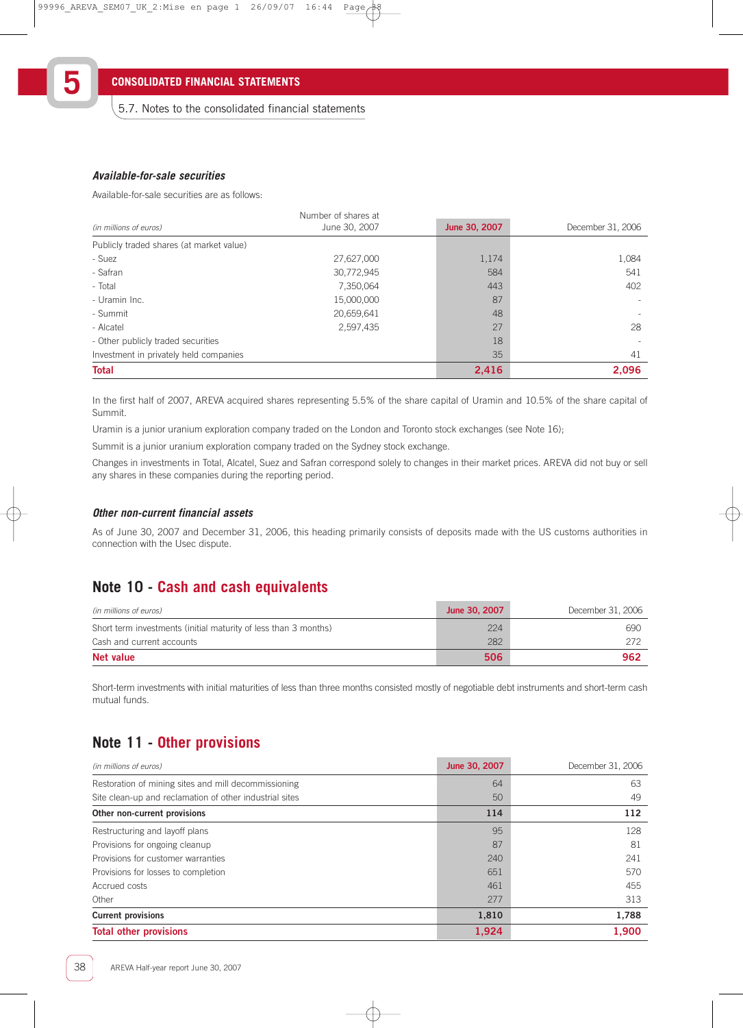### *Available-for-sale securities*

Available-for-sale securities are as follows:

| *(in millions of euros)* | Number of shares at June 30, 2007 | June 30, 2007 | December 31, 2006 |
|---|---|---|---|
| Publicly traded shares (at market value) | | | |
| - Suez | 27,627,000 | 1,174 | 1,084 |
| - Safran | 30,772,945 | 584 | 541 |
| - Total | 7,350,064 | 443 | 402 |
| - Uramin Inc. | 15,000,000 | 87 | - |
| - Summit | 20,659,641 | 48 | - |
| - Alcatel | 2,597,435 | 27 | 28 |
| - Other publicly traded securities | | 18 | - |
| Investment in privately held companies | | 35 | 41 |
| **Total** | | **2,416** | **2,096** |

In the first half of 2007, AREVA acquired shares representing 5.5% of the share capital of Uramin and 10.5% of the share capital of Summit.

Uramin is a junior uranium exploration company traded on the London and Toronto stock exchanges (see Note 16);

Summit is a junior uranium exploration company traded on the Sydney stock exchange.

Changes in investments in Total, Alcatel, Suez and Safran correspond solely to changes in their market prices. AREVA did not buy or sell any shares in these companies during the reporting period.

### *Other non-current financial assets*

As of June 30, 2007 and December 31, 2006, this heading primarily consists of deposits made with the US customs authorities in connection with the Usec dispute.

## Note 10 - Cash and cash equivalents

| *(in millions of euros)* | June 30, 2007 | December 31, 2006 |
|---|---|---|
| Short term investments (initial maturity of less than 3 months) | 224 | 690 |
| Cash and current accounts | 282 | 272 |
| **Net value** | **506** | **962** |

Short-term investments with initial maturities of less than three months consisted mostly of negotiable debt instruments and short-term cash mutual funds.

## Note 11 - Other provisions

| *(in millions of euros)* | June 30, 2007 | December 31, 2006 |
|---|---|---|
| Restoration of mining sites and mill decommissioning | 64 | 63 |
| Site clean-up and reclamation of other industrial sites | 50 | 49 |
| **Other non-current provisions** | **114** | **112** |
| Restructuring and layoff plans | 95 | 128 |
| Provisions for ongoing cleanup | 87 | 81 |
| Provisions for customer warranties | 240 | 241 |
| Provisions for losses to completion | 651 | 570 |
| Accrued costs | 461 | 455 |
| Other | 277 | 313 |
| **Current provisions** | **1,810** | **1,788** |
| **Total other provisions** | **1,924** | **1,900** |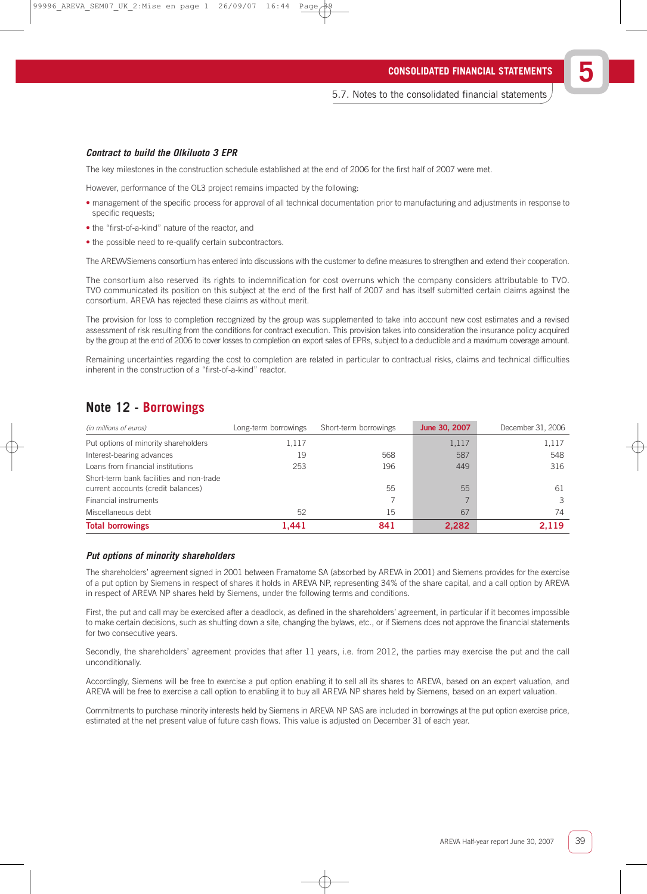#### *Contract to build the Olkiluoto 3 EPR*

The key milestones in the construction schedule established at the end of 2006 for the first half of 2007 were met.

However, performance of the OL3 project remains impacted by the following:

- management of the specific process for approval of all technical documentation prior to manufacturing and adjustments in response to specific requests;
- the "first-of-a-kind" nature of the reactor, and
- the possible need to re-qualify certain subcontractors.

The AREVA/Siemens consortium has entered into discussions with the customer to define measures to strengthen and extend their cooperation.

The consortium also reserved its rights to indemnification for cost overruns which the company considers attributable to TVO. TVO communicated its position on this subject at the end of the first half of 2007 and has itself submitted certain claims against the consortium. AREVA has rejected these claims as without merit.

The provision for loss to completion recognized by the group was supplemented to take into account new cost estimates and a revised assessment of risk resulting from the conditions for contract execution. This provision takes into consideration the insurance policy acquired by the group at the end of 2006 to cover losses to completion on export sales of EPRs, subject to a deductible and a maximum coverage amount.

Remaining uncertainties regarding the cost to completion are related in particular to contractual risks, claims and technical difficulties inherent in the construction of a "first-of-a-kind" reactor.

## Note 12 - Borrowings

| *(in millions of euros)* | Long-term borrowings | Short-term borrowings | June 30, 2007 | December 31, 2006 |
|---|---|---|---|---|
| Put options of minority shareholders | 1,117 | | 1,117 | 1,117 |
| Interest-bearing advances | 19 | 568 | 587 | 548 |
| Loans from financial institutions | 253 | 196 | 449 | 316 |
| Short-term bank facilities and non-trade current accounts (credit balances) | | 55 | 55 | 61 |
| Financial instruments | | 7 | 7 | 3 |
| Miscellaneous debt | 52 | 15 | 67 | 74 |
| **Total borrowings** | **1,441** | **841** | **2,282** | **2,119** |

#### *Put options of minority shareholders*

The shareholders' agreement signed in 2001 between Framatome SA (absorbed by AREVA in 2001) and Siemens provides for the exercise of a put option by Siemens in respect of shares it holds in AREVA NP, representing 34% of the share capital, and a call option by AREVA in respect of AREVA NP shares held by Siemens, under the following terms and conditions.

First, the put and call may be exercised after a deadlock, as defined in the shareholders' agreement, in particular if it becomes impossible to make certain decisions, such as shutting down a site, changing the bylaws, etc., or if Siemens does not approve the financial statements for two consecutive years.

Secondly, the shareholders' agreement provides that after 11 years, i.e. from 2012, the parties may exercise the put and the call unconditionally.

Accordingly, Siemens will be free to exercise a put option enabling it to sell all its shares to AREVA, based on an expert valuation, and AREVA will be free to exercise a call option to enabling it to buy all AREVA NP shares held by Siemens, based on an expert valuation.

Commitments to purchase minority interests held by Siemens in AREVA NP SAS are included in borrowings at the put option exercise price, estimated at the net present value of future cash flows. This value is adjusted on December 31 of each year.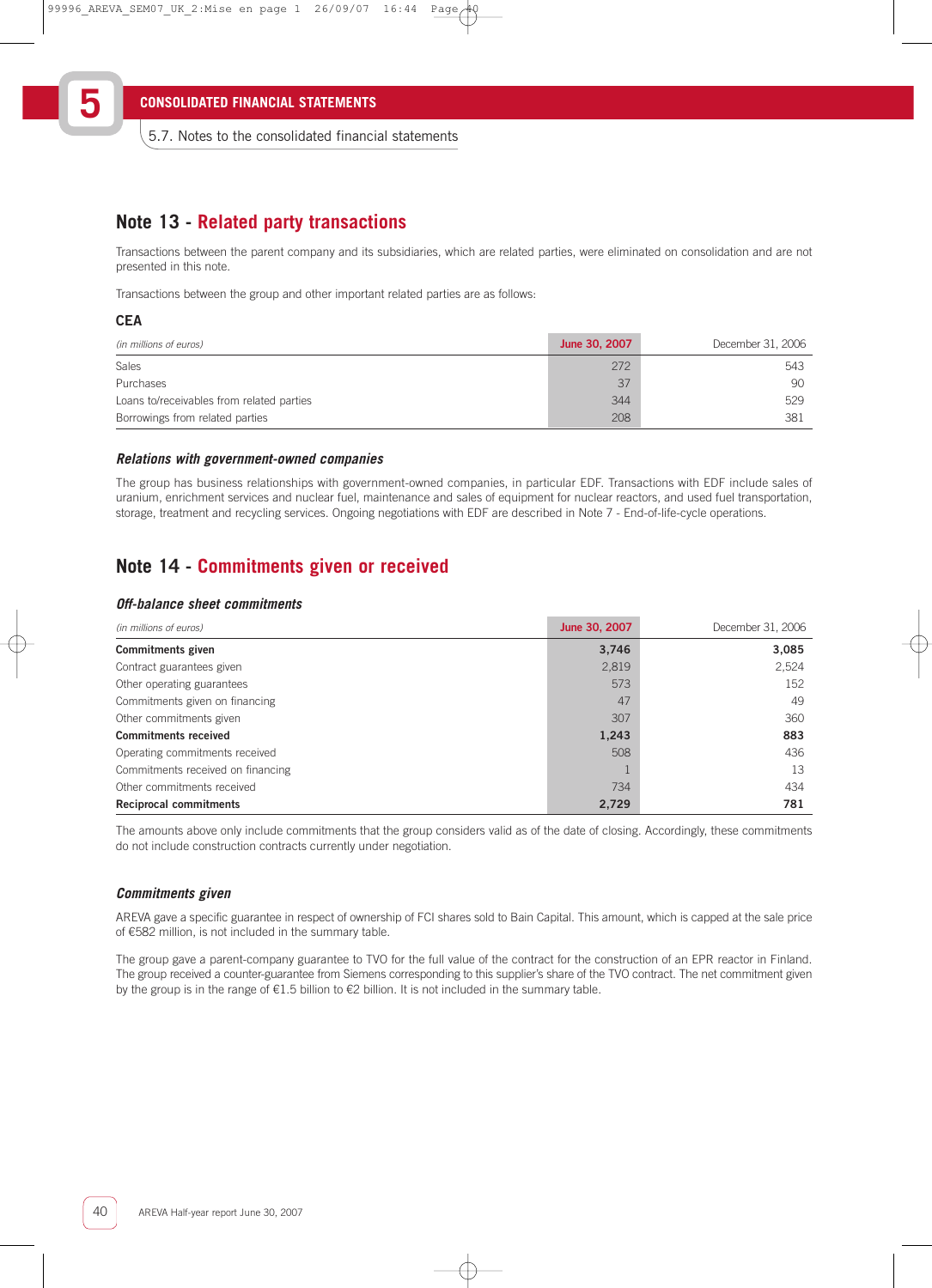# Note 13 - Related party transactions

Transactions between the parent company and its subsidiaries, which are related parties, were eliminated on consolidation and are not presented in this note.

Transactions between the group and other important related parties are as follows:

### CEA

| *(in millions of euros)* | June 30, 2007 | December 31, 2006 |
|---|---|---|
| Sales | 272 | 543 |
| Purchases | 37 | 90 |
| Loans to/receivables from related parties | 344 | 529 |
| Borrowings from related parties | 208 | 381 |

### *Relations with government-owned companies*

The group has business relationships with government-owned companies, in particular EDF. Transactions with EDF include sales of uranium, enrichment services and nuclear fuel, maintenance and sales of equipment for nuclear reactors, and used fuel transportation, storage, treatment and recycling services. Ongoing negotiations with EDF are described in Note 7 - End-of-life-cycle operations.

# Note 14 - Commitments given or received

### *Off-balance sheet commitments*

| *(in millions of euros)* | June 30, 2007 | December 31, 2006 |
|---|---|---|
| **Commitments given** | **3,746** | **3,085** |
| Contract guarantees given | 2,819 | 2,524 |
| Other operating guarantees | 573 | 152 |
| Commitments given on financing | 47 | 49 |
| Other commitments given | 307 | 360 |
| **Commitments received** | **1,243** | **883** |
| Operating commitments received | 508 | 436 |
| Commitments received on financing | 1 | 13 |
| Other commitments received | 734 | 434 |
| **Reciprocal commitments** | **2,729** | **781** |

The amounts above only include commitments that the group considers valid as of the date of closing. Accordingly, these commitments do not include construction contracts currently under negotiation.

### *Commitments given*

AREVA gave a specific guarantee in respect of ownership of FCI shares sold to Bain Capital. This amount, which is capped at the sale price of €582 million, is not included in the summary table.

The group gave a parent-company guarantee to TVO for the full value of the contract for the construction of an EPR reactor in Finland. The group received a counter-guarantee from Siemens corresponding to this supplier's share of the TVO contract. The net commitment given by the group is in the range of €1.5 billion to €2 billion. It is not included in the summary table.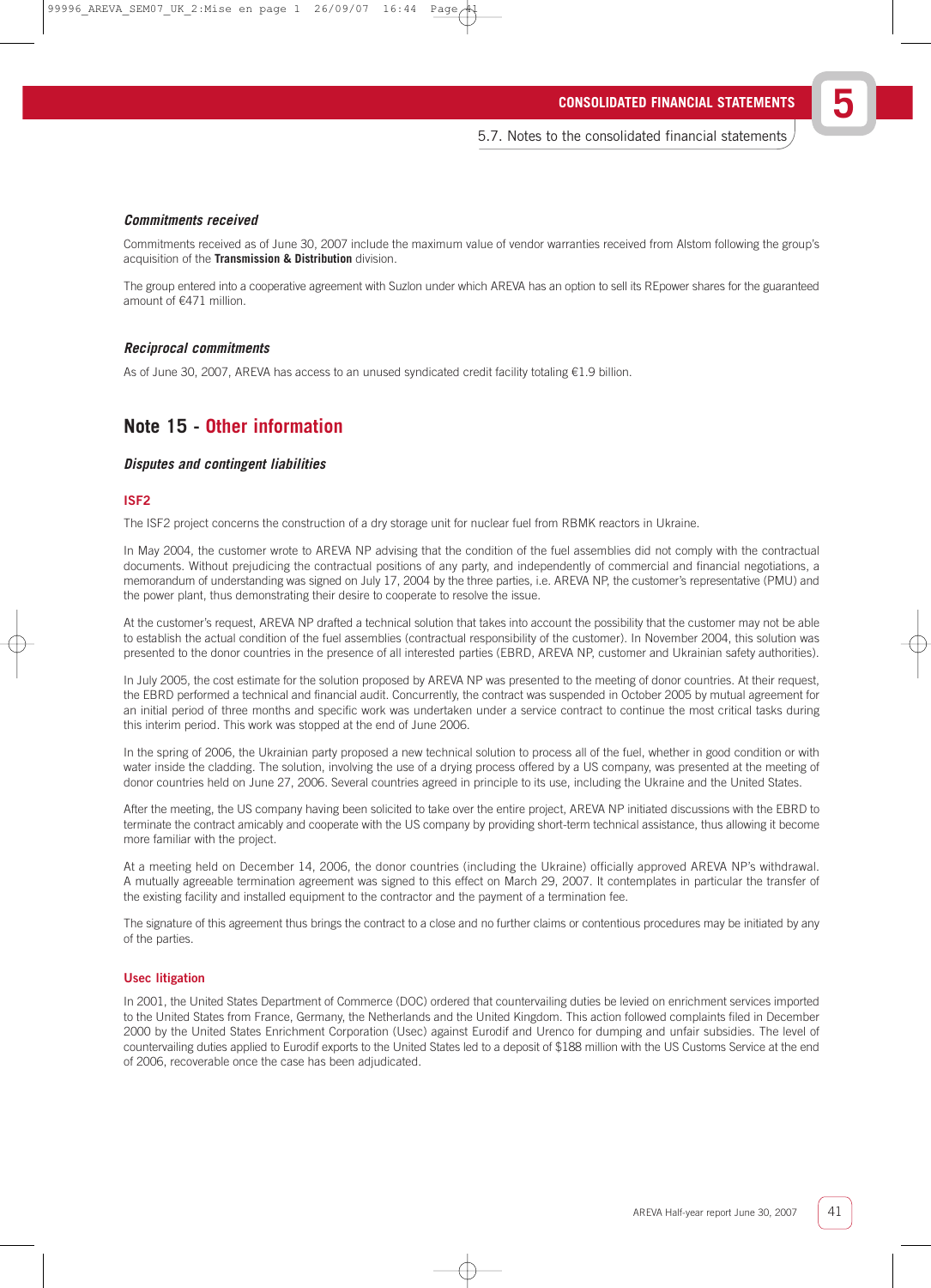### *Commitments received*

Commitments received as of June 30, 2007 include the maximum value of vendor warranties received from Alstom following the group's acquisition of the **Transmission & Distribution** division.

The group entered into a cooperative agreement with Suzlon under which AREVA has an option to sell its REpower shares for the guaranteed amount of €471 million.

### *Reciprocal commitments*

As of June 30, 2007, AREVA has access to an unused syndicated credit facility totaling €1.9 billion.

## Note 15 - Other information

### *Disputes and contingent liabilities*

#### ISF2

The ISF2 project concerns the construction of a dry storage unit for nuclear fuel from RBMK reactors in Ukraine.

In May 2004, the customer wrote to AREVA NP advising that the condition of the fuel assemblies did not comply with the contractual documents. Without prejudicing the contractual positions of any party, and independently of commercial and financial negotiations, a memorandum of understanding was signed on July 17, 2004 by the three parties, i.e. AREVA NP, the customer's representative (PMU) and the power plant, thus demonstrating their desire to cooperate to resolve the issue.

At the customer's request, AREVA NP drafted a technical solution that takes into account the possibility that the customer may not be able to establish the actual condition of the fuel assemblies (contractual responsibility of the customer). In November 2004, this solution was presented to the donor countries in the presence of all interested parties (EBRD, AREVA NP, customer and Ukrainian safety authorities).

In July 2005, the cost estimate for the solution proposed by AREVA NP was presented to the meeting of donor countries. At their request, the EBRD performed a technical and financial audit. Concurrently, the contract was suspended in October 2005 by mutual agreement for an initial period of three months and specific work was undertaken under a service contract to continue the most critical tasks during this interim period. This work was stopped at the end of June 2006.

In the spring of 2006, the Ukrainian party proposed a new technical solution to process all of the fuel, whether in good condition or with water inside the cladding. The solution, involving the use of a drying process offered by a US company, was presented at the meeting of donor countries held on June 27, 2006. Several countries agreed in principle to its use, including the Ukraine and the United States.

After the meeting, the US company having been solicited to take over the entire project, AREVA NP initiated discussions with the EBRD to terminate the contract amicably and cooperate with the US company by providing short-term technical assistance, thus allowing it become more familiar with the project.

At a meeting held on December 14, 2006, the donor countries (including the Ukraine) officially approved AREVA NP's withdrawal. A mutually agreeable termination agreement was signed to this effect on March 29, 2007. It contemplates in particular the transfer of the existing facility and installed equipment to the contractor and the payment of a termination fee.

The signature of this agreement thus brings the contract to a close and no further claims or contentious procedures may be initiated by any of the parties.

#### Usec litigation

In 2001, the United States Department of Commerce (DOC) ordered that countervailing duties be levied on enrichment services imported to the United States from France, Germany, the Netherlands and the United Kingdom. This action followed complaints filed in December 2000 by the United States Enrichment Corporation (Usec) against Eurodif and Urenco for dumping and unfair subsidies. The level of countervailing duties applied to Eurodif exports to the United States led to a deposit of $188 million with the US Customs Service at the end of 2006, recoverable once the case has been adjudicated.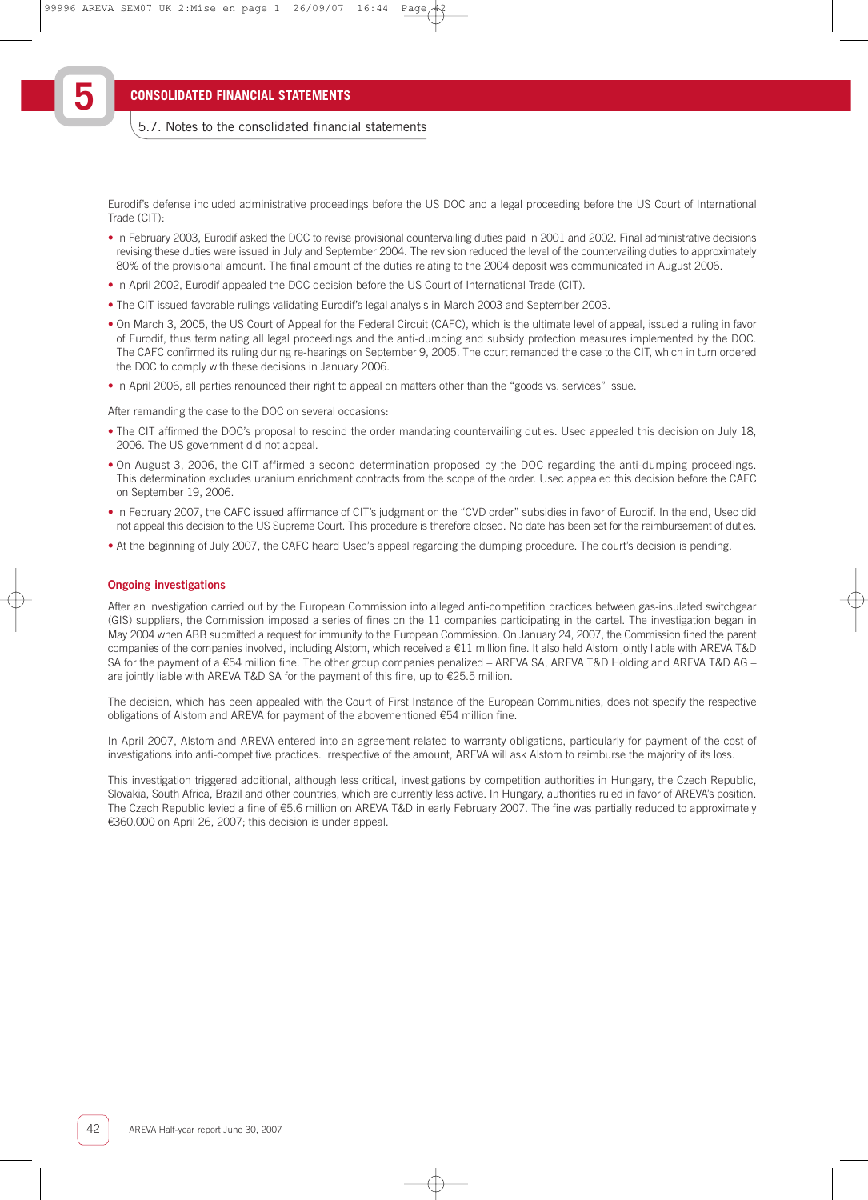Eurodif's defense included administrative proceedings before the US DOC and a legal proceeding before the US Court of International Trade (CIT):

- In February 2003, Eurodif asked the DOC to revise provisional countervailing duties paid in 2001 and 2002. Final administrative decisions revising these duties were issued in July and September 2004. The revision reduced the level of the countervailing duties to approximately 80% of the provisional amount. The final amount of the duties relating to the 2004 deposit was communicated in August 2006.
- In April 2002, Eurodif appealed the DOC decision before the US Court of International Trade (CIT).
- The CIT issued favorable rulings validating Eurodif's legal analysis in March 2003 and September 2003.
- On March 3, 2005, the US Court of Appeal for the Federal Circuit (CAFC), which is the ultimate level of appeal, issued a ruling in favor of Eurodif, thus terminating all legal proceedings and the anti-dumping and subsidy protection measures implemented by the DOC. The CAFC confirmed its ruling during re-hearings on September 9, 2005. The court remanded the case to the CIT, which in turn ordered the DOC to comply with these decisions in January 2006.
- In April 2006, all parties renounced their right to appeal on matters other than the "goods vs. services" issue.

After remanding the case to the DOC on several occasions:

- The CIT affirmed the DOC's proposal to rescind the order mandating countervailing duties. Usec appealed this decision on July 18, 2006. The US government did not appeal.
- On August 3, 2006, the CIT affirmed a second determination proposed by the DOC regarding the anti-dumping proceedings. This determination excludes uranium enrichment contracts from the scope of the order. Usec appealed this decision before the CAFC on September 19, 2006.
- In February 2007, the CAFC issued affirmance of CIT's judgment on the "CVD order" subsidies in favor of Eurodif. In the end, Usec did not appeal this decision to the US Supreme Court. This procedure is therefore closed. No date has been set for the reimbursement of duties.
- At the beginning of July 2007, the CAFC heard Usec's appeal regarding the dumping procedure. The court's decision is pending.

### Ongoing investigations

After an investigation carried out by the European Commission into alleged anti-competition practices between gas-insulated switchgear (GIS) suppliers, the Commission imposed a series of fines on the 11 companies participating in the cartel. The investigation began in May 2004 when ABB submitted a request for immunity to the European Commission. On January 24, 2007, the Commission fined the parent companies of the companies involved, including Alstom, which received a €11 million fine. It also held Alstom jointly liable with AREVA T&D SA for the payment of a €54 million fine. The other group companies penalized – AREVA SA, AREVA T&D Holding and AREVA T&D AG – are jointly liable with AREVA T&D SA for the payment of this fine, up to €25.5 million.

The decision, which has been appealed with the Court of First Instance of the European Communities, does not specify the respective obligations of Alstom and AREVA for payment of the abovementioned €54 million fine.

In April 2007, Alstom and AREVA entered into an agreement related to warranty obligations, particularly for payment of the cost of investigations into anti-competitive practices. Irrespective of the amount, AREVA will ask Alstom to reimburse the majority of its loss.

This investigation triggered additional, although less critical, investigations by competition authorities in Hungary, the Czech Republic, Slovakia, South Africa, Brazil and other countries, which are currently less active. In Hungary, authorities ruled in favor of AREVA's position. The Czech Republic levied a fine of €5.6 million on AREVA T&D in early February 2007. The fine was partially reduced to approximately €360,000 on April 26, 2007; this decision is under appeal.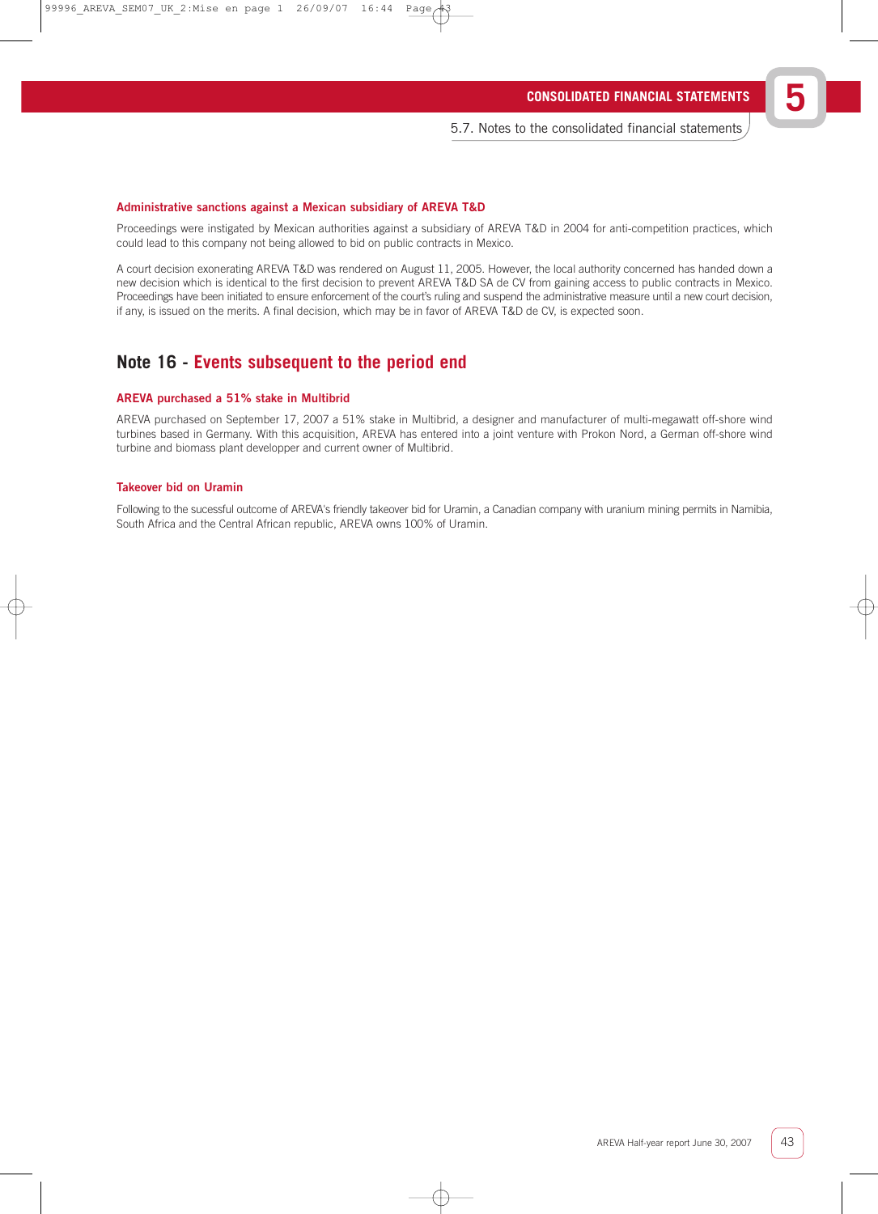### Administrative sanctions against a Mexican subsidiary of AREVA T&D

Proceedings were instigated by Mexican authorities against a subsidiary of AREVA T&D in 2004 for anti-competition practices, which could lead to this company not being allowed to bid on public contracts in Mexico.

A court decision exonerating AREVA T&D was rendered on August 11, 2005. However, the local authority concerned has handed down a new decision which is identical to the first decision to prevent AREVA T&D SA de CV from gaining access to public contracts in Mexico. Proceedings have been initiated to ensure enforcement of the court's ruling and suspend the administrative measure until a new court decision, if any, is issued on the merits. A final decision, which may be in favor of AREVA T&D de CV, is expected soon.

## Note 16 - Events subsequent to the period end

### AREVA purchased a 51% stake in Multibrid

AREVA purchased on September 17, 2007 a 51% stake in Multibrid, a designer and manufacturer of multi-megawatt off-shore wind turbines based in Germany. With this acquisition, AREVA has entered into a joint venture with Prokon Nord, a German off-shore wind turbine and biomass plant developper and current owner of Multibrid.

### Takeover bid on Uramin

Following to the sucessful outcome of AREVA's friendly takeover bid for Uramin, a Canadian company with uranium mining permits in Namibia, South Africa and the Central African republic, AREVA owns 100% of Uramin.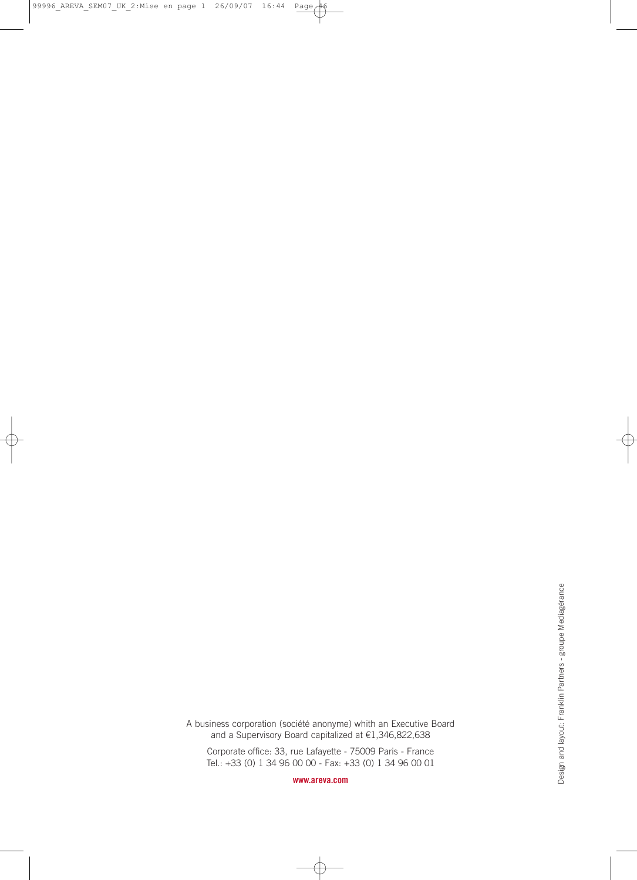A business corporation (société anonyme) whith an Executive Board and a Supervisory Board capitalized at €1,346,822,638

Corporate office: 33, rue Lafayette - 75009 Paris - France
Tel.: +33 (0) 1 34 96 00 00 - Fax: +33 (0) 1 34 96 00 01

**www.areva.com**

Design and layout: Franklin Partners - groupe Mediagérance